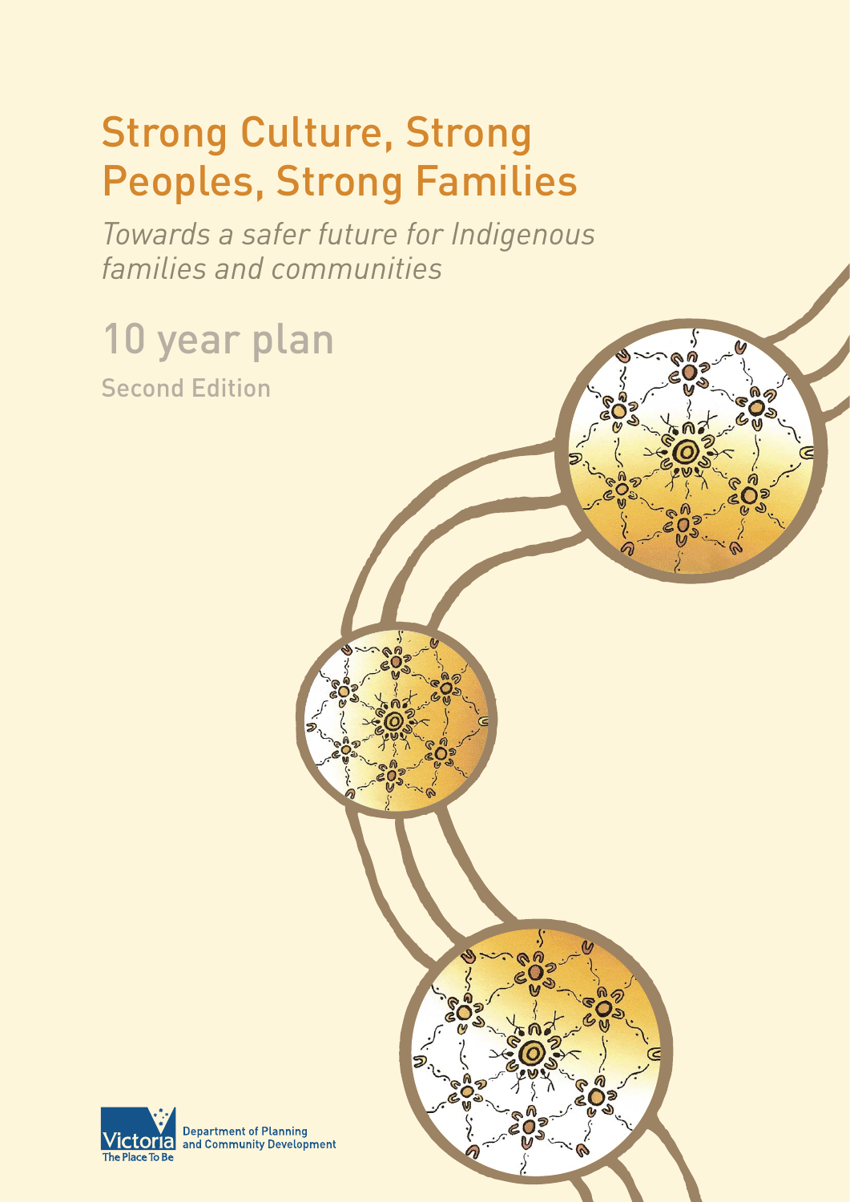# Strong Culture, Strong Peoples, Strong Families

*Towards a safer future for Indigenous families and communities*

## 10 year plan

Second Edition

Victoria The Place To Be

Department of Planning and Community Development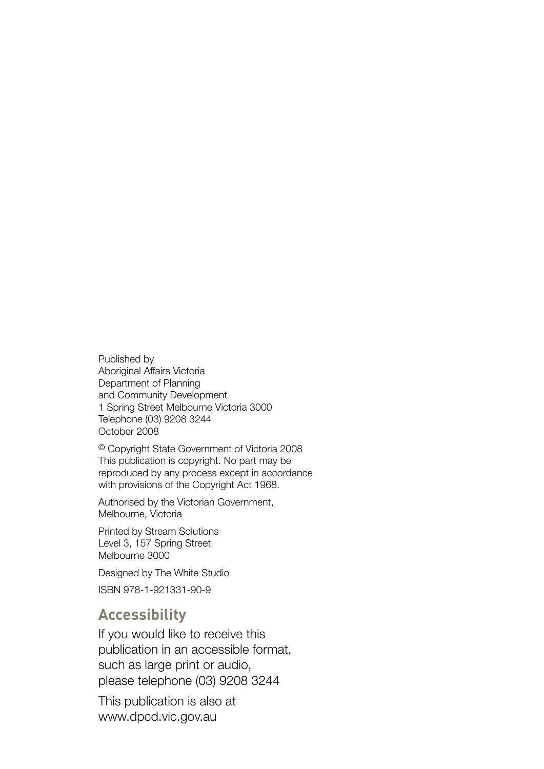Published by
Aboriginal Affairs Victoria
Department of Planning
and Community Development
1 Spring Street Melbourne Victoria 3000
Telephone (03) 9208 3244
October 2008

© Copyright State Government of Victoria 2008
This publication is copyright. No part may be reproduced by any process except in accordance with provisions of the Copyright Act 1968.

Authorised by the Victorian Government, Melbourne, Victoria

Printed by Stream Solutions
Level 3, 157 Spring Street
Melbourne 3000

Designed by The White Studio

ISBN 978-1-921331-90-9

## Accessibility

If you would like to receive this publication in an accessible format, such as large print or audio, please telephone (03) 9208 3244

This publication is also at www.dpcd.vic.gov.au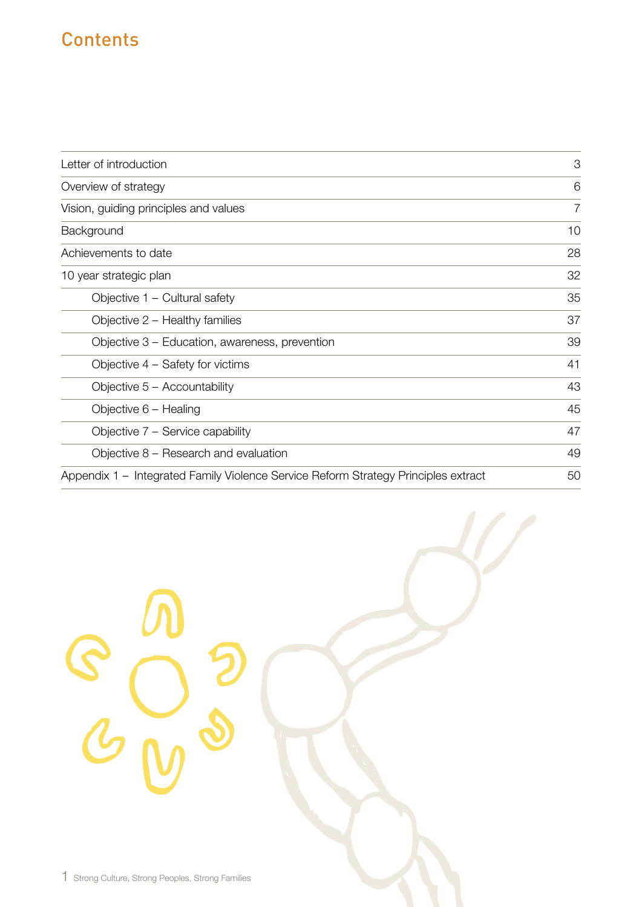# Contents

| | |
|---|---|
| Letter of introduction | 3 |
| Overview of strategy | 6 |
| Vision, guiding principles and values | 7 |
| Background | 10 |
| Achievements to date | 28 |
| 10 year strategic plan | 32 |
| Objective 1 – Cultural safety | 35 |
| Objective 2 – Healthy families | 37 |
| Objective 3 – Education, awareness, prevention | 39 |
| Objective 4 – Safety for victims | 41 |
| Objective 5 – Accountability | 43 |
| Objective 6 – Healing | 45 |
| Objective 7 – Service capability | 47 |
| Objective 8 – Research and evaluation | 49 |
| Appendix 1 – Integrated Family Violence Service Reform Strategy Principles extract | 50 |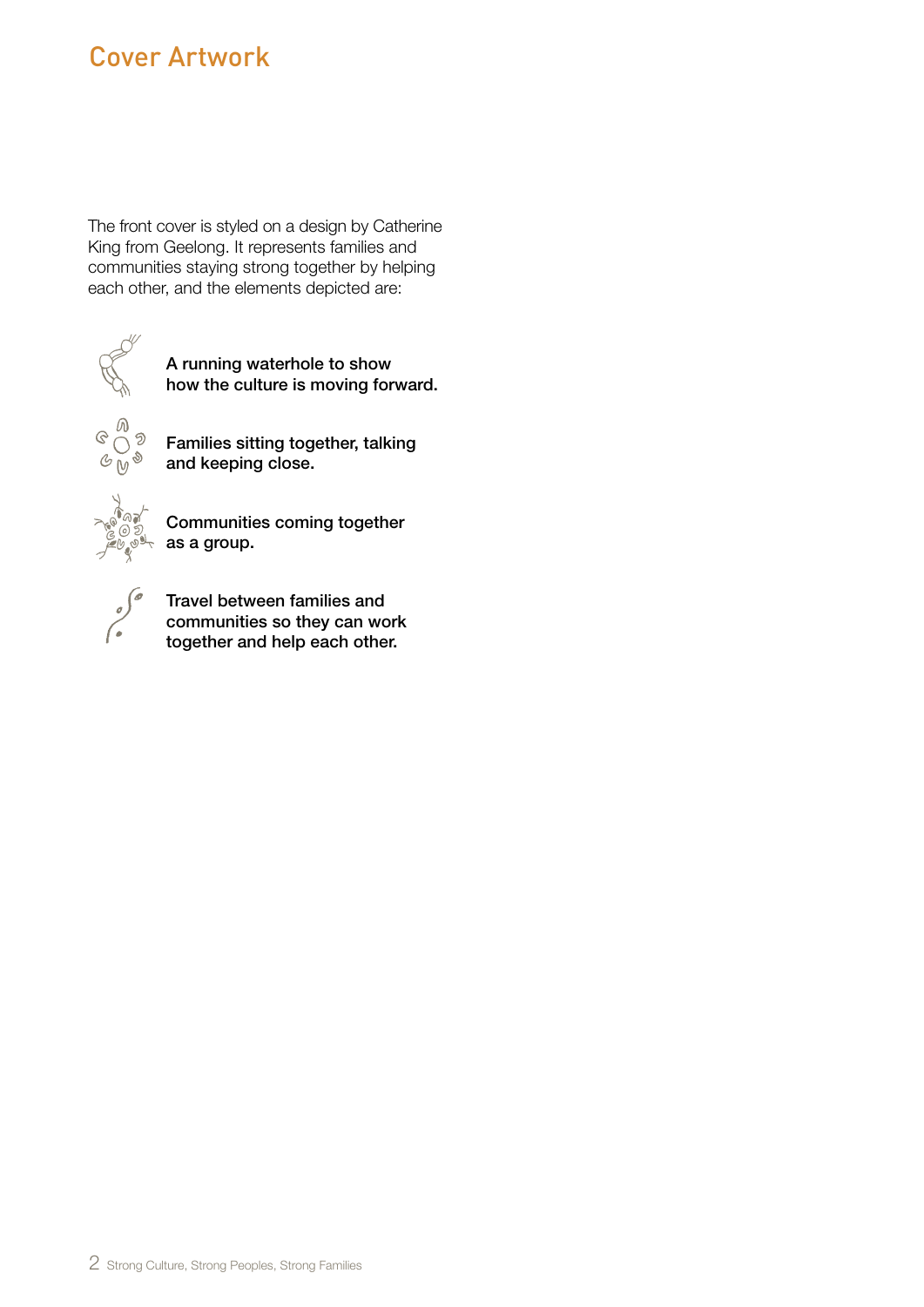## Cover Artwork

The front cover is styled on a design by Catherine King from Geelong. It represents families and communities staying strong together by helping each other, and the elements depicted are:

**A running waterhole to show how the culture is moving forward.**

**Families sitting together, talking and keeping close.**

**Communities coming together as a group.**

**Travel between families and communities so they can work together and help each other.**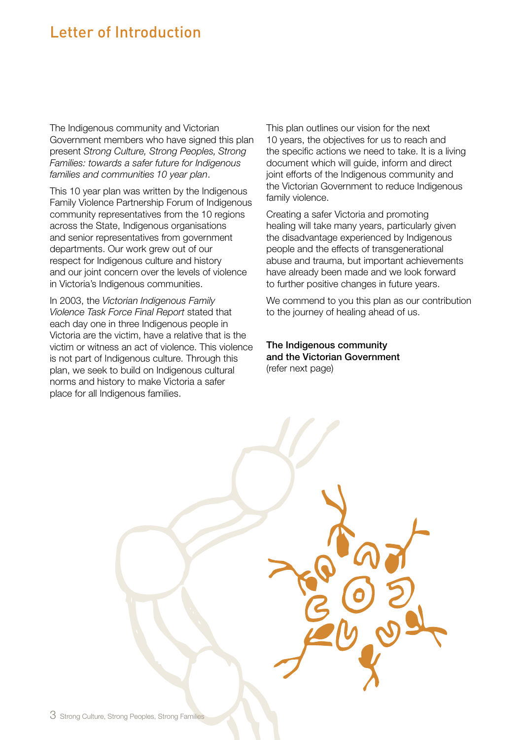## Letter of Introduction

The Indigenous community and Victorian Government members who have signed this plan present *Strong Culture, Strong Peoples, Strong Families: towards a safer future for Indigenous families and communities 10 year plan*.

This 10 year plan was written by the Indigenous Family Violence Partnership Forum of Indigenous community representatives from the 10 regions across the State, Indigenous organisations and senior representatives from government departments. Our work grew out of our respect for Indigenous culture and history and our joint concern over the levels of violence in Victoria's Indigenous communities.

In 2003, the *Victorian Indigenous Family Violence Task Force Final Report* stated that each day one in three Indigenous people in Victoria are the victim, have a relative that is the victim or witness an act of violence. This violence is not part of Indigenous culture. Through this plan, we seek to build on Indigenous cultural norms and history to make Victoria a safer place for all Indigenous families.

This plan outlines our vision for the next 10 years, the objectives for us to reach and the specific actions we need to take. It is a living document which will guide, inform and direct joint efforts of the Indigenous community and the Victorian Government to reduce Indigenous family violence.

Creating a safer Victoria and promoting healing will take many years, particularly given the disadvantage experienced by Indigenous people and the effects of transgenerational abuse and trauma, but important achievements have already been made and we look forward to further positive changes in future years.

We commend to you this plan as our contribution to the journey of healing ahead of us.

**The Indigenous community and the Victorian Government**
(refer next page)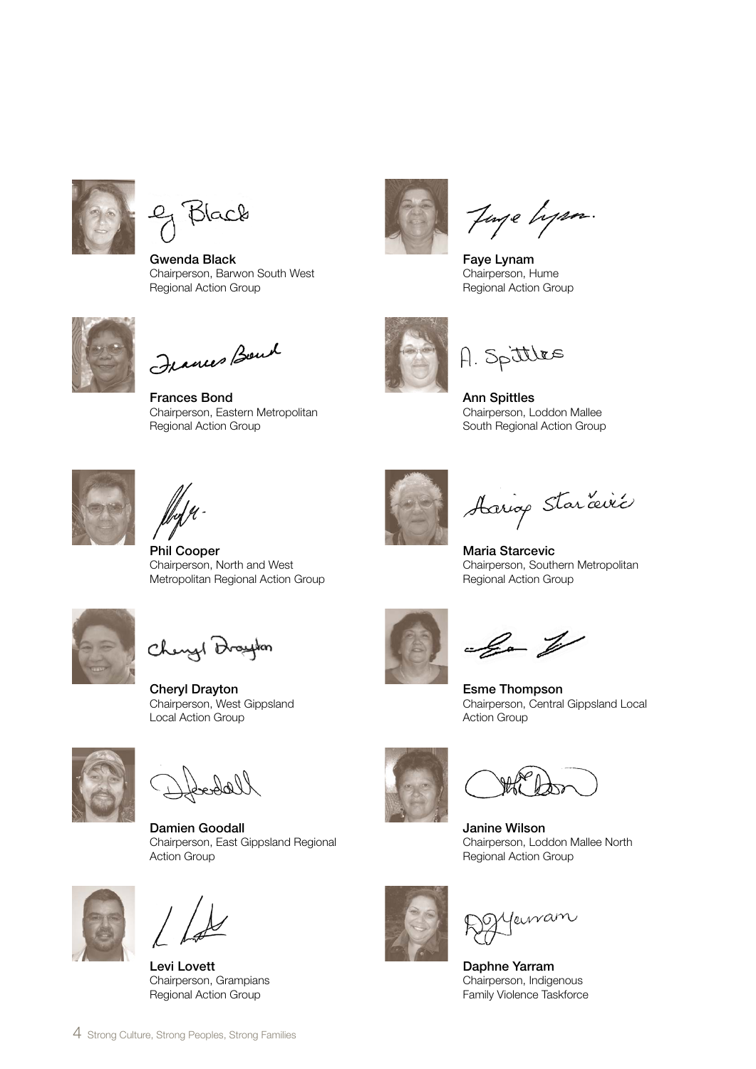**Gwenda Black**
Chairperson, Barwon South West Regional Action Group

**Faye Lynam**
Chairperson, Hume Regional Action Group

**Frances Bond**
Chairperson, Eastern Metropolitan Regional Action Group

**Ann Spittles**
Chairperson, Loddon Mallee South Regional Action Group

**Phil Cooper**
Chairperson, North and West Metropolitan Regional Action Group

**Maria Starcevic**
Chairperson, Southern Metropolitan Regional Action Group

**Cheryl Drayton**
Chairperson, West Gippsland Local Action Group

**Esme Thompson**
Chairperson, Central Gippsland Local Action Group

**Damien Goodall**
Chairperson, East Gippsland Regional Action Group

**Janine Wilson**
Chairperson, Loddon Mallee North Regional Action Group

**Levi Lovett**
Chairperson, Grampians Regional Action Group

**Daphne Yarram**
Chairperson, Indigenous Family Violence Taskforce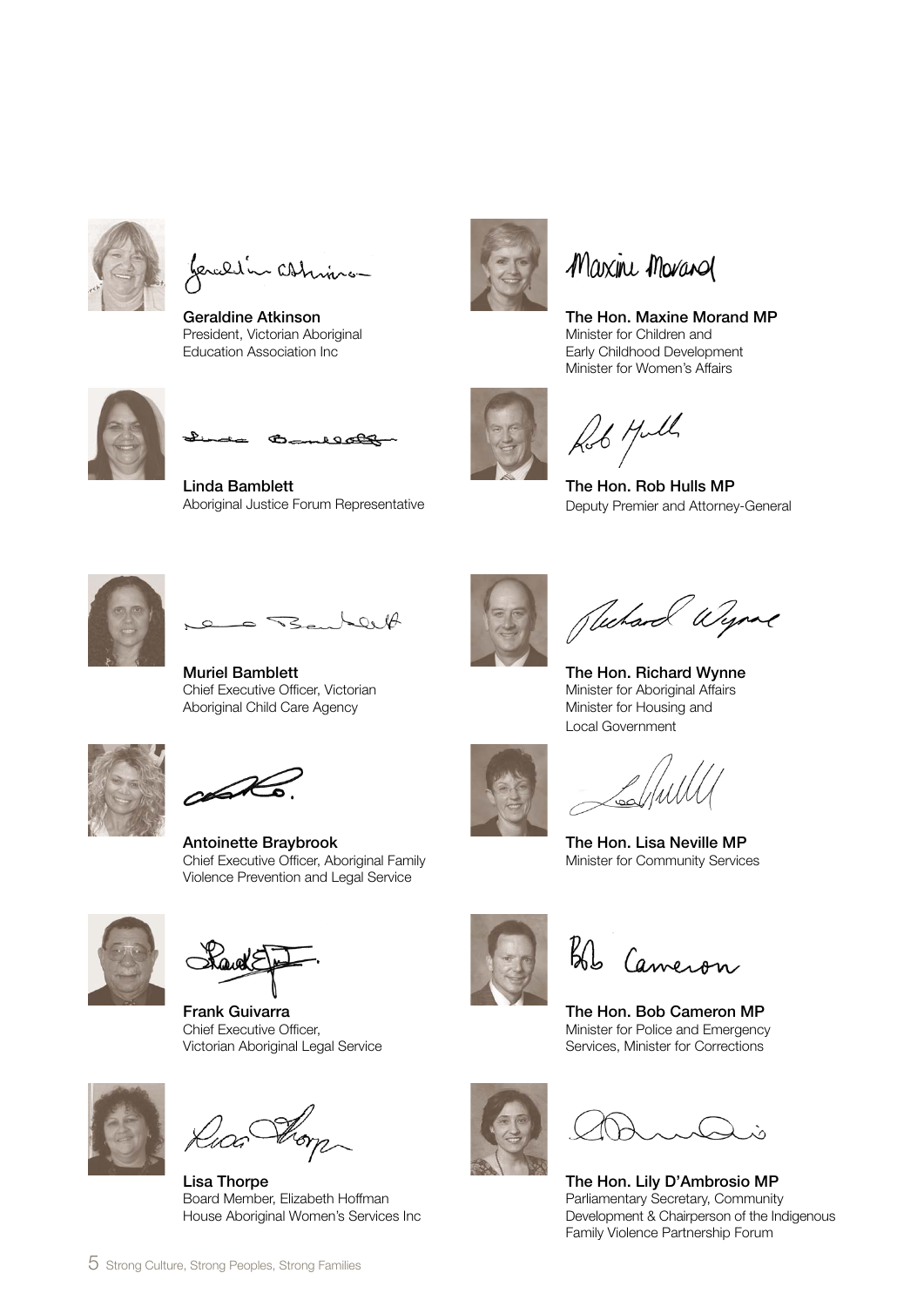**Geraldine Atkinson**
President, Victorian Aboriginal Education Association Inc

**Linda Bamblett**
Aboriginal Justice Forum Representative

**Muriel Bamblett**
Chief Executive Officer, Victorian Aboriginal Child Care Agency

**Antoinette Braybrook**
Chief Executive Officer, Aboriginal Family Violence Prevention and Legal Service

**Frank Guivarra**
Chief Executive Officer, Victorian Aboriginal Legal Service

**Lisa Thorpe**
Board Member, Elizabeth Hoffman House Aboriginal Women's Services Inc

**The Hon. Maxine Morand MP**
Minister for Children and Early Childhood Development
Minister for Women's Affairs

**The Hon. Rob Hulls MP**
Deputy Premier and Attorney-General

**The Hon. Richard Wynne**
Minister for Aboriginal Affairs
Minister for Housing and Local Government

**The Hon. Lisa Neville MP**
Minister for Community Services

**The Hon. Bob Cameron MP**
Minister for Police and Emergency Services, Minister for Corrections

**The Hon. Lily D'Ambrosio MP**
Parliamentary Secretary, Community Development & Chairperson of the Indigenous Family Violence Partnership Forum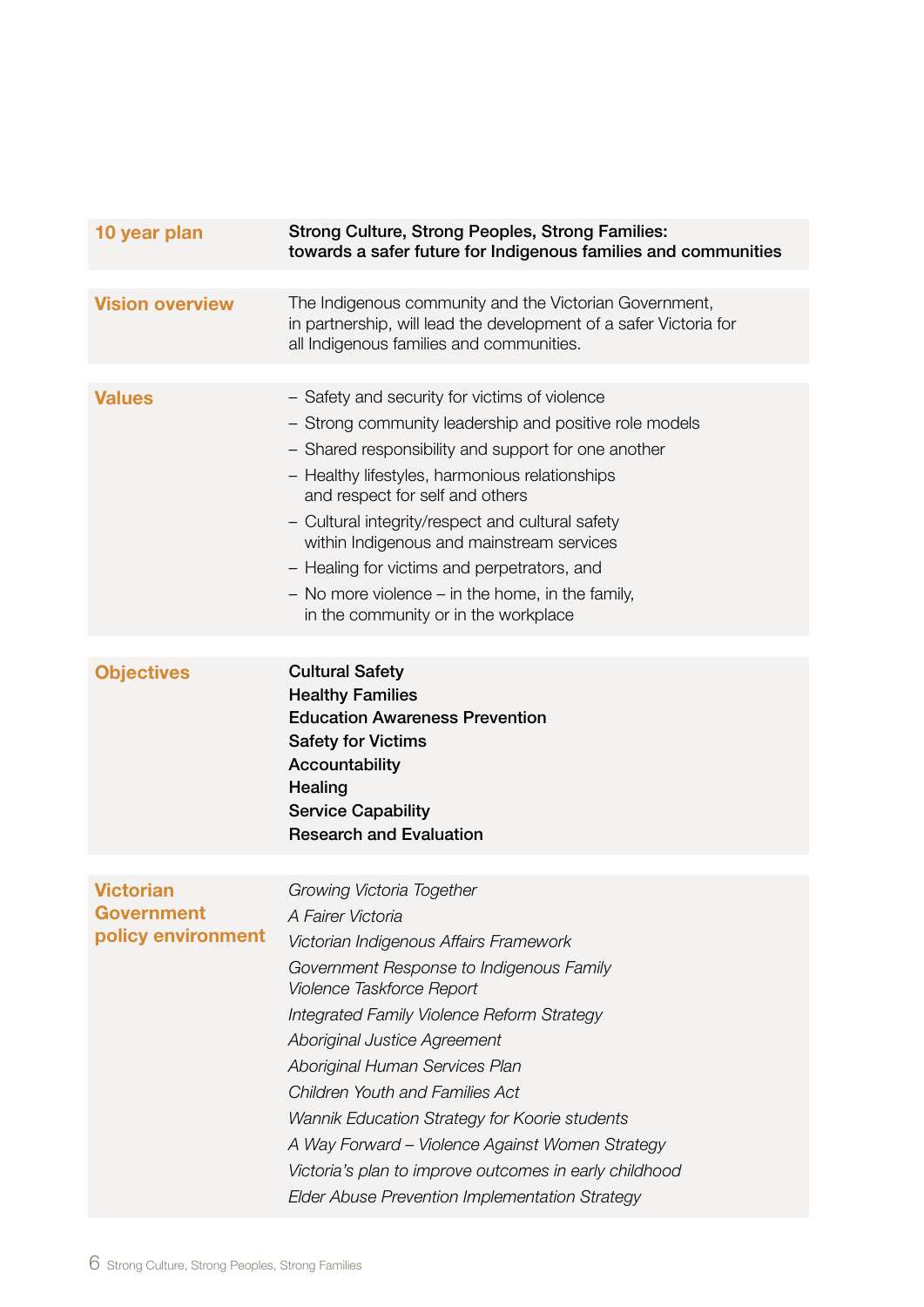| | |
|---|---|
| **10 year plan** | **Strong Culture, Strong Peoples, Strong Families: towards a safer future for Indigenous families and communities** |
| **Vision overview** | The Indigenous community and the Victorian Government, in partnership, will lead the development of a safer Victoria for all Indigenous families and communities. |
| **Values** | – Safety and security for victims of violence<br>– Strong community leadership and positive role models<br>– Shared responsibility and support for one another<br>– Healthy lifestyles, harmonious relationships and respect for self and others<br>– Cultural integrity/respect and cultural safety within Indigenous and mainstream services<br>– Healing for victims and perpetrators, and<br>– No more violence – in the home, in the family, in the community or in the workplace |
| **Objectives** | **Cultural Safety**<br>**Healthy Families**<br>**Education Awareness Prevention**<br>**Safety for Victims**<br>**Accountability**<br>**Healing**<br>**Service Capability**<br>**Research and Evaluation** |
| **Victorian Government policy environment** | *Growing Victoria Together*<br>*A Fairer Victoria*<br>*Victorian Indigenous Affairs Framework*<br>*Government Response to Indigenous Family Violence Taskforce Report*<br>*Integrated Family Violence Reform Strategy*<br>*Aboriginal Justice Agreement*<br>*Aboriginal Human Services Plan*<br>*Children Youth and Families Act*<br>*Wannik Education Strategy for Koorie students*<br>*A Way Forward – Violence Against Women Strategy*<br>*Victoria's plan to improve outcomes in early childhood*<br>*Elder Abuse Prevention Implementation Strategy* |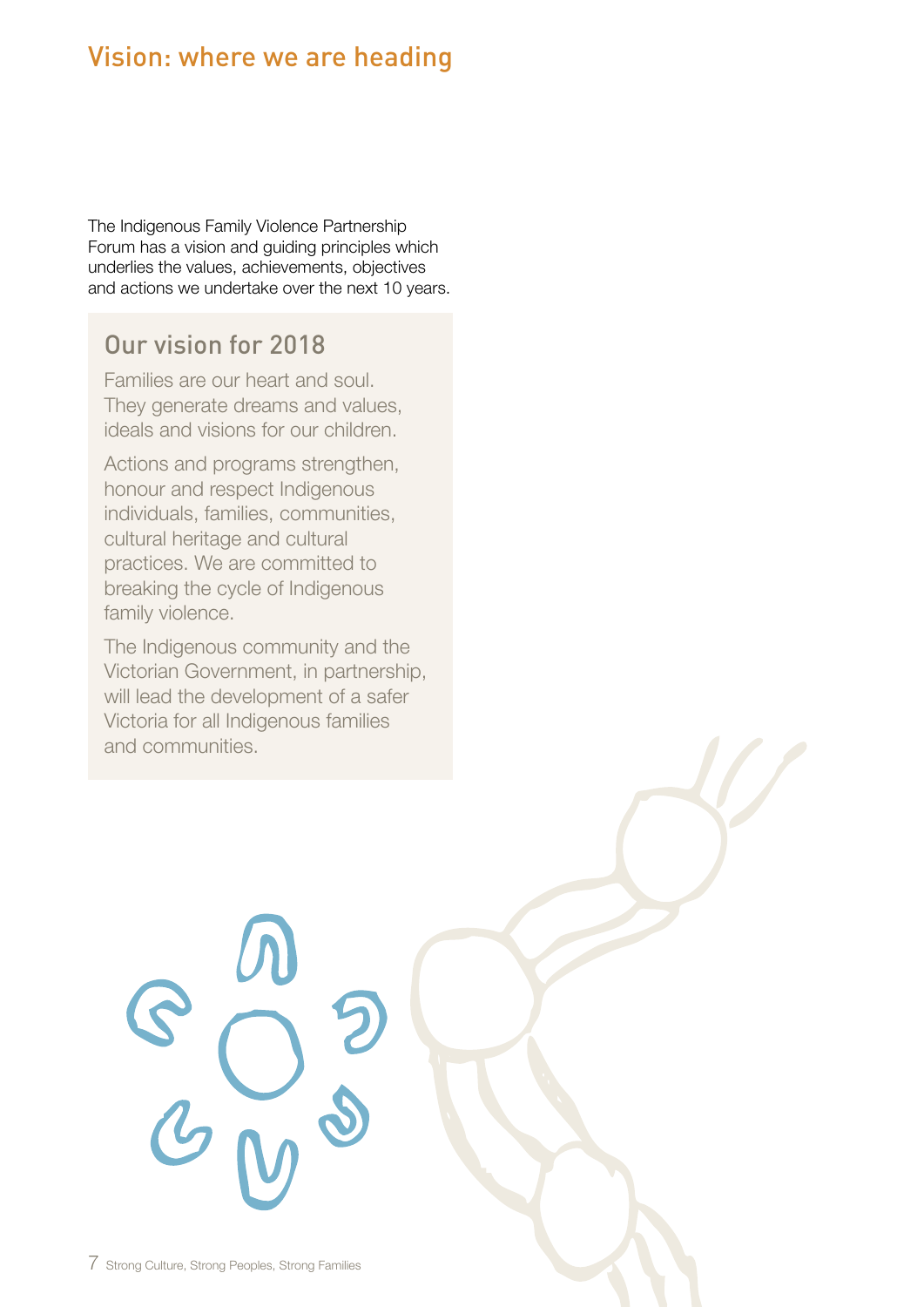## Vision: where we are heading

The Indigenous Family Violence Partnership Forum has a vision and guiding principles which underlies the values, achievements, objectives and actions we undertake over the next 10 years.

### Our vision for 2018

Families are our heart and soul. They generate dreams and values, ideals and visions for our children.

Actions and programs strengthen, honour and respect Indigenous individuals, families, communities, cultural heritage and cultural practices. We are committed to breaking the cycle of Indigenous family violence.

The Indigenous community and the Victorian Government, in partnership, will lead the development of a safer Victoria for all Indigenous families and communities.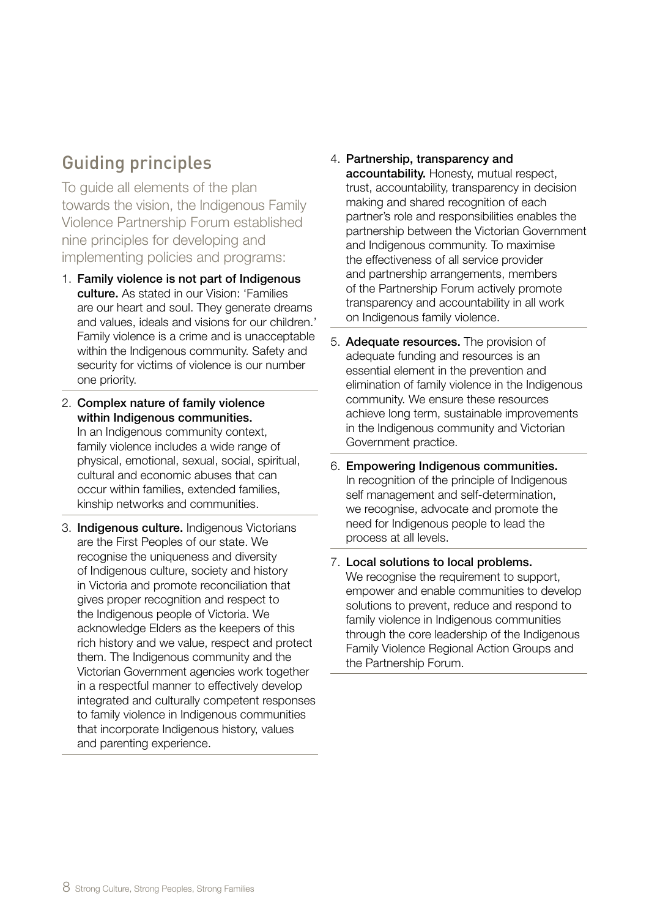## Guiding principles

To guide all elements of the plan towards the vision, the Indigenous Family Violence Partnership Forum established nine principles for developing and implementing policies and programs:

1. **Family violence is not part of Indigenous culture.** As stated in our Vision: 'Families are our heart and soul. They generate dreams and values, ideals and visions for our children.' Family violence is a crime and is unacceptable within the Indigenous community. Safety and security for victims of violence is our number one priority.

2. **Complex nature of family violence within Indigenous communities.** In an Indigenous community context, family violence includes a wide range of physical, emotional, sexual, social, spiritual, cultural and economic abuses that can occur within families, extended families, kinship networks and communities.

3. **Indigenous culture.** Indigenous Victorians are the First Peoples of our state. We recognise the uniqueness and diversity of Indigenous culture, society and history in Victoria and promote reconciliation that gives proper recognition and respect to the Indigenous people of Victoria. We acknowledge Elders as the keepers of this rich history and we value, respect and protect them. The Indigenous community and the Victorian Government agencies work together in a respectful manner to effectively develop integrated and culturally competent responses to family violence in Indigenous communities that incorporate Indigenous history, values and parenting experience.

4. **Partnership, transparency and accountability.** Honesty, mutual respect, trust, accountability, transparency in decision making and shared recognition of each partner's role and responsibilities enables the partnership between the Victorian Government and Indigenous community. To maximise the effectiveness of all service provider and partnership arrangements, members of the Partnership Forum actively promote transparency and accountability in all work on Indigenous family violence.

5. **Adequate resources.** The provision of adequate funding and resources is an essential element in the prevention and elimination of family violence in the Indigenous community. We ensure these resources achieve long term, sustainable improvements in the Indigenous community and Victorian Government practice.

6. **Empowering Indigenous communities.** In recognition of the principle of Indigenous self management and self-determination, we recognise, advocate and promote the need for Indigenous people to lead the process at all levels.

7. **Local solutions to local problems.** We recognise the requirement to support, empower and enable communities to develop solutions to prevent, reduce and respond to family violence in Indigenous communities through the core leadership of the Indigenous Family Violence Regional Action Groups and the Partnership Forum.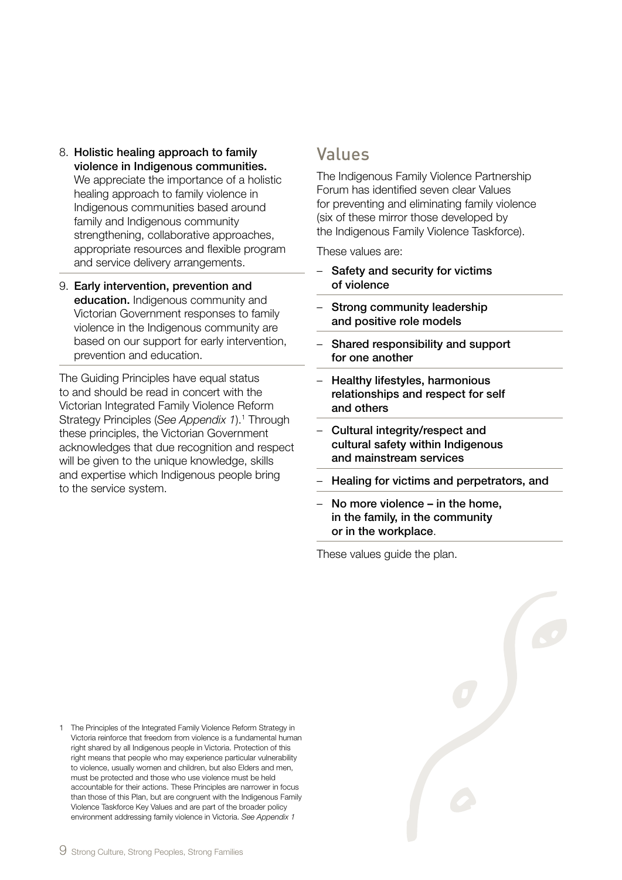8. **Holistic healing approach to family violence in Indigenous communities.** We appreciate the importance of a holistic healing approach to family violence in Indigenous communities based around family and Indigenous community strengthening, collaborative approaches, appropriate resources and flexible program and service delivery arrangements.

9. **Early intervention, prevention and education.** Indigenous community and Victorian Government responses to family violence in the Indigenous community are based on our support for early intervention, prevention and education.

The Guiding Principles have equal status to and should be read in concert with the Victorian Integrated Family Violence Reform Strategy Principles (*See Appendix 1*).[1] Through these principles, the Victorian Government acknowledges that due recognition and respect will be given to the unique knowledge, skills and expertise which Indigenous people bring to the service system.

## Values

The Indigenous Family Violence Partnership Forum has identified seven clear Values for preventing and eliminating family violence (six of these mirror those developed by the Indigenous Family Violence Taskforce).

These values are:

- **Safety and security for victims of violence**
- **Strong community leadership and positive role models**
- **Shared responsibility and support for one another**
- **Healthy lifestyles, harmonious relationships and respect for self and others**
- **Cultural integrity/respect and cultural safety within Indigenous and mainstream services**
- **Healing for victims and perpetrators, and**
- **No more violence – in the home, in the family, in the community or in the workplace**.

These values guide the plan.

1 The Principles of the Integrated Family Violence Reform Strategy in Victoria reinforce that freedom from violence is a fundamental human right shared by all Indigenous people in Victoria. Protection of this right means that people who may experience particular vulnerability to violence, usually women and children, but also Elders and men, must be protected and those who use violence must be held accountable for their actions. These Principles are narrower in focus than those of this Plan, but are congruent with the Indigenous Family Violence Taskforce Key Values and are part of the broader policy environment addressing family violence in Victoria. *See Appendix 1*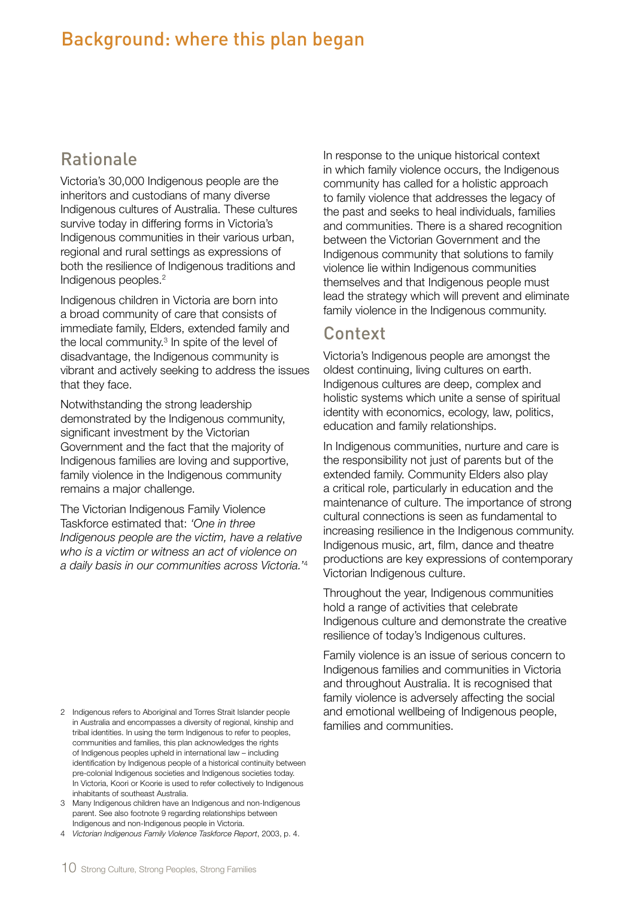# Background: where this plan began

## Rationale

Victoria's 30,000 Indigenous people are the inheritors and custodians of many diverse Indigenous cultures of Australia. These cultures survive today in differing forms in Victoria's Indigenous communities in their various urban, regional and rural settings as expressions of both the resilience of Indigenous traditions and Indigenous peoples.[2]

Indigenous children in Victoria are born into a broad community of care that consists of immediate family, Elders, extended family and the local community.[3] In spite of the level of disadvantage, the Indigenous community is vibrant and actively seeking to address the issues that they face.

Notwithstanding the strong leadership demonstrated by the Indigenous community, significant investment by the Victorian Government and the fact that the majority of Indigenous families are loving and supportive, family violence in the Indigenous community remains a major challenge.

The Victorian Indigenous Family Violence Taskforce estimated that: *'One in three Indigenous people are the victim, have a relative who is a victim or witness an act of violence on a daily basis in our communities across Victoria.'*[4]

In response to the unique historical context in which family violence occurs, the Indigenous community has called for a holistic approach to family violence that addresses the legacy of the past and seeks to heal individuals, families and communities. There is a shared recognition between the Victorian Government and the Indigenous community that solutions to family violence lie within Indigenous communities themselves and that Indigenous people must lead the strategy which will prevent and eliminate family violence in the Indigenous community.

## Context

Victoria's Indigenous people are amongst the oldest continuing, living cultures on earth. Indigenous cultures are deep, complex and holistic systems which unite a sense of spiritual identity with economics, ecology, law, politics, education and family relationships.

In Indigenous communities, nurture and care is the responsibility not just of parents but of the extended family. Community Elders also play a critical role, particularly in education and the maintenance of culture. The importance of strong cultural connections is seen as fundamental to increasing resilience in the Indigenous community. Indigenous music, art, film, dance and theatre productions are key expressions of contemporary Victorian Indigenous culture.

Throughout the year, Indigenous communities hold a range of activities that celebrate Indigenous culture and demonstrate the creative resilience of today's Indigenous cultures.

Family violence is an issue of serious concern to Indigenous families and communities in Victoria and throughout Australia. It is recognised that family violence is adversely affecting the social and emotional wellbeing of Indigenous people, families and communities.

---

2 Indigenous refers to Aboriginal and Torres Strait Islander people in Australia and encompasses a diversity of regional, kinship and tribal identities. In using the term Indigenous to refer to peoples, communities and families, this plan acknowledges the rights of Indigenous peoples upheld in international law – including identification by Indigenous people of a historical continuity between pre-colonial Indigenous societies and Indigenous societies today. In Victoria, Koori or Koorie is used to refer collectively to Indigenous inhabitants of southeast Australia.

3 Many Indigenous children have an Indigenous and non-Indigenous parent. See also footnote 9 regarding relationships between Indigenous and non-Indigenous people in Victoria.

4 *Victorian Indigenous Family Violence Taskforce Report*, 2003, p. 4.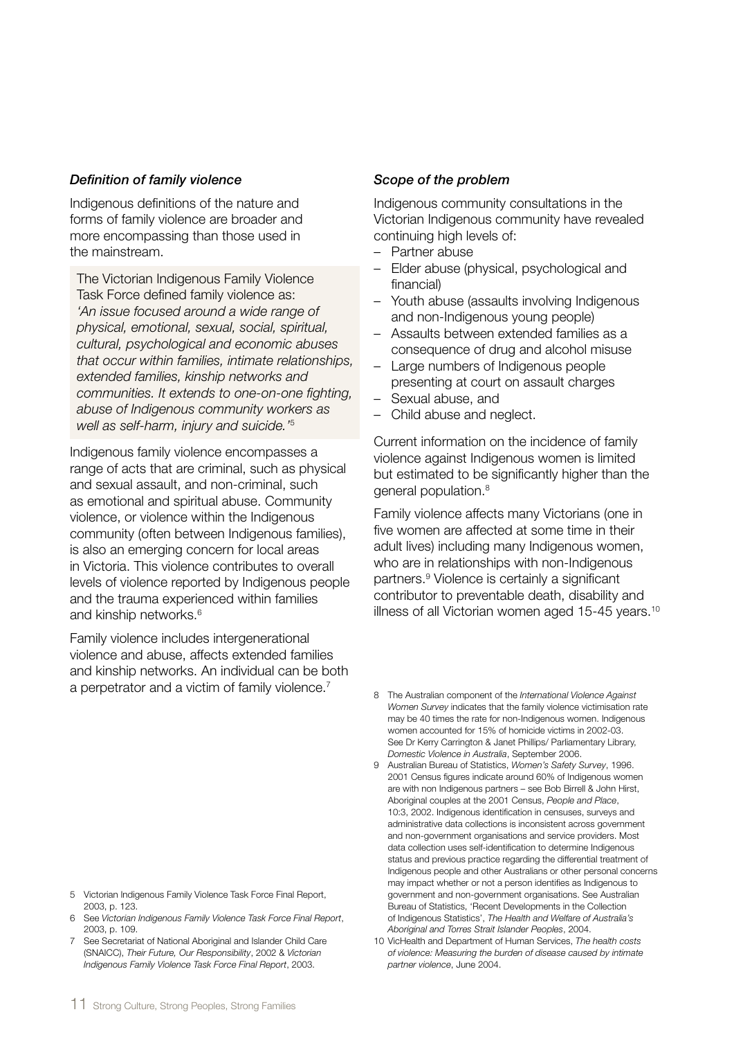### *Definition of family violence*

Indigenous definitions of the nature and forms of family violence are broader and more encompassing than those used in the mainstream.

> The Victorian Indigenous Family Violence Task Force defined family violence as: *'An issue focused around a wide range of physical, emotional, sexual, social, spiritual, cultural, psychological and economic abuses that occur within families, intimate relationships, extended families, kinship networks and communities. It extends to one-on-one fighting, abuse of Indigenous community workers as well as self-harm, injury and suicide.'*[5]

Indigenous family violence encompasses a range of acts that are criminal, such as physical and sexual assault, and non-criminal, such as emotional and spiritual abuse. Community violence, or violence within the Indigenous community (often between Indigenous families), is also an emerging concern for local areas in Victoria. This violence contributes to overall levels of violence reported by Indigenous people and the trauma experienced within families and kinship networks.[6]

Family violence includes intergenerational violence and abuse, affects extended families and kinship networks. An individual can be both a perpetrator and a victim of family violence.[7]

### *Scope of the problem*

Indigenous community consultations in the Victorian Indigenous community have revealed continuing high levels of:

- Partner abuse
- Elder abuse (physical, psychological and financial)
- Youth abuse (assaults involving Indigenous and non-Indigenous young people)
- Assaults between extended families as a consequence of drug and alcohol misuse
- Large numbers of Indigenous people presenting at court on assault charges
- Sexual abuse, and
- Child abuse and neglect.

Current information on the incidence of family violence against Indigenous women is limited but estimated to be significantly higher than the general population.[8]

Family violence affects many Victorians (one in five women are affected at some time in their adult lives) including many Indigenous women, who are in relationships with non-Indigenous partners.[9] Violence is certainly a significant contributor to preventable death, disability and illness of all Victorian women aged 15-45 years.[10]

---

5 Victorian Indigenous Family Violence Task Force Final Report, 2003, p. 123.

6 See *Victorian Indigenous Family Violence Task Force Final Report*, 2003, p. 109.

7 See Secretariat of National Aboriginal and Islander Child Care (SNAICC), *Their Future, Our Responsibility*, 2002 & *Victorian Indigenous Family Violence Task Force Final Report*, 2003.

8 The Australian component of the *International Violence Against Women Survey* indicates that the family violence victimisation rate may be 40 times the rate for non-Indigenous women. Indigenous women accounted for 15% of homicide victims in 2002-03. See Dr Kerry Carrington & Janet Phillips/ Parliamentary Library, *Domestic Violence in Australia*, September 2006.

9 Australian Bureau of Statistics, *Women's Safety Survey*, 1996. 2001 Census figures indicate around 60% of Indigenous women are with non Indigenous partners – see Bob Birrell & John Hirst, Aboriginal couples at the 2001 Census, *People and Place*, 10:3, 2002. Indigenous identification in censuses, surveys and administrative data collections is inconsistent across government and non-government organisations and service providers. Most data collection uses self-identification to determine Indigenous status and previous practice regarding the differential treatment of Indigenous people and other Australians or other personal concerns may impact whether or not a person identifies as Indigenous to government and non-government organisations. See Australian Bureau of Statistics, 'Recent Developments in the Collection of Indigenous Statistics', *The Health and Welfare of Australia's Aboriginal and Torres Strait Islander Peoples*, 2004.

10 VicHealth and Department of Human Services, *The health costs of violence: Measuring the burden of disease caused by intimate partner violence*, June 2004.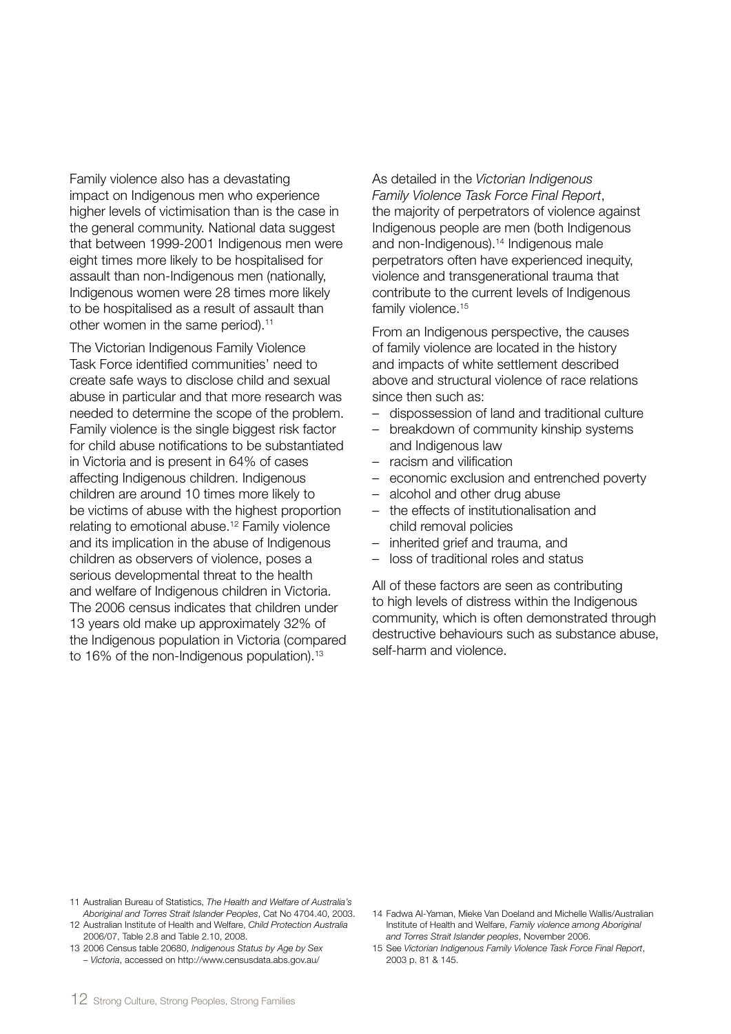Family violence also has a devastating impact on Indigenous men who experience higher levels of victimisation than is the case in the general community. National data suggest that between 1999-2001 Indigenous men were eight times more likely to be hospitalised for assault than non-Indigenous men (nationally, Indigenous women were 28 times more likely to be hospitalised as a result of assault than other women in the same period).[11]

The Victorian Indigenous Family Violence Task Force identified communities' need to create safe ways to disclose child and sexual abuse in particular and that more research was needed to determine the scope of the problem. Family violence is the single biggest risk factor for child abuse notifications to be substantiated in Victoria and is present in 64% of cases affecting Indigenous children. Indigenous children are around 10 times more likely to be victims of abuse with the highest proportion relating to emotional abuse.[12] Family violence and its implication in the abuse of Indigenous children as observers of violence, poses a serious developmental threat to the health and welfare of Indigenous children in Victoria. The 2006 census indicates that children under 13 years old make up approximately 32% of the Indigenous population in Victoria (compared to 16% of the non-Indigenous population).[13]

As detailed in the *Victorian Indigenous Family Violence Task Force Final Report*, the majority of perpetrators of violence against Indigenous people are men (both Indigenous and non-Indigenous).[14] Indigenous male perpetrators often have experienced inequity, violence and transgenerational trauma that contribute to the current levels of Indigenous family violence.[15]

From an Indigenous perspective, the causes of family violence are located in the history and impacts of white settlement described above and structural violence of race relations since then such as:

- dispossession of land and traditional culture
- breakdown of community kinship systems and Indigenous law
- racism and vilification
- economic exclusion and entrenched poverty
- alcohol and other drug abuse
- the effects of institutionalisation and child removal policies
- inherited grief and trauma, and
- loss of traditional roles and status

All of these factors are seen as contributing to high levels of distress within the Indigenous community, which is often demonstrated through destructive behaviours such as substance abuse, self-harm and violence.

11 Australian Bureau of Statistics, *The Health and Welfare of Australia's Aboriginal and Torres Strait Islander Peoples*, Cat No 4704.40, 2003.

12 Australian Institute of Health and Welfare, *Child Protection Australia* 2006/07, Table 2.8 and Table 2.10, 2008.

13 2006 Census table 20680, *Indigenous Status by Age by Sex – Victoria*, accessed on http://www.censusdata.abs.gov.au/

14 Fadwa Al-Yaman, Mieke Van Doeland and Michelle Wallis/Australian Institute of Health and Welfare, *Family violence among Aboriginal and Torres Strait Islander peoples*, November 2006.

15 See *Victorian Indigenous Family Violence Task Force Final Report*, 2003 p. 81 & 145.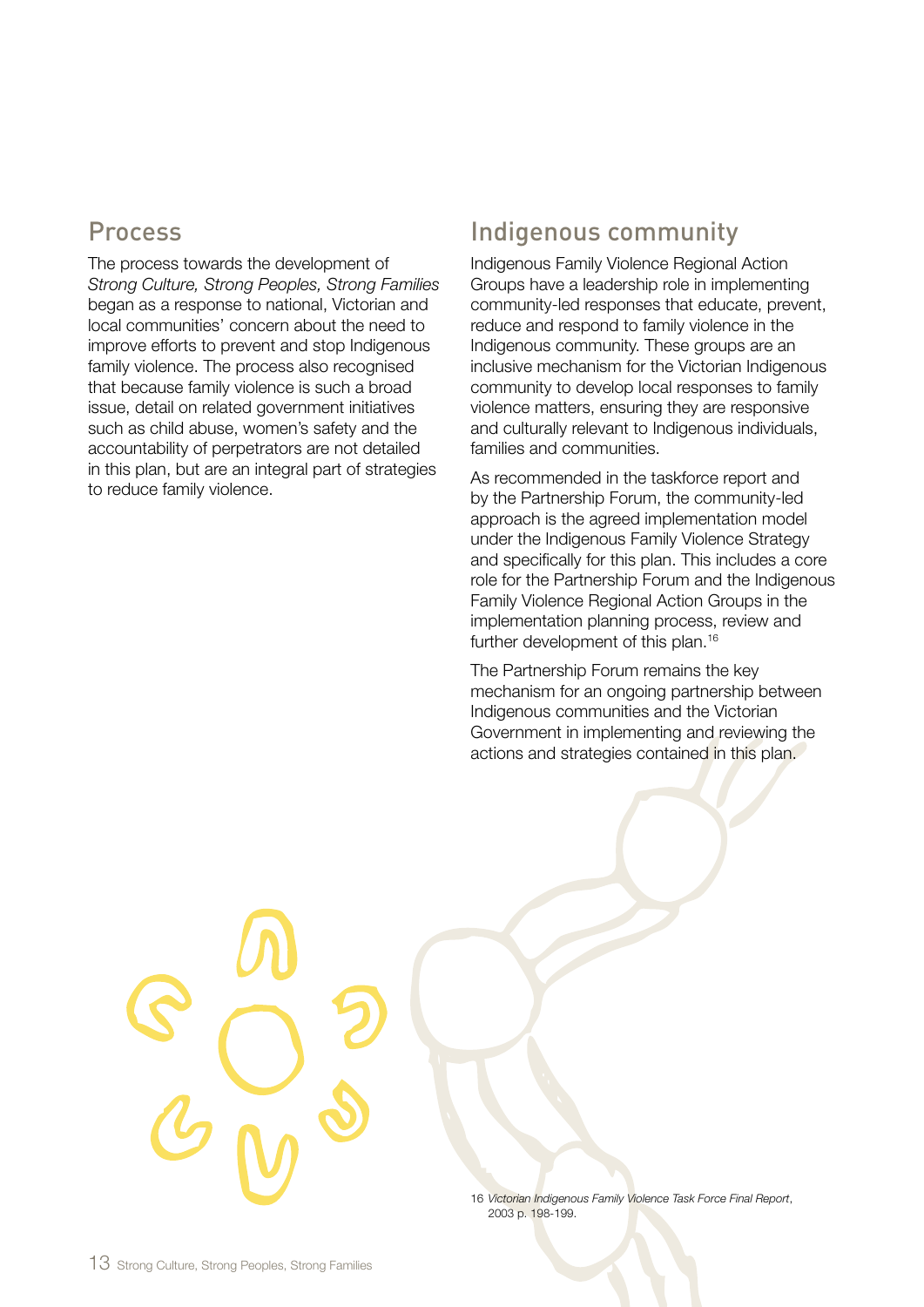## Process

The process towards the development of *Strong Culture, Strong Peoples, Strong Families* began as a response to national, Victorian and local communities' concern about the need to improve efforts to prevent and stop Indigenous family violence. The process also recognised that because family violence is such a broad issue, detail on related government initiatives such as child abuse, women's safety and the accountability of perpetrators are not detailed in this plan, but are an integral part of strategies to reduce family violence.

## Indigenous community

Indigenous Family Violence Regional Action Groups have a leadership role in implementing community-led responses that educate, prevent, reduce and respond to family violence in the Indigenous community. These groups are an inclusive mechanism for the Victorian Indigenous community to develop local responses to family violence matters, ensuring they are responsive and culturally relevant to Indigenous individuals, families and communities.

As recommended in the taskforce report and by the Partnership Forum, the community-led approach is the agreed implementation model under the Indigenous Family Violence Strategy and specifically for this plan. This includes a core role for the Partnership Forum and the Indigenous Family Violence Regional Action Groups in the implementation planning process, review and further development of this plan.[16]

The Partnership Forum remains the key mechanism for an ongoing partnership between Indigenous communities and the Victorian Government in implementing and reviewing the actions and strategies contained in this plan.

16 *Victorian Indigenous Family Violence Task Force Final Report*, 2003 p. 198-199.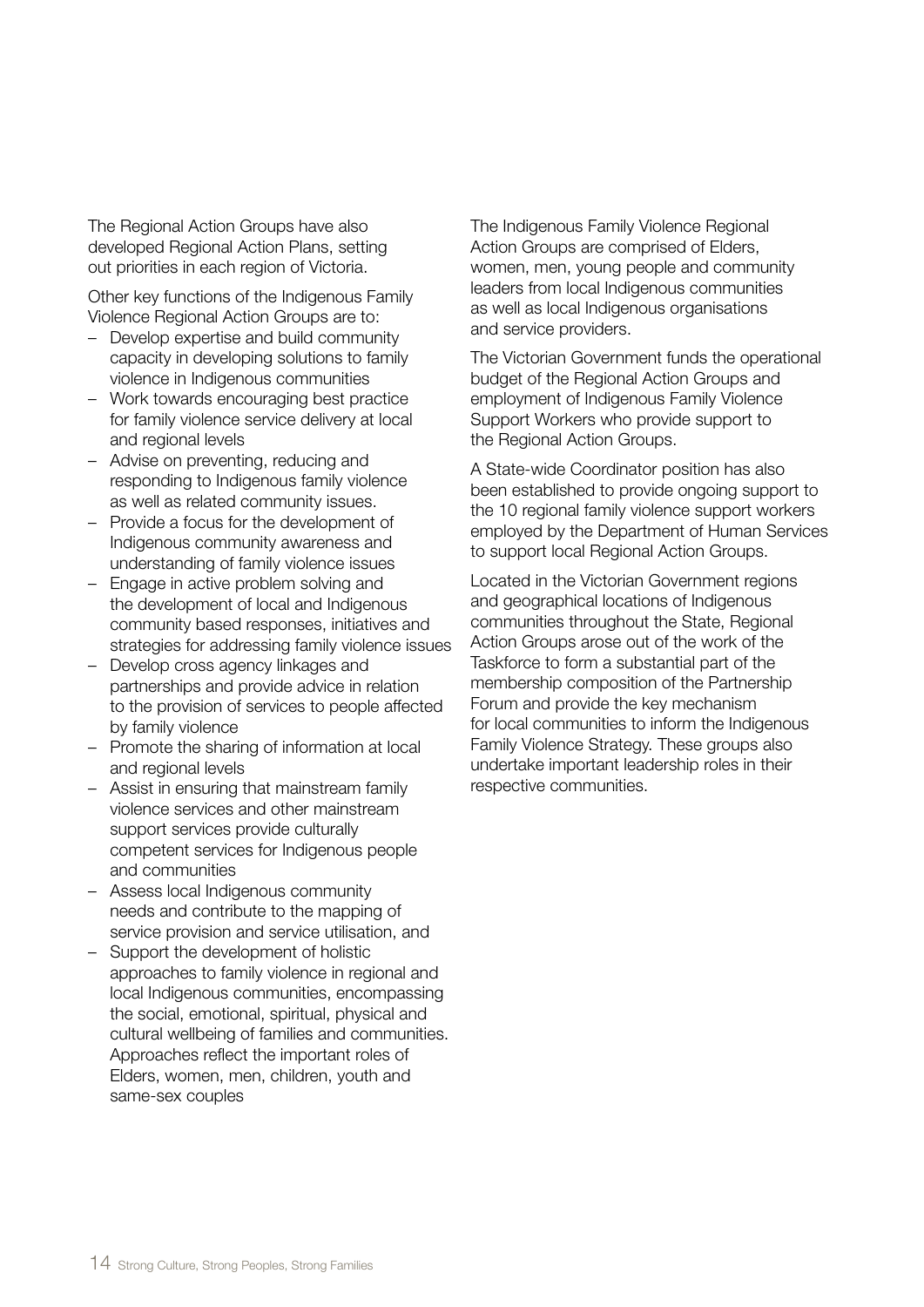The Regional Action Groups have also developed Regional Action Plans, setting out priorities in each region of Victoria.

Other key functions of the Indigenous Family Violence Regional Action Groups are to:

- Develop expertise and build community capacity in developing solutions to family violence in Indigenous communities
- Work towards encouraging best practice for family violence service delivery at local and regional levels
- Advise on preventing, reducing and responding to Indigenous family violence as well as related community issues.
- Provide a focus for the development of Indigenous community awareness and understanding of family violence issues
- Engage in active problem solving and the development of local and Indigenous community based responses, initiatives and strategies for addressing family violence issues
- Develop cross agency linkages and partnerships and provide advice in relation to the provision of services to people affected by family violence
- Promote the sharing of information at local and regional levels
- Assist in ensuring that mainstream family violence services and other mainstream support services provide culturally competent services for Indigenous people and communities
- Assess local Indigenous community needs and contribute to the mapping of service provision and service utilisation, and
- Support the development of holistic approaches to family violence in regional and local Indigenous communities, encompassing the social, emotional, spiritual, physical and cultural wellbeing of families and communities. Approaches reflect the important roles of Elders, women, men, children, youth and same-sex couples

The Indigenous Family Violence Regional Action Groups are comprised of Elders, women, men, young people and community leaders from local Indigenous communities as well as local Indigenous organisations and service providers.

The Victorian Government funds the operational budget of the Regional Action Groups and employment of Indigenous Family Violence Support Workers who provide support to the Regional Action Groups.

A State-wide Coordinator position has also been established to provide ongoing support to the 10 regional family violence support workers employed by the Department of Human Services to support local Regional Action Groups.

Located in the Victorian Government regions and geographical locations of Indigenous communities throughout the State, Regional Action Groups arose out of the work of the Taskforce to form a substantial part of the membership composition of the Partnership Forum and provide the key mechanism for local communities to inform the Indigenous Family Violence Strategy. These groups also undertake important leadership roles in their respective communities.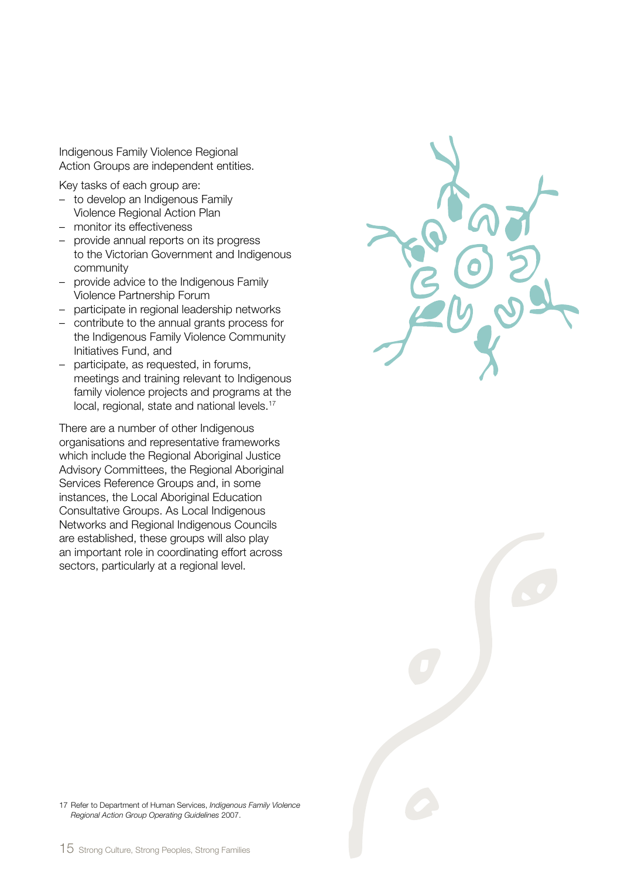Indigenous Family Violence Regional Action Groups are independent entities.

Key tasks of each group are:

- to develop an Indigenous Family Violence Regional Action Plan
- monitor its effectiveness
- provide annual reports on its progress to the Victorian Government and Indigenous community
- provide advice to the Indigenous Family Violence Partnership Forum
- participate in regional leadership networks
- contribute to the annual grants process for the Indigenous Family Violence Community Initiatives Fund, and
- participate, as requested, in forums, meetings and training relevant to Indigenous family violence projects and programs at the local, regional, state and national levels.[17]

There are a number of other Indigenous organisations and representative frameworks which include the Regional Aboriginal Justice Advisory Committees, the Regional Aboriginal Services Reference Groups and, in some instances, the Local Aboriginal Education Consultative Groups. As Local Indigenous Networks and Regional Indigenous Councils are established, these groups will also play an important role in coordinating effort across sectors, particularly at a regional level.

17 Refer to Department of Human Services, *Indigenous Family Violence Regional Action Group Operating Guidelines* 2007.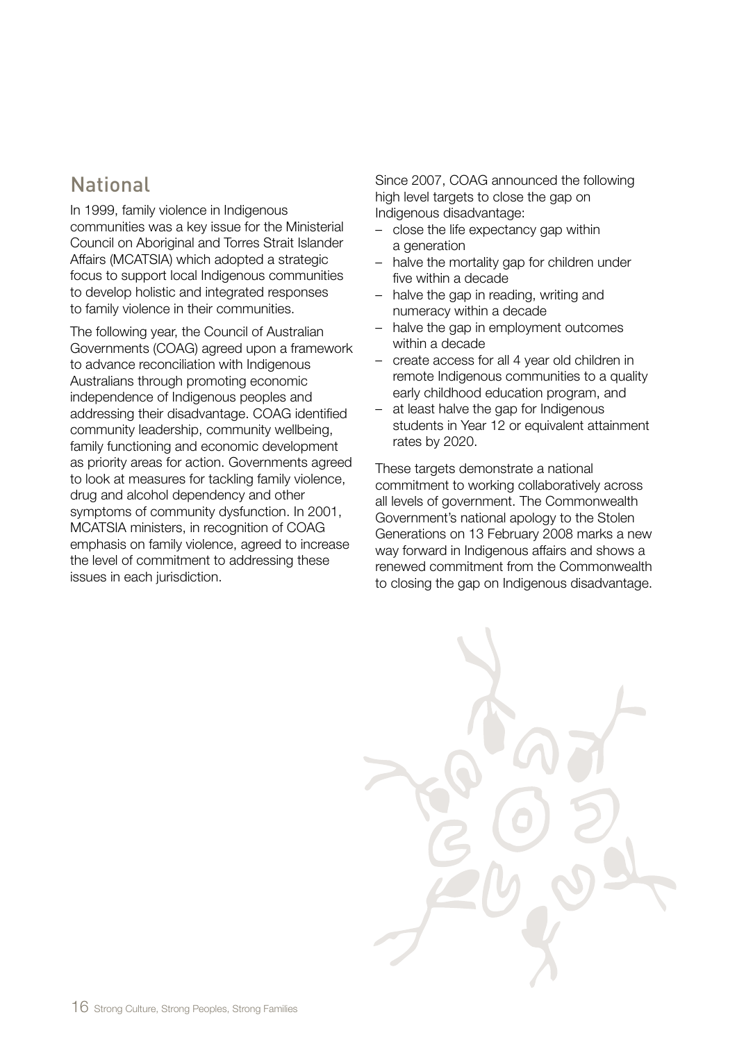## National

In 1999, family violence in Indigenous communities was a key issue for the Ministerial Council on Aboriginal and Torres Strait Islander Affairs (MCATSIA) which adopted a strategic focus to support local Indigenous communities to develop holistic and integrated responses to family violence in their communities.

The following year, the Council of Australian Governments (COAG) agreed upon a framework to advance reconciliation with Indigenous Australians through promoting economic independence of Indigenous peoples and addressing their disadvantage. COAG identified community leadership, community wellbeing, family functioning and economic development as priority areas for action. Governments agreed to look at measures for tackling family violence, drug and alcohol dependency and other symptoms of community dysfunction. In 2001, MCATSIA ministers, in recognition of COAG emphasis on family violence, agreed to increase the level of commitment to addressing these issues in each jurisdiction.

Since 2007, COAG announced the following high level targets to close the gap on Indigenous disadvantage:

– close the life expectancy gap within a generation
– halve the mortality gap for children under five within a decade
– halve the gap in reading, writing and numeracy within a decade
– halve the gap in employment outcomes within a decade
– create access for all 4 year old children in remote Indigenous communities to a quality early childhood education program, and
– at least halve the gap for Indigenous students in Year 12 or equivalent attainment rates by 2020.

These targets demonstrate a national commitment to working collaboratively across all levels of government. The Commonwealth Government's national apology to the Stolen Generations on 13 February 2008 marks a new way forward in Indigenous affairs and shows a renewed commitment from the Commonwealth to closing the gap on Indigenous disadvantage.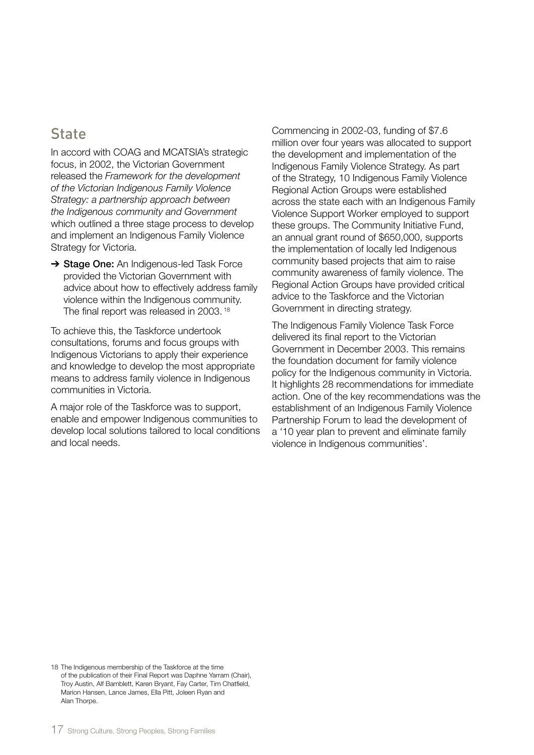## State

In accord with COAG and MCATSIA's strategic focus, in 2002, the Victorian Government released the *Framework for the development of the Victorian Indigenous Family Violence Strategy: a partnership approach between the Indigenous community and Government* which outlined a three stage process to develop and implement an Indigenous Family Violence Strategy for Victoria.

➔ **Stage One:** An Indigenous-led Task Force provided the Victorian Government with advice about how to effectively address family violence within the Indigenous community. The final report was released in 2003. [18]

To achieve this, the Taskforce undertook consultations, forums and focus groups with Indigenous Victorians to apply their experience and knowledge to develop the most appropriate means to address family violence in Indigenous communities in Victoria.

A major role of the Taskforce was to support, enable and empower Indigenous communities to develop local solutions tailored to local conditions and local needs.

Commencing in 2002-03, funding of $7.6 million over four years was allocated to support the development and implementation of the Indigenous Family Violence Strategy. As part of the Strategy, 10 Indigenous Family Violence Regional Action Groups were established across the state each with an Indigenous Family Violence Support Worker employed to support these groups. The Community Initiative Fund, an annual grant round of $650,000, supports the implementation of locally led Indigenous community based projects that aim to raise community awareness of family violence. The Regional Action Groups have provided critical advice to the Taskforce and the Victorian Government in directing strategy.

The Indigenous Family Violence Task Force delivered its final report to the Victorian Government in December 2003. This remains the foundation document for family violence policy for the Indigenous community in Victoria. It highlights 28 recommendations for immediate action. One of the key recommendations was the establishment of an Indigenous Family Violence Partnership Forum to lead the development of a '10 year plan to prevent and eliminate family violence in Indigenous communities'.

18 The Indigenous membership of the Taskforce at the time of the publication of their Final Report was Daphne Yarram (Chair), Troy Austin, Alf Bamblett, Karen Bryant, Fay Carter, Tim Chatfield, Marion Hansen, Lance James, Ella Pitt, Joleen Ryan and Alan Thorpe.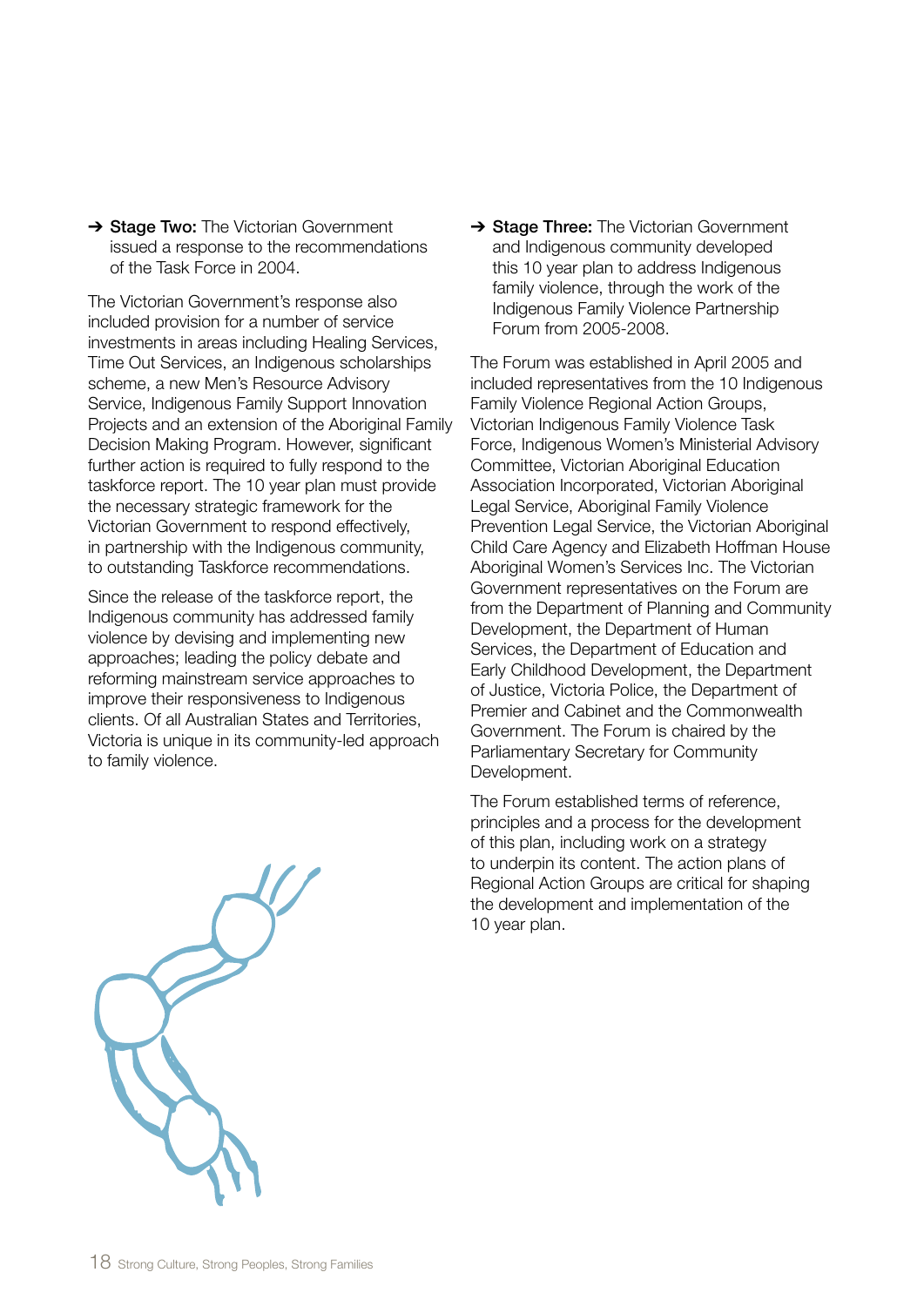➔ **Stage Two:** The Victorian Government issued a response to the recommendations of the Task Force in 2004.

The Victorian Government's response also included provision for a number of service investments in areas including Healing Services, Time Out Services, an Indigenous scholarships scheme, a new Men's Resource Advisory Service, Indigenous Family Support Innovation Projects and an extension of the Aboriginal Family Decision Making Program. However, significant further action is required to fully respond to the taskforce report. The 10 year plan must provide the necessary strategic framework for the Victorian Government to respond effectively, in partnership with the Indigenous community, to outstanding Taskforce recommendations.

Since the release of the taskforce report, the Indigenous community has addressed family violence by devising and implementing new approaches; leading the policy debate and reforming mainstream service approaches to improve their responsiveness to Indigenous clients. Of all Australian States and Territories, Victoria is unique in its community-led approach to family violence.

➔ **Stage Three:** The Victorian Government and Indigenous community developed this 10 year plan to address Indigenous family violence, through the work of the Indigenous Family Violence Partnership Forum from 2005-2008.

The Forum was established in April 2005 and included representatives from the 10 Indigenous Family Violence Regional Action Groups, Victorian Indigenous Family Violence Task Force, Indigenous Women's Ministerial Advisory Committee, Victorian Aboriginal Education Association Incorporated, Victorian Aboriginal Legal Service, Aboriginal Family Violence Prevention Legal Service, the Victorian Aboriginal Child Care Agency and Elizabeth Hoffman House Aboriginal Women's Services Inc. The Victorian Government representatives on the Forum are from the Department of Planning and Community Development, the Department of Human Services, the Department of Education and Early Childhood Development, the Department of Justice, Victoria Police, the Department of Premier and Cabinet and the Commonwealth Government. The Forum is chaired by the Parliamentary Secretary for Community Development.

The Forum established terms of reference, principles and a process for the development of this plan, including work on a strategy to underpin its content. The action plans of Regional Action Groups are critical for shaping the development and implementation of the 10 year plan.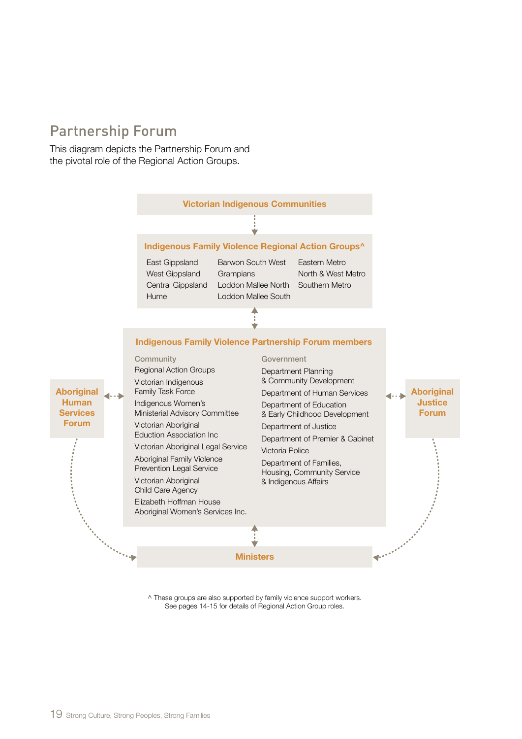## Partnership Forum

This diagram depicts the Partnership Forum and the pivotal role of the Regional Action Groups.

**Victorian Indigenous Communities**

**Indigenous Family Violence Regional Action Groups^**

| | | |
|---|---|---|
| East Gippsland | Barwon South West | Eastern Metro |
| West Gippsland | Grampians | North & West Metro |
| Central Gippsland | Loddon Mallee North | Southern Metro |
| Hume | Loddon Mallee South | |

**Indigenous Family Violence Partnership Forum members**

Community

- Regional Action Groups
- Victorian Indigenous Family Task Force
- Indigenous Women's Ministerial Advisory Committee
- Victorian Aboriginal Eduction Association Inc
- Victorian Aboriginal Legal Service
- Aboriginal Family Violence Prevention Legal Service
- Victorian Aboriginal Child Care Agency
- Elizabeth Hoffman House Aboriginal Women's Services Inc.

Government

- Department Planning & Community Development
- Department of Human Services
- Department of Education & Early Childhood Development
- Department of Justice
- Department of Premier & Cabinet
- Victoria Police
- Department of Families, Housing, Community Service & Indigenous Affairs

**Aboriginal Human Services Forum**

**Aboriginal Justice Forum**

**Ministers**

^ These groups are also supported by family violence support workers. See pages 14-15 for details of Regional Action Group roles.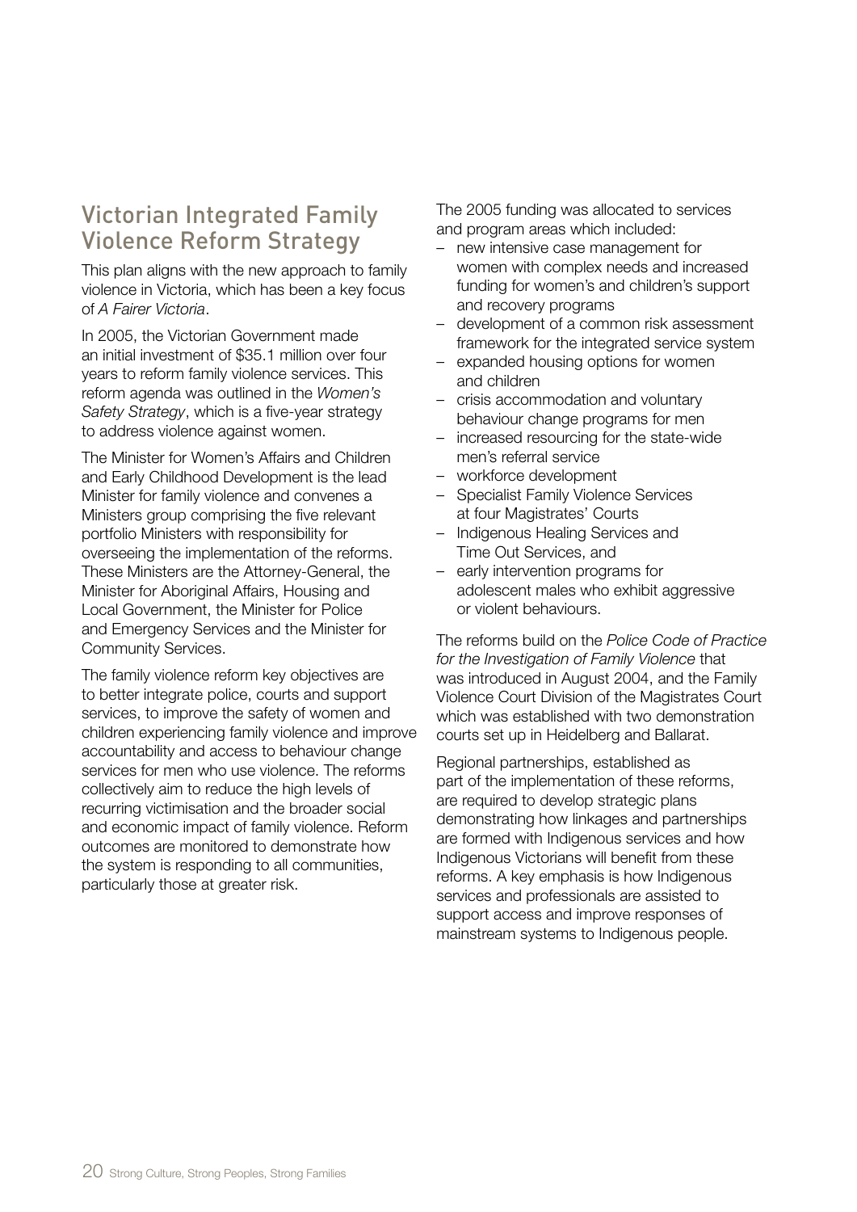## Victorian Integrated Family Violence Reform Strategy

This plan aligns with the new approach to family violence in Victoria, which has been a key focus of *A Fairer Victoria*.

In 2005, the Victorian Government made an initial investment of $35.1 million over four years to reform family violence services. This reform agenda was outlined in the *Women's Safety Strategy*, which is a five-year strategy to address violence against women.

The Minister for Women's Affairs and Children and Early Childhood Development is the lead Minister for family violence and convenes a Ministers group comprising the five relevant portfolio Ministers with responsibility for overseeing the implementation of the reforms. These Ministers are the Attorney-General, the Minister for Aboriginal Affairs, Housing and Local Government, the Minister for Police and Emergency Services and the Minister for Community Services.

The family violence reform key objectives are to better integrate police, courts and support services, to improve the safety of women and children experiencing family violence and improve accountability and access to behaviour change services for men who use violence. The reforms collectively aim to reduce the high levels of recurring victimisation and the broader social and economic impact of family violence. Reform outcomes are monitored to demonstrate how the system is responding to all communities, particularly those at greater risk.

The 2005 funding was allocated to services and program areas which included:

- new intensive case management for women with complex needs and increased funding for women's and children's support and recovery programs
- development of a common risk assessment framework for the integrated service system
- expanded housing options for women and children
- crisis accommodation and voluntary behaviour change programs for men
- increased resourcing for the state-wide men's referral service
- workforce development
- Specialist Family Violence Services at four Magistrates' Courts
- Indigenous Healing Services and Time Out Services, and
- early intervention programs for adolescent males who exhibit aggressive or violent behaviours.

The reforms build on the *Police Code of Practice for the Investigation of Family Violence* that was introduced in August 2004, and the Family Violence Court Division of the Magistrates Court which was established with two demonstration courts set up in Heidelberg and Ballarat.

Regional partnerships, established as part of the implementation of these reforms, are required to develop strategic plans demonstrating how linkages and partnerships are formed with Indigenous services and how Indigenous Victorians will benefit from these reforms. A key emphasis is how Indigenous services and professionals are assisted to support access and improve responses of mainstream systems to Indigenous people.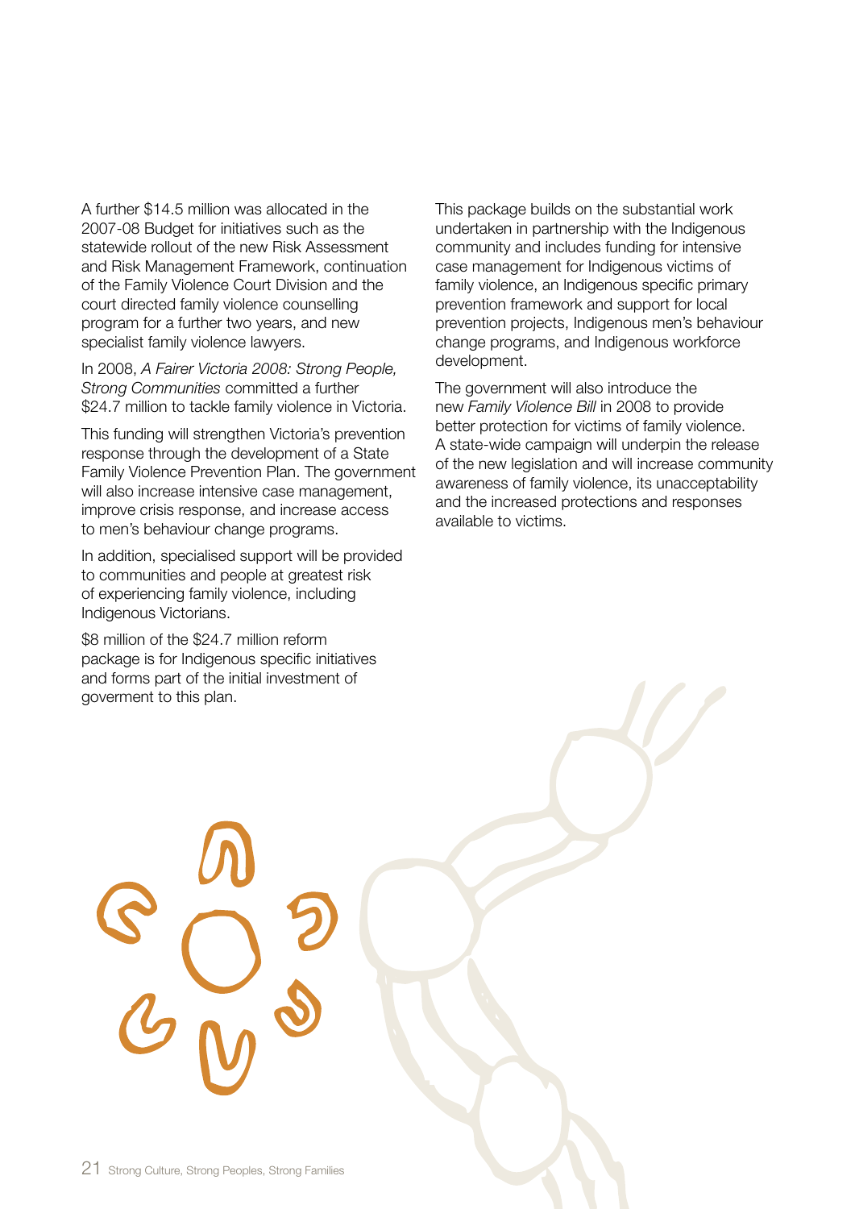A further $14.5 million was allocated in the 2007-08 Budget for initiatives such as the statewide rollout of the new Risk Assessment and Risk Management Framework, continuation of the Family Violence Court Division and the court directed family violence counselling program for a further two years, and new specialist family violence lawyers.

In 2008, *A Fairer Victoria 2008: Strong People, Strong Communities* committed a further $24.7 million to tackle family violence in Victoria.

This funding will strengthen Victoria's prevention response through the development of a State Family Violence Prevention Plan. The government will also increase intensive case management, improve crisis response, and increase access to men's behaviour change programs.

In addition, specialised support will be provided to communities and people at greatest risk of experiencing family violence, including Indigenous Victorians.

$8 million of the $24.7 million reform package is for Indigenous specific initiatives and forms part of the initial investment of goverment to this plan.

This package builds on the substantial work undertaken in partnership with the Indigenous community and includes funding for intensive case management for Indigenous victims of family violence, an Indigenous specific primary prevention framework and support for local prevention projects, Indigenous men's behaviour change programs, and Indigenous workforce development.

The government will also introduce the new *Family Violence Bill* in 2008 to provide better protection for victims of family violence. A state-wide campaign will underpin the release of the new legislation and will increase community awareness of family violence, its unacceptability and the increased protections and responses available to victims.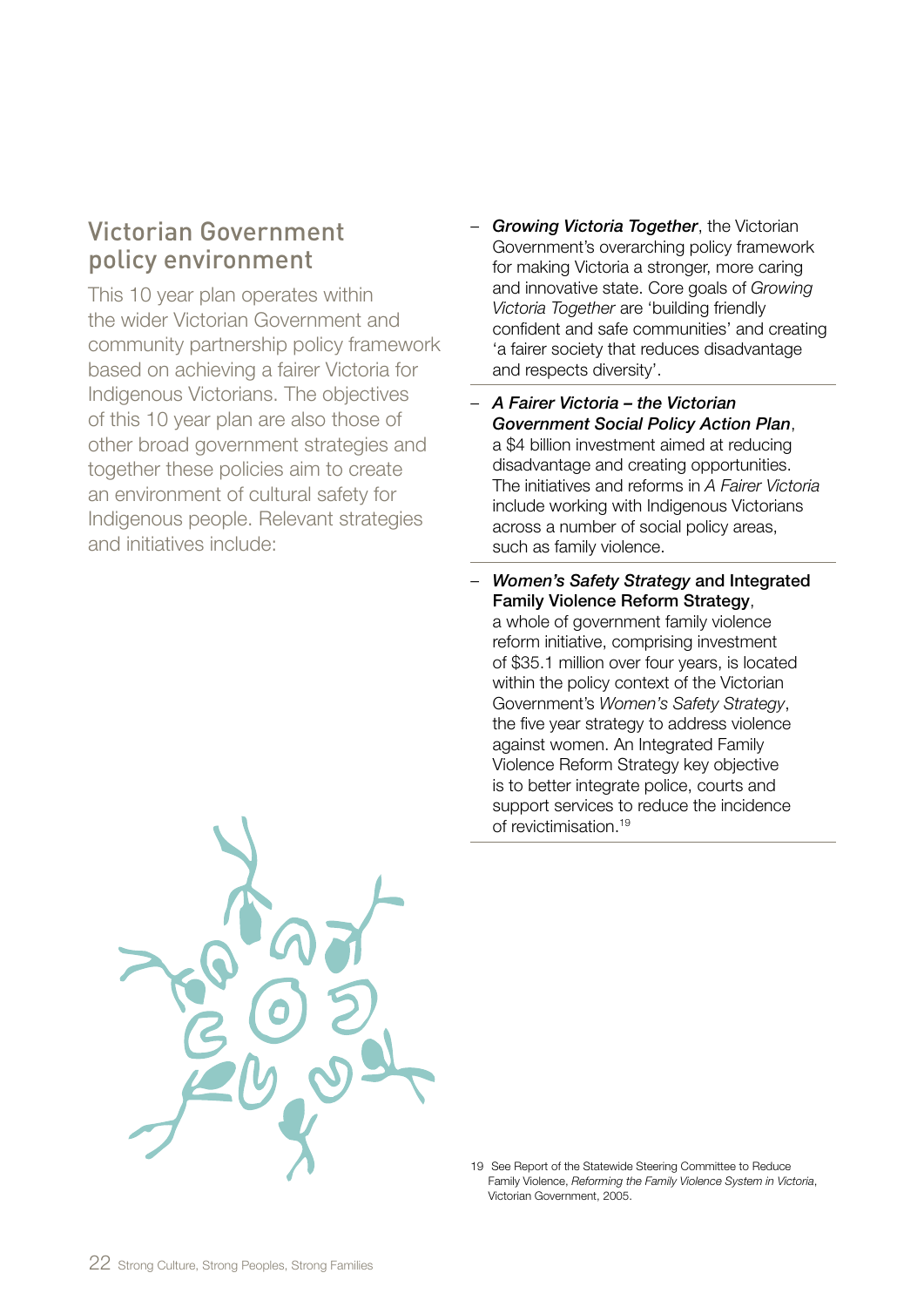## Victorian Government policy environment

This 10 year plan operates within the wider Victorian Government and community partnership policy framework based on achieving a fairer Victoria for Indigenous Victorians. The objectives of this 10 year plan are also those of other broad government strategies and together these policies aim to create an environment of cultural safety for Indigenous people. Relevant strategies and initiatives include:

- ***Growing Victoria Together***, the Victorian Government's overarching policy framework for making Victoria a stronger, more caring and innovative state. Core goals of *Growing Victoria Together* are 'building friendly confident and safe communities' and creating 'a fairer society that reduces disadvantage and respects diversity'.
- ***A Fairer Victoria – the Victorian Government Social Policy Action Plan***, a $4 billion investment aimed at reducing disadvantage and creating opportunities. The initiatives and reforms in *A Fairer Victoria* include working with Indigenous Victorians across a number of social policy areas, such as family violence.
- ***Women's Safety Strategy* and Integrated Family Violence Reform Strategy**, a whole of government family violence reform initiative, comprising investment of $35.1 million over four years, is located within the policy context of the Victorian Government's *Women's Safety Strategy*, the five year strategy to address violence against women. An Integrated Family Violence Reform Strategy key objective is to better integrate police, courts and support services to reduce the incidence of revictimisation.[19]

19 See Report of the Statewide Steering Committee to Reduce Family Violence, *Reforming the Family Violence System in Victoria*, Victorian Government, 2005.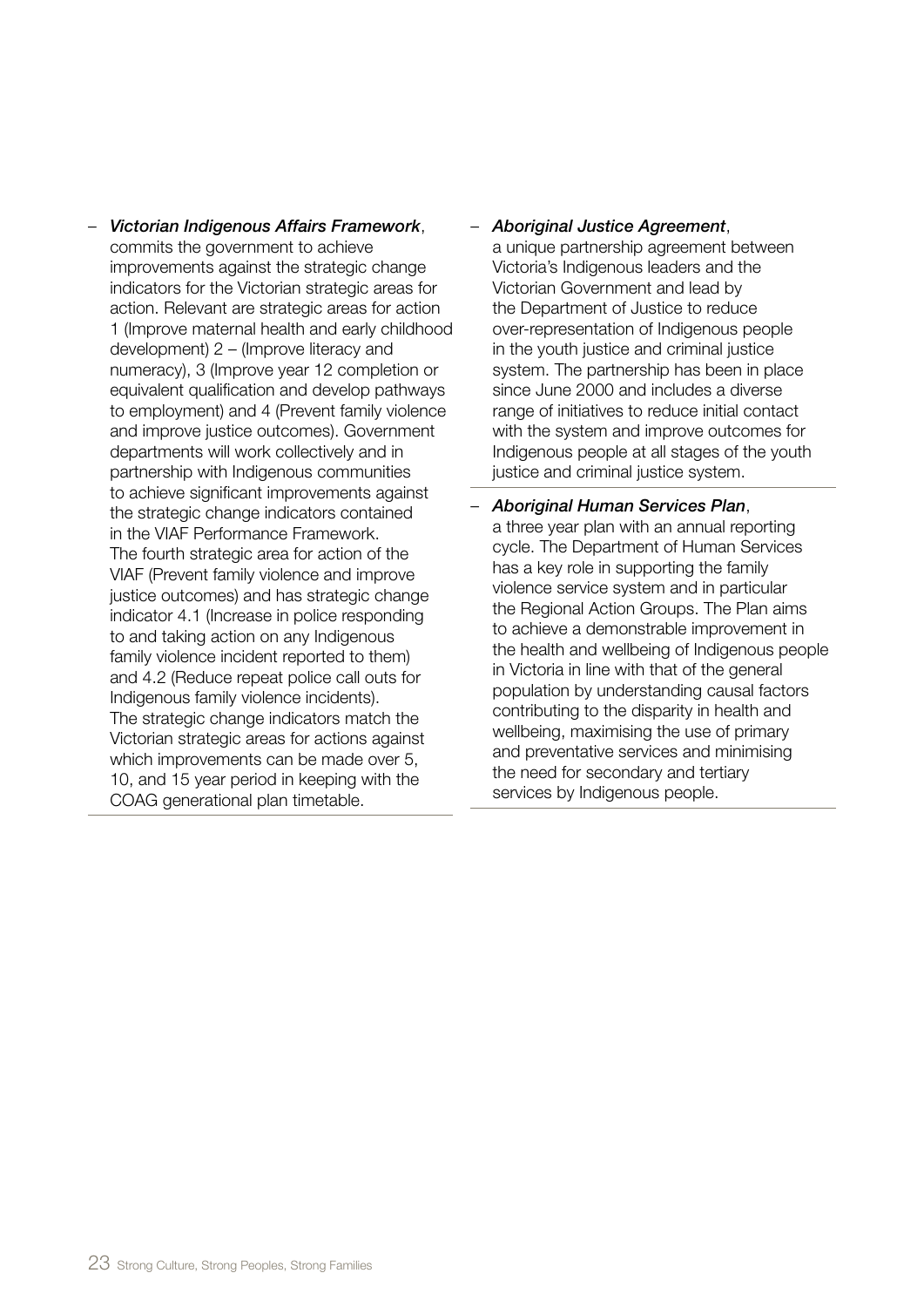- *Victorian Indigenous Affairs Framework*, commits the government to achieve improvements against the strategic change indicators for the Victorian strategic areas for action. Relevant are strategic areas for action 1 (Improve maternal health and early childhood development) 2 – (Improve literacy and numeracy), 3 (Improve year 12 completion or equivalent qualification and develop pathways to employment) and 4 (Prevent family violence and improve justice outcomes). Government departments will work collectively and in partnership with Indigenous communities to achieve significant improvements against the strategic change indicators contained in the VIAF Performance Framework. The fourth strategic area for action of the VIAF (Prevent family violence and improve justice outcomes) and has strategic change indicator 4.1 (Increase in police responding to and taking action on any Indigenous family violence incident reported to them) and 4.2 (Reduce repeat police call outs for Indigenous family violence incidents). The strategic change indicators match the Victorian strategic areas for actions against which improvements can be made over 5, 10, and 15 year period in keeping with the COAG generational plan timetable.

- *Aboriginal Justice Agreement*, a unique partnership agreement between Victoria's Indigenous leaders and the Victorian Government and lead by the Department of Justice to reduce over-representation of Indigenous people in the youth justice and criminal justice system. The partnership has been in place since June 2000 and includes a diverse range of initiatives to reduce initial contact with the system and improve outcomes for Indigenous people at all stages of the youth justice and criminal justice system.

- *Aboriginal Human Services Plan*, a three year plan with an annual reporting cycle. The Department of Human Services has a key role in supporting the family violence service system and in particular the Regional Action Groups. The Plan aims to achieve a demonstrable improvement in the health and wellbeing of Indigenous people in Victoria in line with that of the general population by understanding causal factors contributing to the disparity in health and wellbeing, maximising the use of primary and preventative services and minimising the need for secondary and tertiary services by Indigenous people.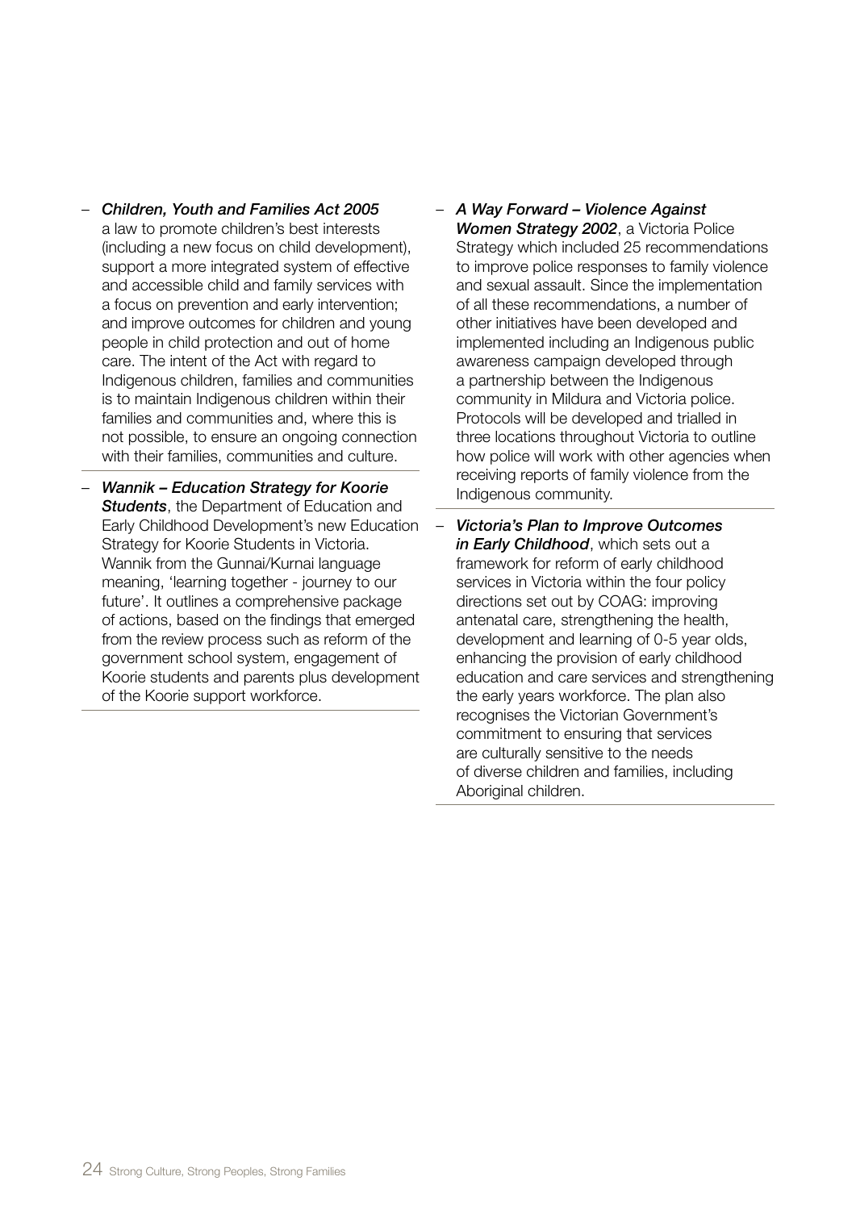- ***Children, Youth and Families Act 2005*** a law to promote children's best interests (including a new focus on child development), support a more integrated system of effective and accessible child and family services with a focus on prevention and early intervention; and improve outcomes for children and young people in child protection and out of home care. The intent of the Act with regard to Indigenous children, families and communities is to maintain Indigenous children within their families and communities and, where this is not possible, to ensure an ongoing connection with their families, communities and culture.

- ***Wannik – Education Strategy for Koorie Students***, the Department of Education and Early Childhood Development's new Education Strategy for Koorie Students in Victoria. Wannik from the Gunnai/Kurnai language meaning, 'learning together - journey to our future'. It outlines a comprehensive package of actions, based on the findings that emerged from the review process such as reform of the government school system, engagement of Koorie students and parents plus development of the Koorie support workforce.

- ***A Way Forward – Violence Against Women Strategy 2002***, a Victoria Police Strategy which included 25 recommendations to improve police responses to family violence and sexual assault. Since the implementation of all these recommendations, a number of other initiatives have been developed and implemented including an Indigenous public awareness campaign developed through a partnership between the Indigenous community in Mildura and Victoria police. Protocols will be developed and trialled in three locations throughout Victoria to outline how police will work with other agencies when receiving reports of family violence from the Indigenous community.

- ***Victoria's Plan to Improve Outcomes in Early Childhood***, which sets out a framework for reform of early childhood services in Victoria within the four policy directions set out by COAG: improving antenatal care, strengthening the health, development and learning of 0-5 year olds, enhancing the provision of early childhood education and care services and strengthening the early years workforce. The plan also recognises the Victorian Government's commitment to ensuring that services are culturally sensitive to the needs of diverse children and families, including Aboriginal children.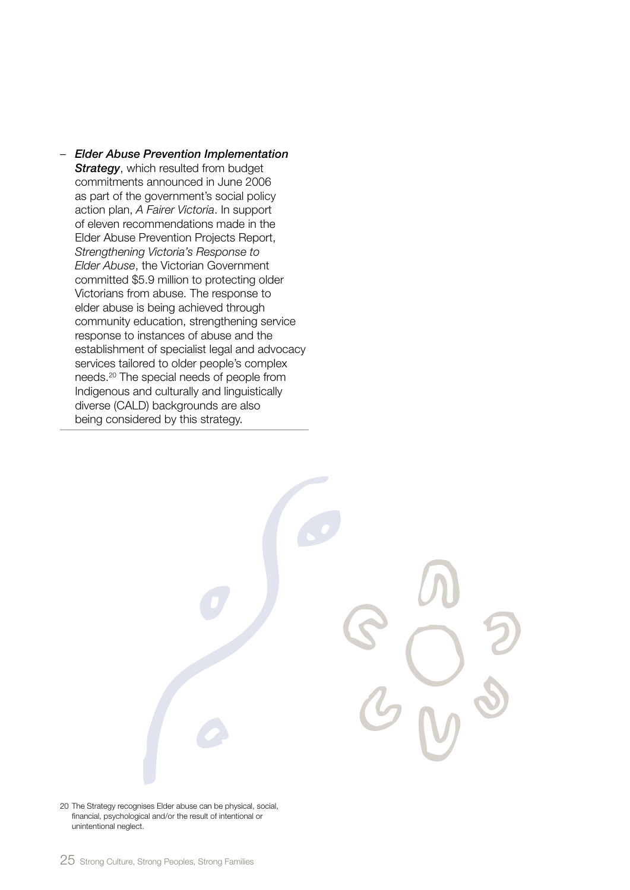- ***Elder Abuse Prevention Implementation Strategy***, which resulted from budget commitments announced in June 2006 as part of the government's social policy action plan, *A Fairer Victoria*. In support of eleven recommendations made in the Elder Abuse Prevention Projects Report, *Strengthening Victoria's Response to Elder Abuse*, the Victorian Government committed $5.9 million to protecting older Victorians from abuse. The response to elder abuse is being achieved through community education, strengthening service response to instances of abuse and the establishment of specialist legal and advocacy services tailored to older people's complex needs.[20] The special needs of people from Indigenous and culturally and linguistically diverse (CALD) backgrounds are also being considered by this strategy.

20 The Strategy recognises Elder abuse can be physical, social, financial, psychological and/or the result of intentional or unintentional neglect.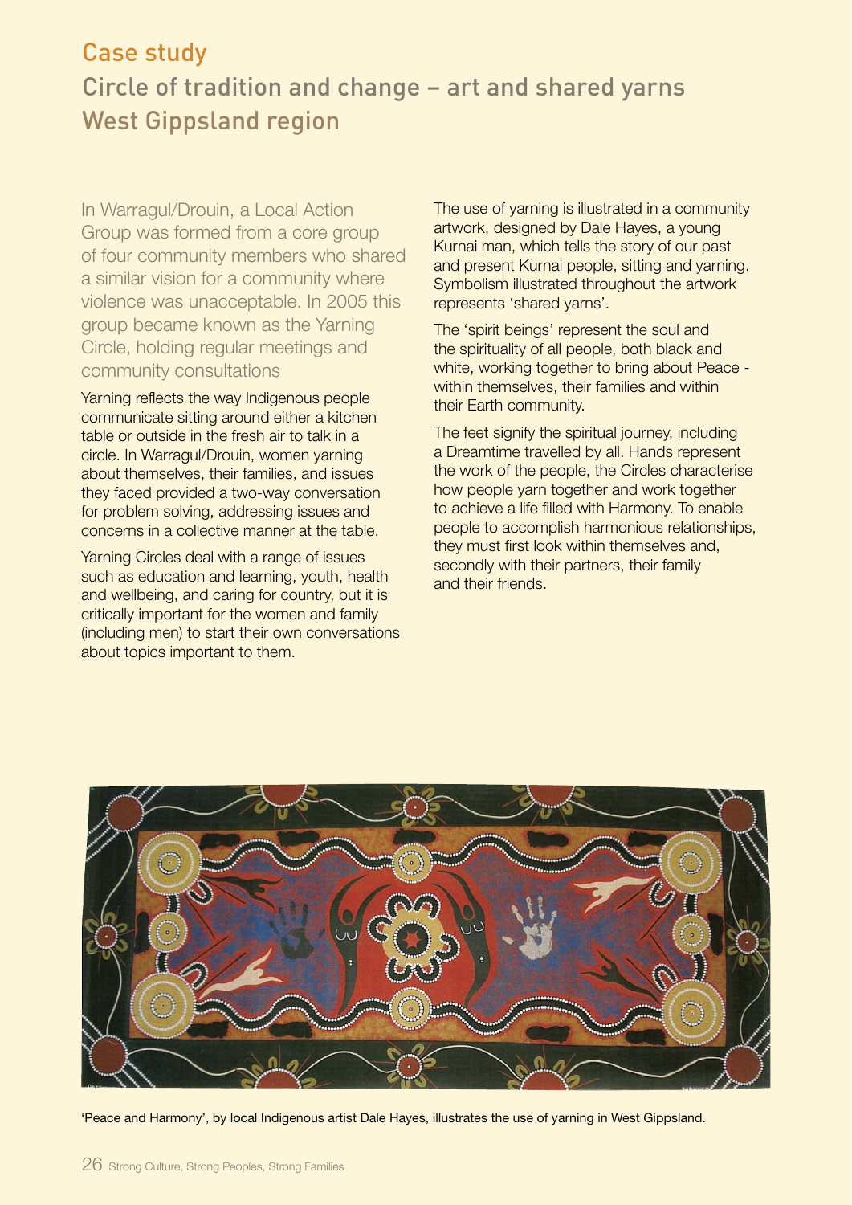# Case study

## Circle of tradition and change – art and shared yarns West Gippsland region

In Warragul/Drouin, a Local Action Group was formed from a core group of four community members who shared a similar vision for a community where violence was unacceptable. In 2005 this group became known as the Yarning Circle, holding regular meetings and community consultations

Yarning reflects the way Indigenous people communicate sitting around either a kitchen table or outside in the fresh air to talk in a circle. In Warragul/Drouin, women yarning about themselves, their families, and issues they faced provided a two-way conversation for problem solving, addressing issues and concerns in a collective manner at the table.

Yarning Circles deal with a range of issues such as education and learning, youth, health and wellbeing, and caring for country, but it is critically important for the women and family (including men) to start their own conversations about topics important to them.

The use of yarning is illustrated in a community artwork, designed by Dale Hayes, a young Kurnai man, which tells the story of our past and present Kurnai people, sitting and yarning. Symbolism illustrated throughout the artwork represents 'shared yarns'.

The 'spirit beings' represent the soul and the spirituality of all people, both black and white, working together to bring about Peace - within themselves, their families and within their Earth community.

The feet signify the spiritual journey, including a Dreamtime travelled by all. Hands represent the work of the people, the Circles characterise how people yarn together and work together to achieve a life filled with Harmony. To enable people to accomplish harmonious relationships, they must first look within themselves and, secondly with their partners, their family and their friends.

'Peace and Harmony', by local Indigenous artist Dale Hayes, illustrates the use of yarning in West Gippsland.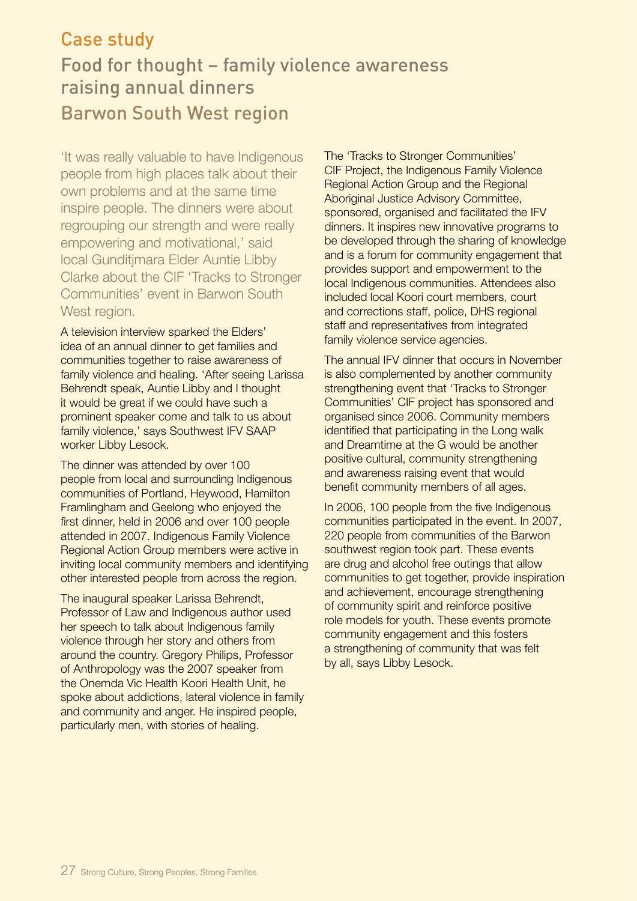## Case study

# Food for thought – family violence awareness raising annual dinners

## Barwon South West region

'It was really valuable to have Indigenous people from high places talk about their own problems and at the same time inspire people. The dinners were about regrouping our strength and were really empowering and motivational,' said local Gunditjmara Elder Auntie Libby Clarke about the CIF 'Tracks to Stronger Communities' event in Barwon South West region.

A television interview sparked the Elders' idea of an annual dinner to get families and communities together to raise awareness of family violence and healing. 'After seeing Larissa Behrendt speak, Auntie Libby and I thought it would be great if we could have such a prominent speaker come and talk to us about family violence,' says Southwest IFV SAAP worker Libby Lesock.

The dinner was attended by over 100 people from local and surrounding Indigenous communities of Portland, Heywood, Hamilton Framlingham and Geelong who enjoyed the first dinner, held in 2006 and over 100 people attended in 2007. Indigenous Family Violence Regional Action Group members were active in inviting local community members and identifying other interested people from across the region.

The inaugural speaker Larissa Behrendt, Professor of Law and Indigenous author used her speech to talk about Indigenous family violence through her story and others from around the country. Gregory Philips, Professor of Anthropology was the 2007 speaker from the Onemda Vic Health Koori Health Unit, he spoke about addictions, lateral violence in family and community and anger. He inspired people, particularly men, with stories of healing.

The 'Tracks to Stronger Communities' CIF Project, the Indigenous Family Violence Regional Action Group and the Regional Aboriginal Justice Advisory Committee, sponsored, organised and facilitated the IFV dinners. It inspires new innovative programs to be developed through the sharing of knowledge and is a forum for community engagement that provides support and empowerment to the local Indigenous communities. Attendees also included local Koori court members, court and corrections staff, police, DHS regional staff and representatives from integrated family violence service agencies.

The annual IFV dinner that occurs in November is also complemented by another community strengthening event that 'Tracks to Stronger Communities' CIF project has sponsored and organised since 2006. Community members identified that participating in the Long walk and Dreamtime at the G would be another positive cultural, community strengthening and awareness raising event that would benefit community members of all ages.

In 2006, 100 people from the five Indigenous communities participated in the event. In 2007, 220 people from communities of the Barwon southwest region took part. These events are drug and alcohol free outings that allow communities to get together, provide inspiration and achievement, encourage strengthening of community spirit and reinforce positive role models for youth. These events promote community engagement and this fosters a strengthening of community that was felt by all, says Libby Lesock.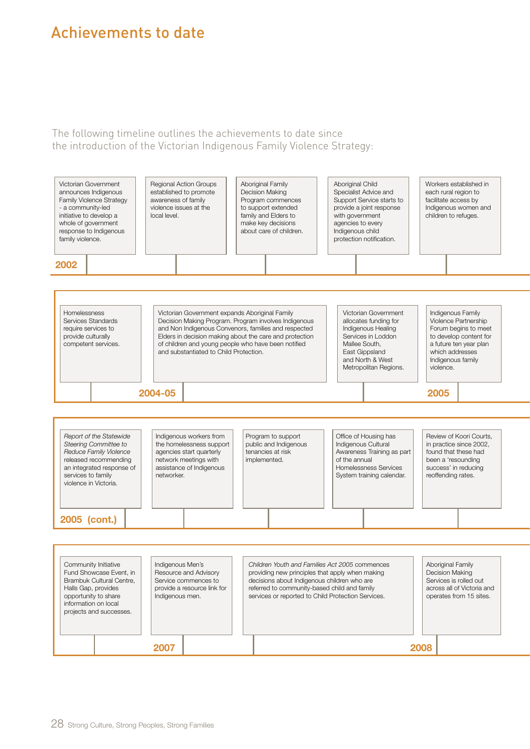# Achievements to date

The following timeline outlines the achievements to date since the introduction of the Victorian Indigenous Family Violence Strategy:

## 2002

- Victorian Government announces Indigenous Family Violence Strategy - a community-led initiative to develop a whole of government response to Indigenous family violence.
- Regional Action Groups established to promote awareness of family violence issues at the local level.
- Aboriginal Family Decision Making Program commences to support extended family and Elders to make key decisions about care of children.
- Aboriginal Child Specialist Advice and Support Service starts to provide a joint response with government agencies to every Indigenous child protection notification.
- Workers established in each rural region to facilitate access by Indigenous women and children to refuges.

## 2004-05

- Homelessness Services Standards require services to provide culturally competent services.
- Victorian Government expands Aboriginal Family Decision Making Program. Program involves Indigenous and Non Indigenous Convenors, families and respected Elders in decision making about the care and protection of children and young people who have been notified and substantiated to Child Protection.
- Victorian Government allocates funding for Indigenous Healing Services in Loddon Mallee South, East Gippsland and North & West Metropolitan Regions.

## 2005

- Indigenous Family Violence Partnership Forum begins to meet to develop content for a future ten year plan which addresses Indigenous family violence.

## 2005 (cont.)

- *Report of the Statewide Steering Committee to Reduce Family Violence* released recommending an integrated response of services to family violence in Victoria.
- Indigenous workers from the homelessness support agencies start quarterly network meetings with assistance of Indigenous networker.
- Program to support public and Indigenous tenancies at risk implemented.
- Office of Housing has Indigenous Cultural Awareness Training as part of the annual Homelessness Services System training calendar.
- Review of Koori Courts, in practice since 2002, found that these had been a 'resounding success' in reducing reoffending rates.

## 2007

- Community Initiative Fund Showcase Event, in Brambuk Cultural Centre, Halls Gap, provides opportunity to share information on local projects and successes.
- Indigenous Men's Resource and Advisory Service commences to provide a resource link for Indigenous men.
- *Children Youth and Families Act 2005* commences providing new principles that apply when making decisions about Indigenous children who are referred to community-based child and family services or reported to Child Protection Services.

## 2008

- Aboriginal Family Decision Making Services is rolled out across all of Victoria and operates from 15 sites.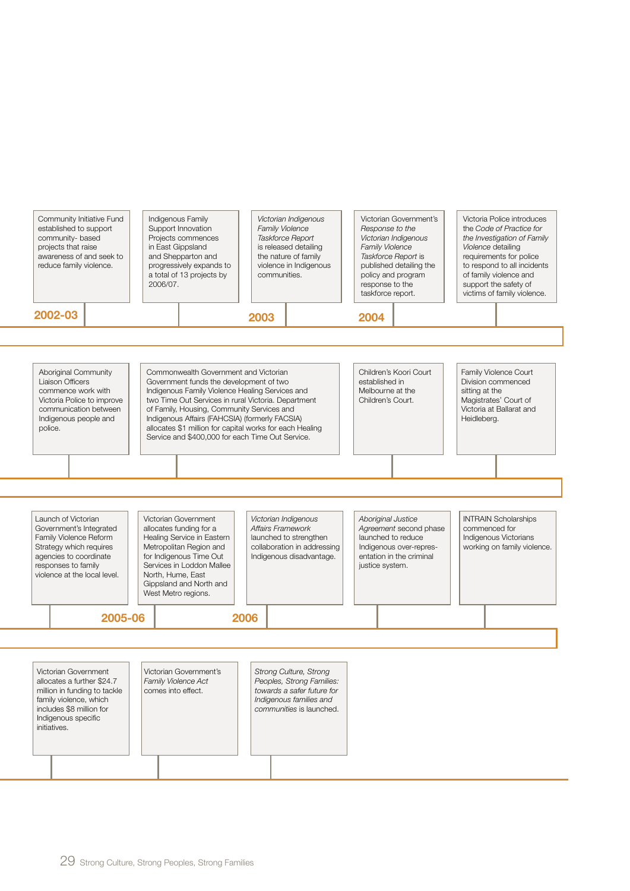**2002-03**

Community Initiative Fund established to support community- based projects that raise awareness of and seek to reduce family violence.

Indigenous Family Support Innovation Projects commences in East Gippsland and Shepparton and progressively expands to a total of 13 projects by 2006/07.

**2003**

*Victorian Indigenous Family Violence Taskforce Report* is released detailing the nature of family violence in Indigenous communities.

**2004**

Victorian Government's *Response to the Victorian Indigenous Family Violence Taskforce Report* is published detailing the policy and program response to the taskforce report.

Victoria Police introduces the *Code of Practice for the Investigation of Family Violence* detailing requirements for police to respond to all incidents of family violence and support the safety of victims of family violence.

Aboriginal Community Liaison Officers commence work with Victoria Police to improve communication between Indigenous people and police.

Commonwealth Government and Victorian Government funds the development of two Indigenous Family Violence Healing Services and two Time Out Services in rural Victoria. Department of Family, Housing, Community Services and Indigenous Affairs (FAHCSIA) (formerly FACSIA) allocates $1 million for capital works for each Healing Service and $400,000 for each Time Out Service.

Children's Koori Court established in Melbourne at the Children's Court.

Family Violence Court Division commenced sitting at the Magistrates' Court of Victoria at Ballarat and Heidelberg.

**2005-06**

Launch of Victorian Government's Integrated Family Violence Reform Strategy which requires agencies to coordinate responses to family violence at the local level.

Victorian Government allocates funding for a Healing Service in Eastern Metropolitan Region and for Indigenous Time Out Services in Loddon Mallee North, Hume, East Gippsland and North and West Metro regions.

**2006**

*Victorian Indigenous Affairs Framework* launched to strengthen collaboration in addressing Indigenous disadvantage.

*Aboriginal Justice Agreement* second phase launched to reduce Indigenous over-representation in the criminal justice system.

INTRAIN Scholarships commenced for Indigenous Victorians working on family violence.

Victorian Government allocates a further $24.7 million in funding to tackle family violence, which includes $8 million for Indigenous specific initiatives.

Victorian Government's *Family Violence Act* comes into effect.

*Strong Culture, Strong Peoples, Strong Families: towards a safer future for Indigenous families and communities* is launched.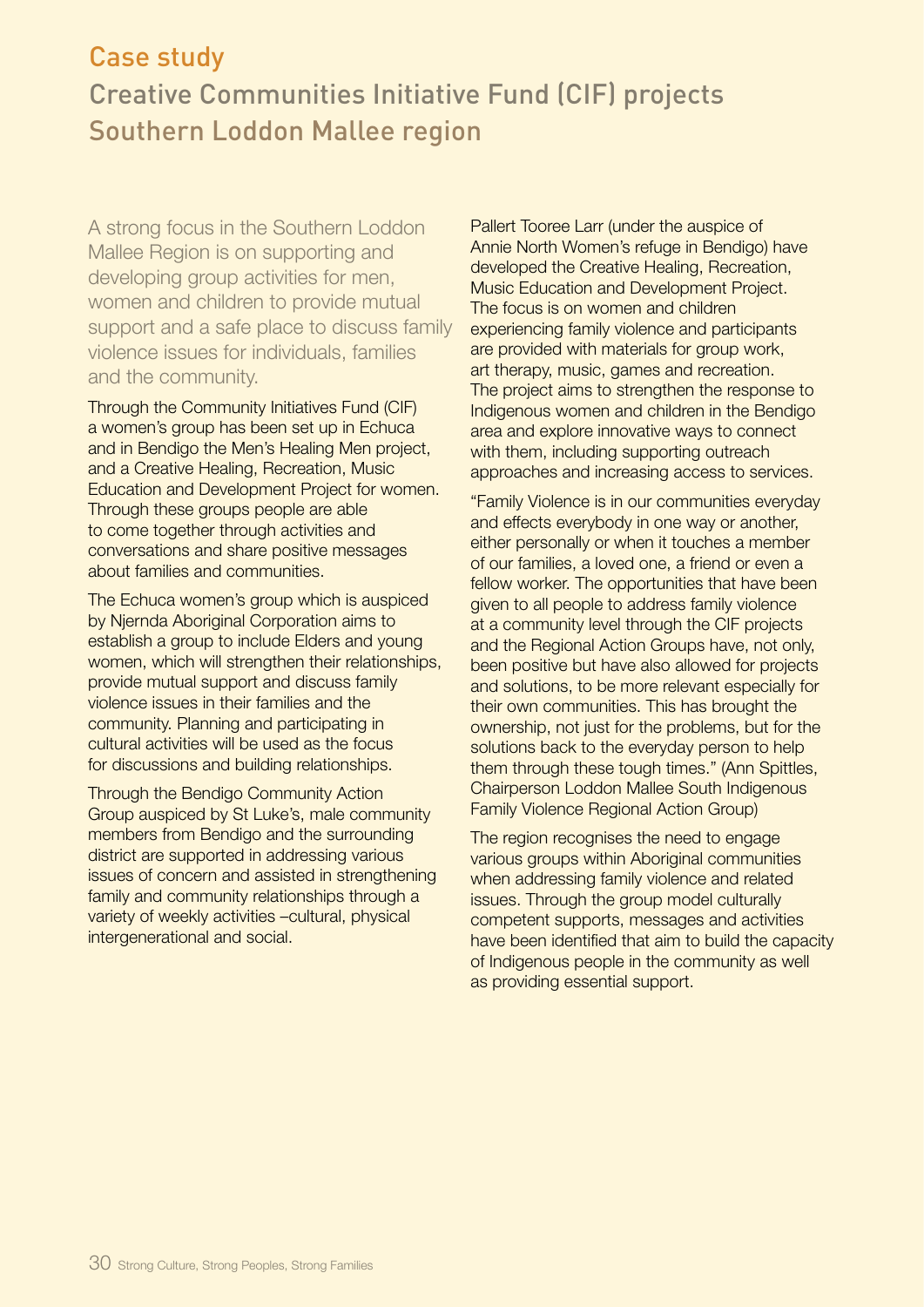## Case study

## Creative Communities Initiative Fund (CIF) projects Southern Loddon Mallee region

A strong focus in the Southern Loddon Mallee Region is on supporting and developing group activities for men, women and children to provide mutual support and a safe place to discuss family violence issues for individuals, families and the community.

Through the Community Initiatives Fund (CIF) a women's group has been set up in Echuca and in Bendigo the Men's Healing Men project, and a Creative Healing, Recreation, Music Education and Development Project for women. Through these groups people are able to come together through activities and conversations and share positive messages about families and communities.

The Echuca women's group which is auspiced by Njernda Aboriginal Corporation aims to establish a group to include Elders and young women, which will strengthen their relationships, provide mutual support and discuss family violence issues in their families and the community. Planning and participating in cultural activities will be used as the focus for discussions and building relationships.

Through the Bendigo Community Action Group auspiced by St Luke's, male community members from Bendigo and the surrounding district are supported in addressing various issues of concern and assisted in strengthening family and community relationships through a variety of weekly activities –cultural, physical intergenerational and social.

Pallert Tooree Larr (under the auspice of Annie North Women's refuge in Bendigo) have developed the Creative Healing, Recreation, Music Education and Development Project. The focus is on women and children experiencing family violence and participants are provided with materials for group work, art therapy, music, games and recreation. The project aims to strengthen the response to Indigenous women and children in the Bendigo area and explore innovative ways to connect with them, including supporting outreach approaches and increasing access to services.

"Family Violence is in our communities everyday and effects everybody in one way or another, either personally or when it touches a member of our families, a loved one, a friend or even a fellow worker. The opportunities that have been given to all people to address family violence at a community level through the CIF projects and the Regional Action Groups have, not only, been positive but have also allowed for projects and solutions, to be more relevant especially for their own communities. This has brought the ownership, not just for the problems, but for the solutions back to the everyday person to help them through these tough times." (Ann Spittles, Chairperson Loddon Mallee South Indigenous Family Violence Regional Action Group)

The region recognises the need to engage various groups within Aboriginal communities when addressing family violence and related issues. Through the group model culturally competent supports, messages and activities have been identified that aim to build the capacity of Indigenous people in the community as well as providing essential support.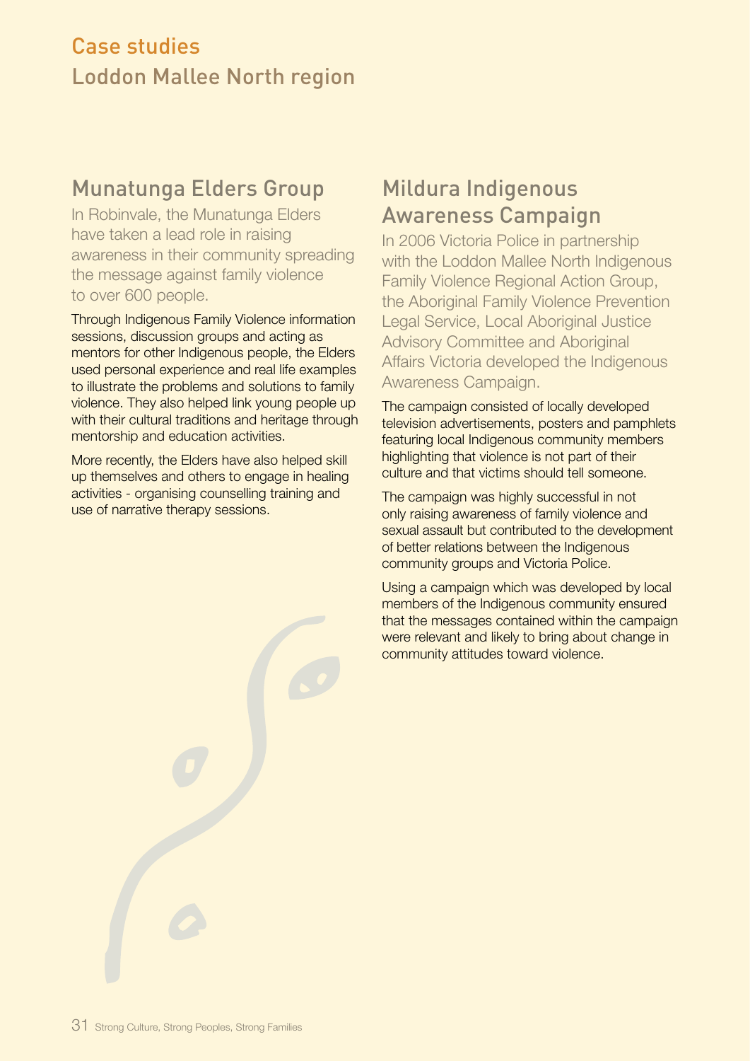# Case studies
## Loddon Mallee North region

### Munatunga Elders Group

In Robinvale, the Munatunga Elders have taken a lead role in raising awareness in their community spreading the message against family violence to over 600 people.

Through Indigenous Family Violence information sessions, discussion groups and acting as mentors for other Indigenous people, the Elders used personal experience and real life examples to illustrate the problems and solutions to family violence. They also helped link young people up with their cultural traditions and heritage through mentorship and education activities.

More recently, the Elders have also helped skill up themselves and others to engage in healing activities - organising counselling training and use of narrative therapy sessions.

### Mildura Indigenous Awareness Campaign

In 2006 Victoria Police in partnership with the Loddon Mallee North Indigenous Family Violence Regional Action Group, the Aboriginal Family Violence Prevention Legal Service, Local Aboriginal Justice Advisory Committee and Aboriginal Affairs Victoria developed the Indigenous Awareness Campaign.

The campaign consisted of locally developed television advertisements, posters and pamphlets featuring local Indigenous community members highlighting that violence is not part of their culture and that victims should tell someone.

The campaign was highly successful in not only raising awareness of family violence and sexual assault but contributed to the development of better relations between the Indigenous community groups and Victoria Police.

Using a campaign which was developed by local members of the Indigenous community ensured that the messages contained within the campaign were relevant and likely to bring about change in community attitudes toward violence.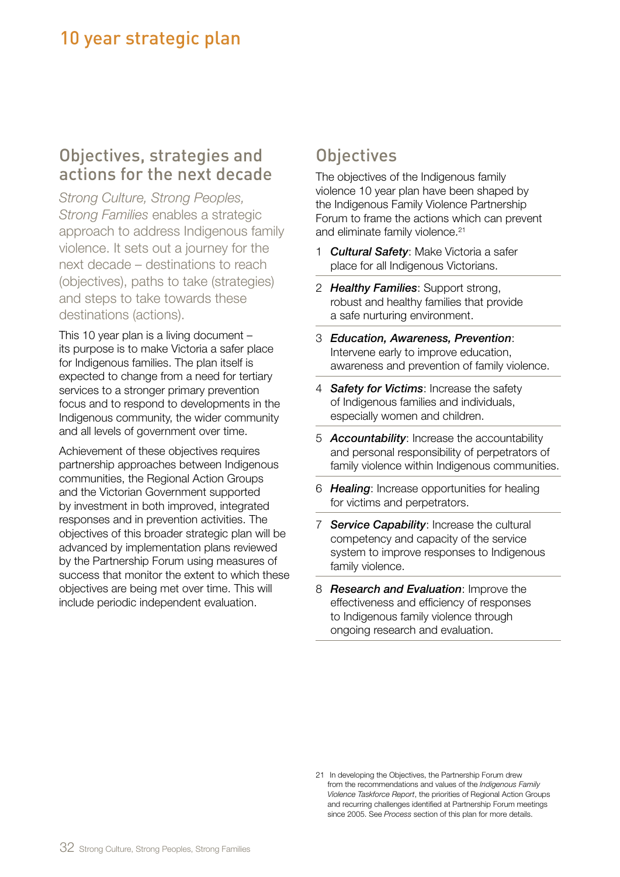# 10 year strategic plan

## Objectives, strategies and actions for the next decade

*Strong Culture, Strong Peoples, Strong Families* enables a strategic approach to address Indigenous family violence. It sets out a journey for the next decade – destinations to reach (objectives), paths to take (strategies) and steps to take towards these destinations (actions).

This 10 year plan is a living document – its purpose is to make Victoria a safer place for Indigenous families. The plan itself is expected to change from a need for tertiary services to a stronger primary prevention focus and to respond to developments in the Indigenous community, the wider community and all levels of government over time.

Achievement of these objectives requires partnership approaches between Indigenous communities, the Regional Action Groups and the Victorian Government supported by investment in both improved, integrated responses and in prevention activities. The objectives of this broader strategic plan will be advanced by implementation plans reviewed by the Partnership Forum using measures of success that monitor the extent to which these objectives are being met over time. This will include periodic independent evaluation.

## Objectives

The objectives of the Indigenous family violence 10 year plan have been shaped by the Indigenous Family Violence Partnership Forum to frame the actions which can prevent and eliminate family violence.[21]

1. ***Cultural Safety***: Make Victoria a safer place for all Indigenous Victorians.
2. ***Healthy Families***: Support strong, robust and healthy families that provide a safe nurturing environment.
3. ***Education, Awareness, Prevention***: Intervene early to improve education, awareness and prevention of family violence.
4. ***Safety for Victims***: Increase the safety of Indigenous families and individuals, especially women and children.
5. ***Accountability***: Increase the accountability and personal responsibility of perpetrators of family violence within Indigenous communities.
6. ***Healing***: Increase opportunities for healing for victims and perpetrators.
7. ***Service Capability***: Increase the cultural competency and capacity of the service system to improve responses to Indigenous family violence.
8. ***Research and Evaluation***: Improve the effectiveness and efficiency of responses to Indigenous family violence through ongoing research and evaluation.

21 In developing the Objectives, the Partnership Forum drew from the recommendations and values of the *Indigenous Family Violence Taskforce Report*, the priorities of Regional Action Groups and recurring challenges identified at Partnership Forum meetings since 2005. See *Process* section of this plan for more details.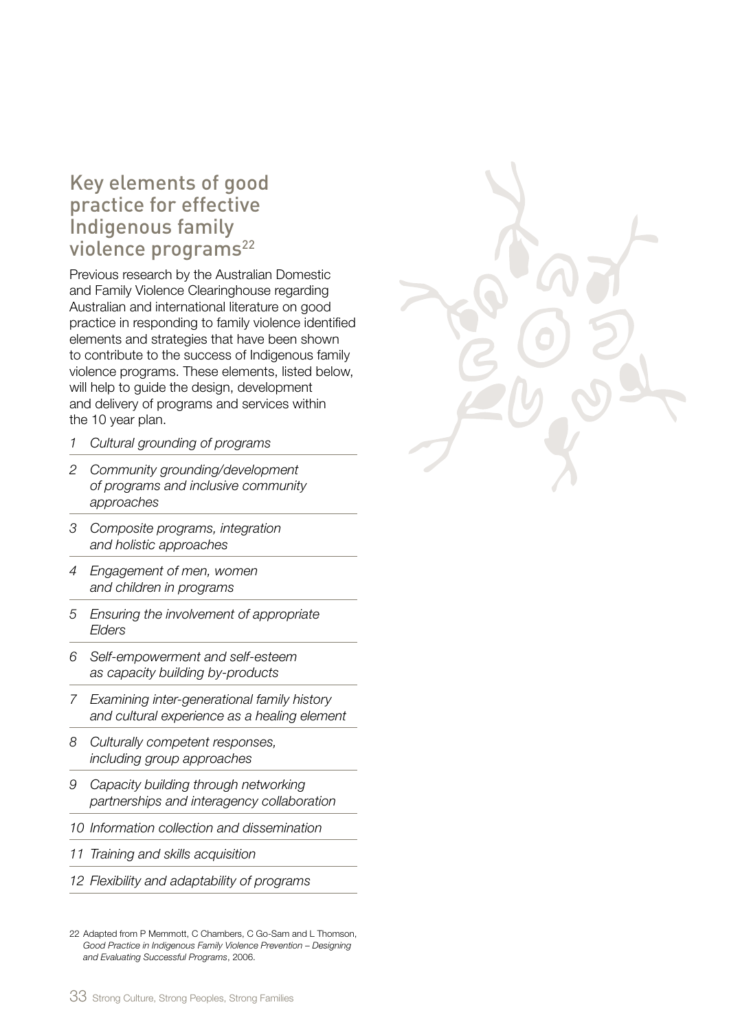## Key elements of good practice for effective Indigenous family violence programs[22]

Previous research by the Australian Domestic and Family Violence Clearinghouse regarding Australian and international literature on good practice in responding to family violence identified elements and strategies that have been shown to contribute to the success of Indigenous family violence programs. These elements, listed below, will help to guide the design, development and delivery of programs and services within the 10 year plan.

1. *Cultural grounding of programs*
2. *Community grounding/development of programs and inclusive community approaches*
3. *Composite programs, integration and holistic approaches*
4. *Engagement of men, women and children in programs*
5. *Ensuring the involvement of appropriate Elders*
6. *Self-empowerment and self-esteem as capacity building by-products*
7. *Examining inter-generational family history and cultural experience as a healing element*
8. *Culturally competent responses, including group approaches*
9. *Capacity building through networking partnerships and interagency collaboration*
10. *Information collection and dissemination*
11. *Training and skills acquisition*
12. *Flexibility and adaptability of programs*

22 Adapted from P Memmott, C Chambers, C Go-Sam and L Thomson, *Good Practice in Indigenous Family Violence Prevention – Designing and Evaluating Successful Programs*, 2006.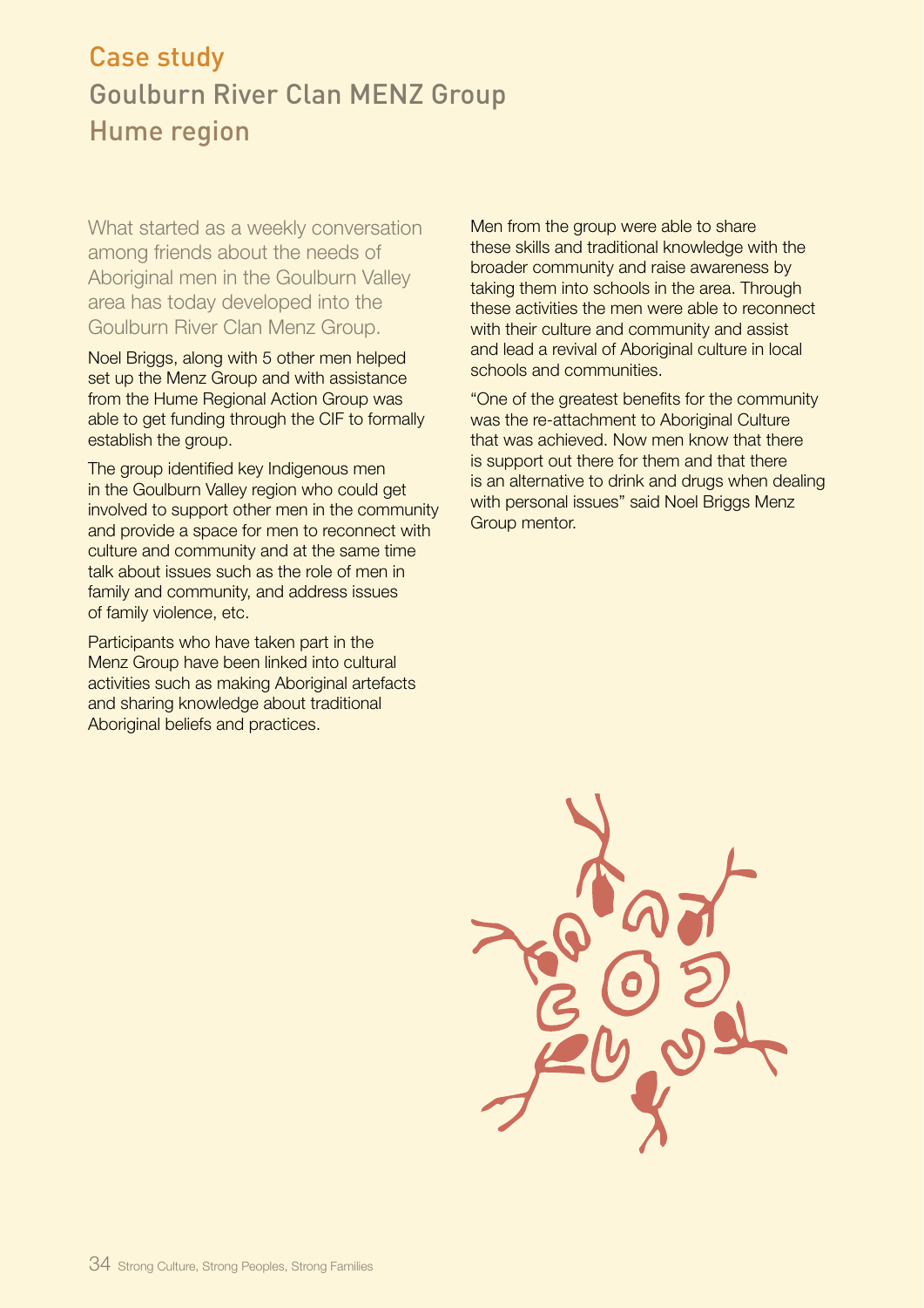## Case study

## Goulburn River Clan MENZ Group
## Hume region

What started as a weekly conversation among friends about the needs of Aboriginal men in the Goulburn Valley area has today developed into the Goulburn River Clan Menz Group.

Noel Briggs, along with 5 other men helped set up the Menz Group and with assistance from the Hume Regional Action Group was able to get funding through the CIF to formally establish the group.

The group identified key Indigenous men in the Goulburn Valley region who could get involved to support other men in the community and provide a space for men to reconnect with culture and community and at the same time talk about issues such as the role of men in family and community, and address issues of family violence, etc.

Participants who have taken part in the Menz Group have been linked into cultural activities such as making Aboriginal artefacts and sharing knowledge about traditional Aboriginal beliefs and practices.

Men from the group were able to share these skills and traditional knowledge with the broader community and raise awareness by taking them into schools in the area. Through these activities the men were able to reconnect with their culture and community and assist and lead a revival of Aboriginal culture in local schools and communities.

"One of the greatest benefits for the community was the re-attachment to Aboriginal Culture that was achieved. Now men know that there is support out there for them and that there is an alternative to drink and drugs when dealing with personal issues" said Noel Briggs Menz Group mentor.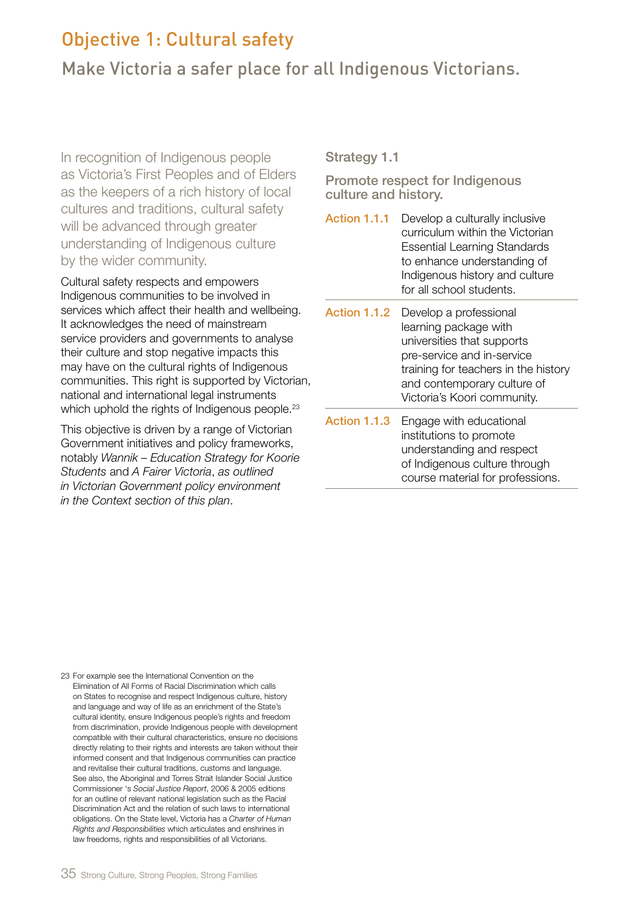# Objective 1: Cultural safety

## Make Victoria a safer place for all Indigenous Victorians.

In recognition of Indigenous people as Victoria's First Peoples and of Elders as the keepers of a rich history of local cultures and traditions, cultural safety will be advanced through greater understanding of Indigenous culture by the wider community.

Cultural safety respects and empowers Indigenous communities to be involved in services which affect their health and wellbeing. It acknowledges the need of mainstream service providers and governments to analyse their culture and stop negative impacts this may have on the cultural rights of Indigenous communities. This right is supported by Victorian, national and international legal instruments which uphold the rights of Indigenous people.[23]

This objective is driven by a range of Victorian Government initiatives and policy frameworks, notably *Wannik – Education Strategy for Koorie Students* and *A Fairer Victoria*, *as outlined in Victorian Government policy environment in the Context section of this plan*.

### Strategy 1.1

**Promote respect for Indigenous culture and history.**

| | |
|---|---|
| **Action 1.1.1** | Develop a culturally inclusive curriculum within the Victorian Essential Learning Standards to enhance understanding of Indigenous history and culture for all school students. |
| **Action 1.1.2** | Develop a professional learning package with universities that supports pre-service and in-service training for teachers in the history and contemporary culture of Victoria's Koori community. |
| **Action 1.1.3** | Engage with educational institutions to promote understanding and respect of Indigenous culture through course material for professions. |

23 For example see the International Convention on the Elimination of All Forms of Racial Discrimination which calls on States to recognise and respect Indigenous culture, history and language and way of life as an enrichment of the State's cultural identity, ensure Indigenous people's rights and freedom from discrimination, provide Indigenous people with development compatible with their cultural characteristics, ensure no decisions directly relating to their rights and interests are taken without their informed consent and that Indigenous communities can practice and revitalise their cultural traditions, customs and language. See also, the Aboriginal and Torres Strait Islander Social Justice Commissioner 's *Social Justice Report*, 2006 & 2005 editions for an outline of relevant national legislation such as the Racial Discrimination Act and the relation of such laws to international obligations. On the State level, Victoria has a *Charter of Human Rights and Responsibilities* which articulates and enshrines in law freedoms, rights and responsibilities of all Victorians.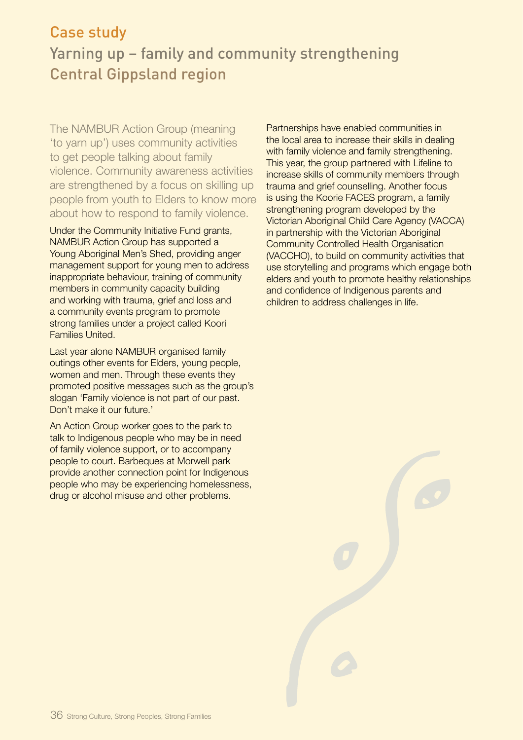## Case study

# Yarning up – family and community strengthening Central Gippsland region

The NAMBUR Action Group (meaning 'to yarn up') uses community activities to get people talking about family violence. Community awareness activities are strengthened by a focus on skilling up people from youth to Elders to know more about how to respond to family violence.

Under the Community Initiative Fund grants, NAMBUR Action Group has supported a Young Aboriginal Men's Shed, providing anger management support for young men to address inappropriate behaviour, training of community members in community capacity building and working with trauma, grief and loss and a community events program to promote strong families under a project called Koori Families United.

Last year alone NAMBUR organised family outings other events for Elders, young people, women and men. Through these events they promoted positive messages such as the group's slogan 'Family violence is not part of our past. Don't make it our future.'

An Action Group worker goes to the park to talk to Indigenous people who may be in need of family violence support, or to accompany people to court. Barbeques at Morwell park provide another connection point for Indigenous people who may be experiencing homelessness, drug or alcohol misuse and other problems.

Partnerships have enabled communities in the local area to increase their skills in dealing with family violence and family strengthening. This year, the group partnered with Lifeline to increase skills of community members through trauma and grief counselling. Another focus is using the Koorie FACES program, a family strengthening program developed by the Victorian Aboriginal Child Care Agency (VACCA) in partnership with the Victorian Aboriginal Community Controlled Health Organisation (VACCHO), to build on community activities that use storytelling and programs which engage both elders and youth to promote healthy relationships and confidence of Indigenous parents and children to address challenges in life.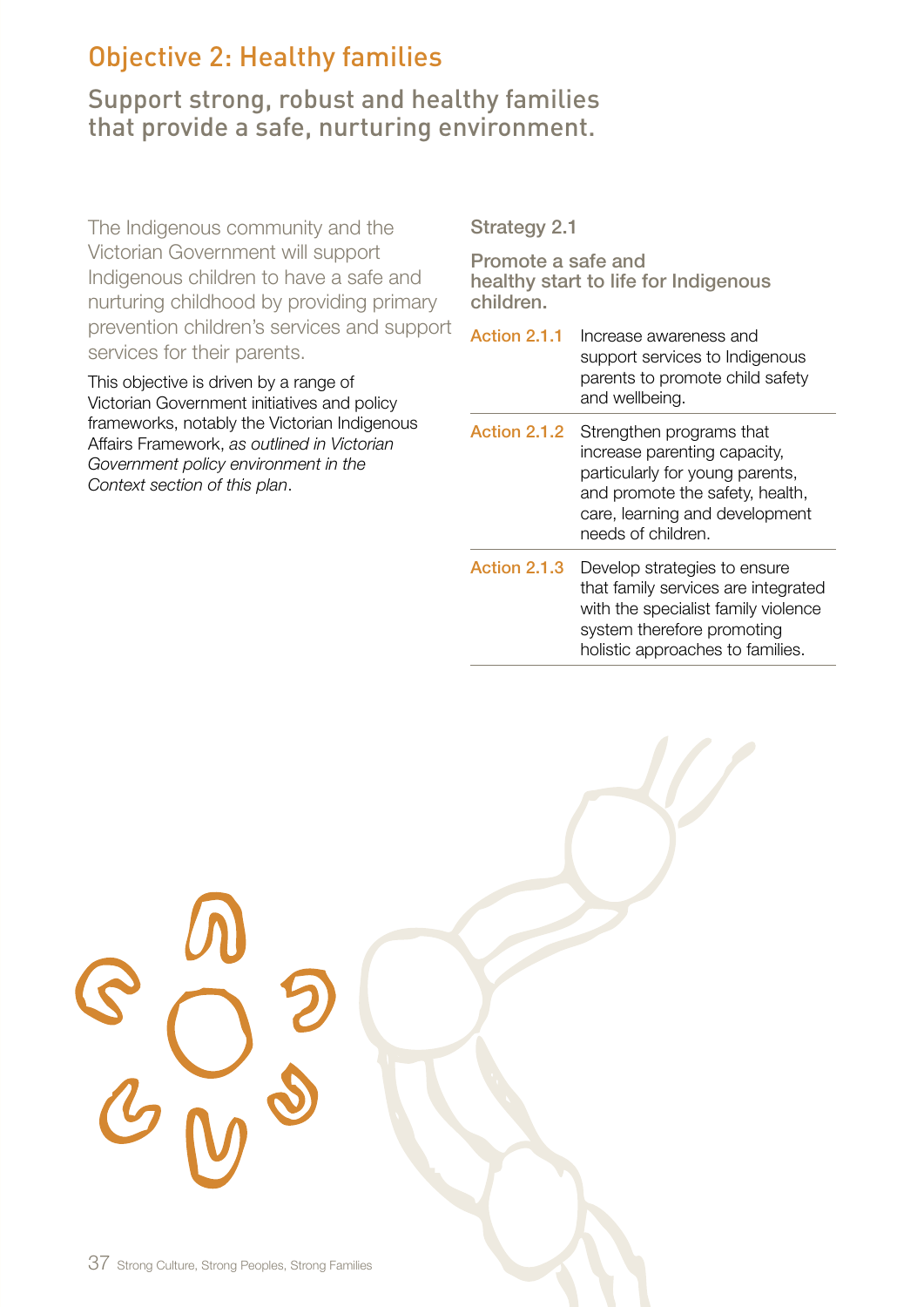## Objective 2: Healthy families

### Support strong, robust and healthy families that provide a safe, nurturing environment.

The Indigenous community and the Victorian Government will support Indigenous children to have a safe and nurturing childhood by providing primary prevention children's services and support services for their parents.

This objective is driven by a range of Victorian Government initiatives and policy frameworks, notably the Victorian Indigenous Affairs Framework, *as outlined in Victorian Government policy environment in the Context section of this plan*.

#### Strategy 2.1

**Promote a safe and healthy start to life for Indigenous children.**

| | |
|---|---|
| Action 2.1.1 | Increase awareness and support services to Indigenous parents to promote child safety and wellbeing. |
| Action 2.1.2 | Strengthen programs that increase parenting capacity, particularly for young parents, and promote the safety, health, care, learning and development needs of children. |
| Action 2.1.3 | Develop strategies to ensure that family services are integrated with the specialist family violence system therefore promoting holistic approaches to families. |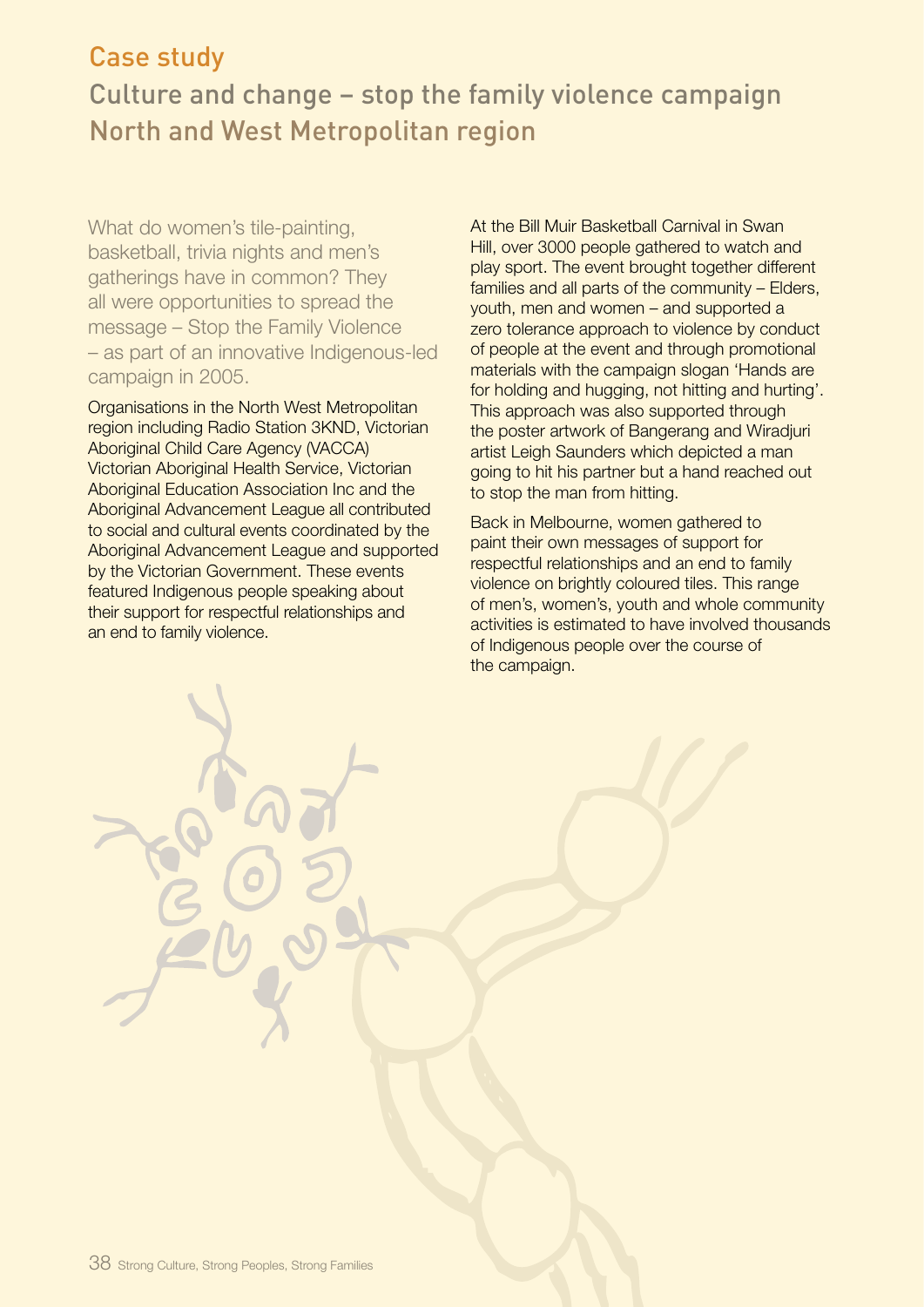## Case study

### Culture and change – stop the family violence campaign North and West Metropolitan region

What do women's tile-painting, basketball, trivia nights and men's gatherings have in common? They all were opportunities to spread the message – Stop the Family Violence – as part of an innovative Indigenous-led campaign in 2005.

Organisations in the North West Metropolitan region including Radio Station 3KND, Victorian Aboriginal Child Care Agency (VACCA) Victorian Aboriginal Health Service, Victorian Aboriginal Education Association Inc and the Aboriginal Advancement League all contributed to social and cultural events coordinated by the Aboriginal Advancement League and supported by the Victorian Government. These events featured Indigenous people speaking about their support for respectful relationships and an end to family violence.

At the Bill Muir Basketball Carnival in Swan Hill, over 3000 people gathered to watch and play sport. The event brought together different families and all parts of the community – Elders, youth, men and women – and supported a zero tolerance approach to violence by conduct of people at the event and through promotional materials with the campaign slogan 'Hands are for holding and hugging, not hitting and hurting'. This approach was also supported through the poster artwork of Bangerang and Wiradjuri artist Leigh Saunders which depicted a man going to hit his partner but a hand reached out to stop the man from hitting.

Back in Melbourne, women gathered to paint their own messages of support for respectful relationships and an end to family violence on brightly coloured tiles. This range of men's, women's, youth and whole community activities is estimated to have involved thousands of Indigenous people over the course of the campaign.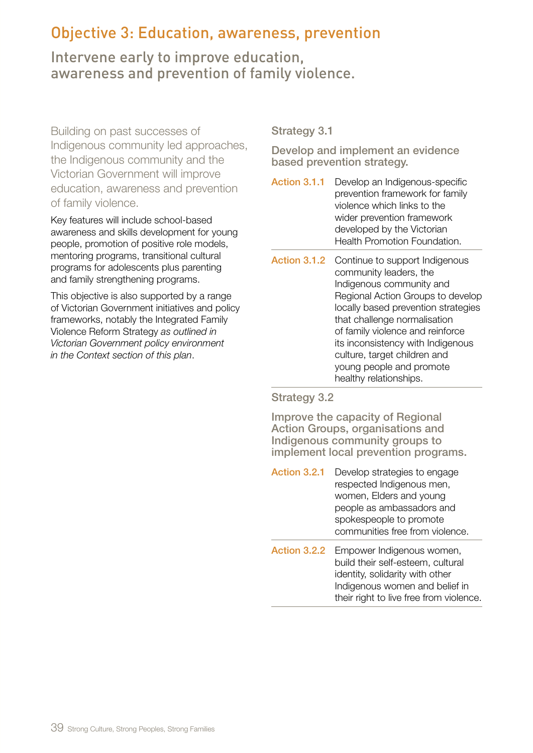# Objective 3: Education, awareness, prevention

## Intervene early to improve education, awareness and prevention of family violence.

Building on past successes of Indigenous community led approaches, the Indigenous community and the Victorian Government will improve education, awareness and prevention of family violence.

Key features will include school-based awareness and skills development for young people, promotion of positive role models, mentoring programs, transitional cultural programs for adolescents plus parenting and family strengthening programs.

This objective is also supported by a range of Victorian Government initiatives and policy frameworks, notably the Integrated Family Violence Reform Strategy *as outlined in Victorian Government policy environment in the Context section of this plan*.

### Strategy 3.1

**Develop and implement an evidence based prevention strategy.**

**Action 3.1.1** Develop an Indigenous-specific prevention framework for family violence which links to the wider prevention framework developed by the Victorian Health Promotion Foundation.

**Action 3.1.2** Continue to support Indigenous community leaders, the Indigenous community and Regional Action Groups to develop locally based prevention strategies that challenge normalisation of family violence and reinforce its inconsistency with Indigenous culture, target children and young people and promote healthy relationships.

### Strategy 3.2

**Improve the capacity of Regional Action Groups, organisations and Indigenous community groups to implement local prevention programs.**

**Action 3.2.1** Develop strategies to engage respected Indigenous men, women, Elders and young people as ambassadors and spokespeople to promote communities free from violence.

**Action 3.2.2** Empower Indigenous women, build their self-esteem, cultural identity, solidarity with other Indigenous women and belief in their right to live free from violence.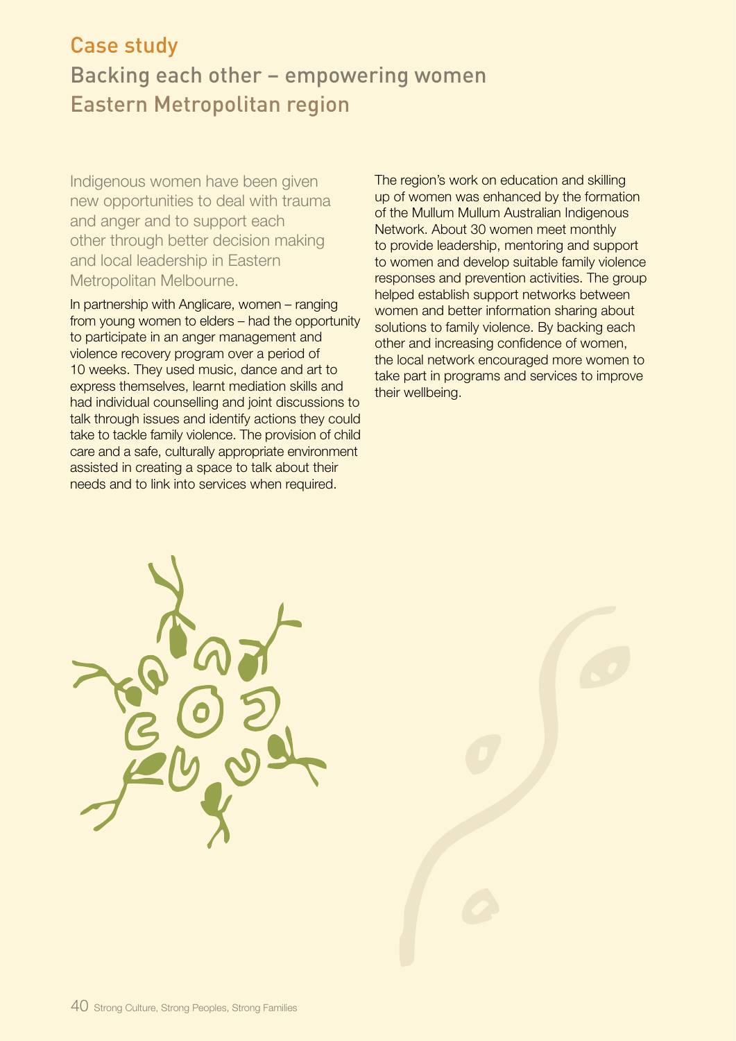## Case study

### Backing each other – empowering women Eastern Metropolitan region

Indigenous women have been given new opportunities to deal with trauma and anger and to support each other through better decision making and local leadership in Eastern Metropolitan Melbourne.

In partnership with Anglicare, women – ranging from young women to elders – had the opportunity to participate in an anger management and violence recovery program over a period of 10 weeks. They used music, dance and art to express themselves, learnt mediation skills and had individual counselling and joint discussions to talk through issues and identify actions they could take to tackle family violence. The provision of child care and a safe, culturally appropriate environment assisted in creating a space to talk about their needs and to link into services when required.

The region's work on education and skilling up of women was enhanced by the formation of the Mullum Mullum Australian Indigenous Network. About 30 women meet monthly to provide leadership, mentoring and support to women and develop suitable family violence responses and prevention activities. The group helped establish support networks between women and better information sharing about solutions to family violence. By backing each other and increasing confidence of women, the local network encouraged more women to take part in programs and services to improve their wellbeing.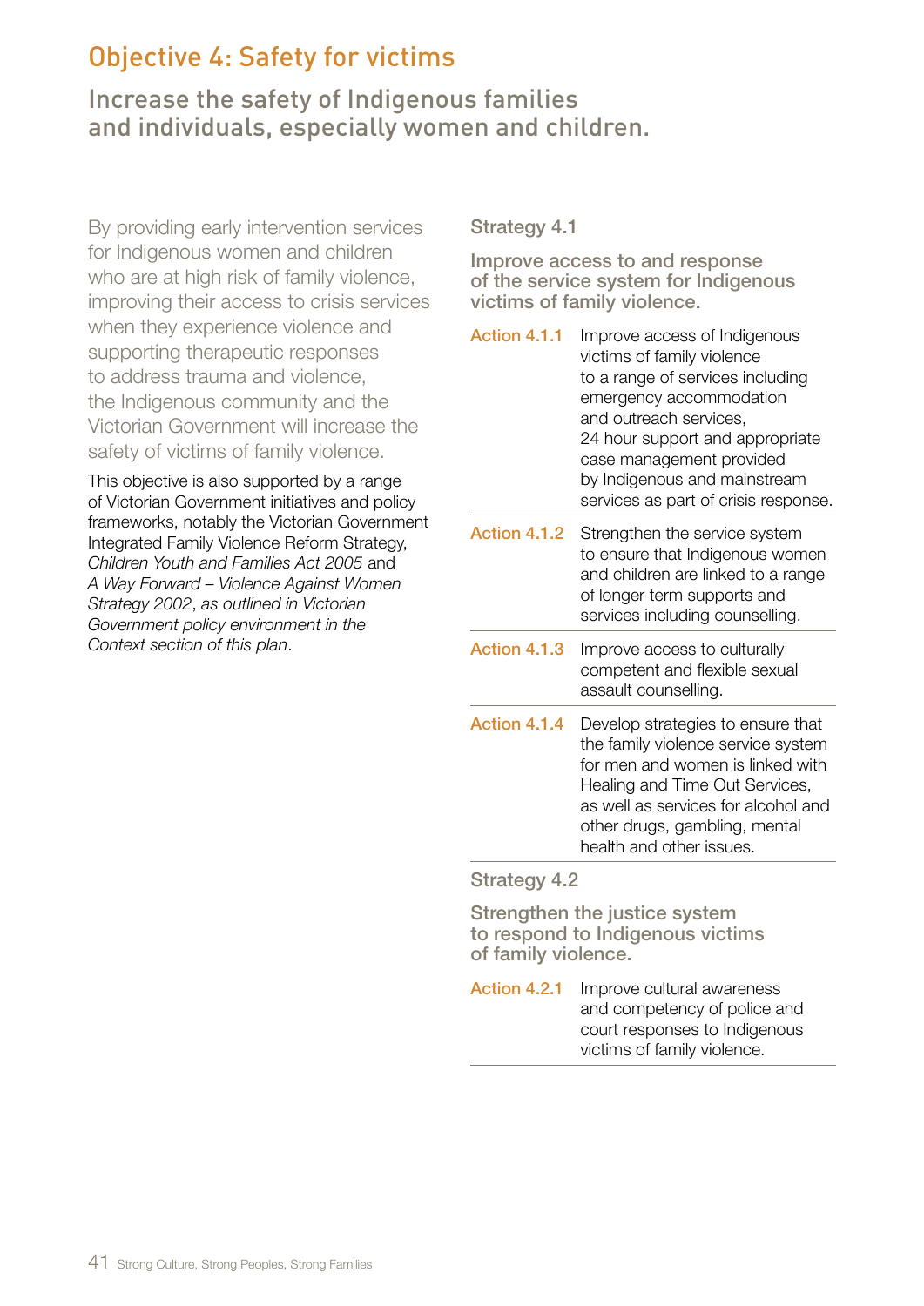# Objective 4: Safety for victims

## Increase the safety of Indigenous families and individuals, especially women and children.

By providing early intervention services for Indigenous women and children who are at high risk of family violence, improving their access to crisis services when they experience violence and supporting therapeutic responses to address trauma and violence, the Indigenous community and the Victorian Government will increase the safety of victims of family violence.

This objective is also supported by a range of Victorian Government initiatives and policy frameworks, notably the Victorian Government Integrated Family Violence Reform Strategy, *Children Youth and Families Act 2005* and *A Way Forward – Violence Against Women Strategy 2002*, *as outlined in Victorian Government policy environment in the Context section of this plan*.

### Strategy 4.1

**Improve access to and response of the service system for Indigenous victims of family violence.**

| | |
|---|---|
| Action 4.1.1 | Improve access of Indigenous victims of family violence to a range of services including emergency accommodation and outreach services, 24 hour support and appropriate case management provided by Indigenous and mainstream services as part of crisis response. |
| Action 4.1.2 | Strengthen the service system to ensure that Indigenous women and children are linked to a range of longer term supports and services including counselling. |
| Action 4.1.3 | Improve access to culturally competent and flexible sexual assault counselling. |
| Action 4.1.4 | Develop strategies to ensure that the family violence service system for men and women is linked with Healing and Time Out Services, as well as services for alcohol and other drugs, gambling, mental health and other issues. |

### Strategy 4.2

**Strengthen the justice system to respond to Indigenous victims of family violence.**

| | |
|---|---|
| Action 4.2.1 | Improve cultural awareness and competency of police and court responses to Indigenous victims of family violence. |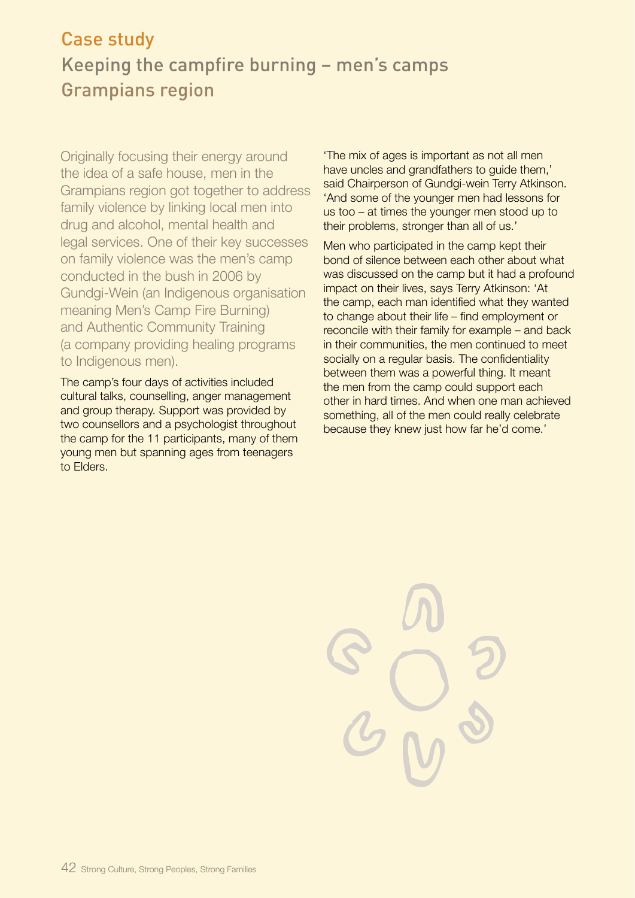## Case study

### Keeping the campfire burning – men's camps Grampians region

Originally focusing their energy around the idea of a safe house, men in the Grampians region got together to address family violence by linking local men into drug and alcohol, mental health and legal services. One of their key successes on family violence was the men's camp conducted in the bush in 2006 by Gundgi-Wein (an Indigenous organisation meaning Men's Camp Fire Burning) and Authentic Community Training (a company providing healing programs to Indigenous men).

The camp's four days of activities included cultural talks, counselling, anger management and group therapy. Support was provided by two counsellors and a psychologist throughout the camp for the 11 participants, many of them young men but spanning ages from teenagers to Elders.

'The mix of ages is important as not all men have uncles and grandfathers to guide them,' said Chairperson of Gundgi-wein Terry Atkinson. 'And some of the younger men had lessons for us too – at times the younger men stood up to their problems, stronger than all of us.'

Men who participated in the camp kept their bond of silence between each other about what was discussed on the camp but it had a profound impact on their lives, says Terry Atkinson: 'At the camp, each man identified what they wanted to change about their life – find employment or reconcile with their family for example – and back in their communities, the men continued to meet socially on a regular basis. The confidentiality between them was a powerful thing. It meant the men from the camp could support each other in hard times. And when one man achieved something, all of the men could really celebrate because they knew just how far he'd come.'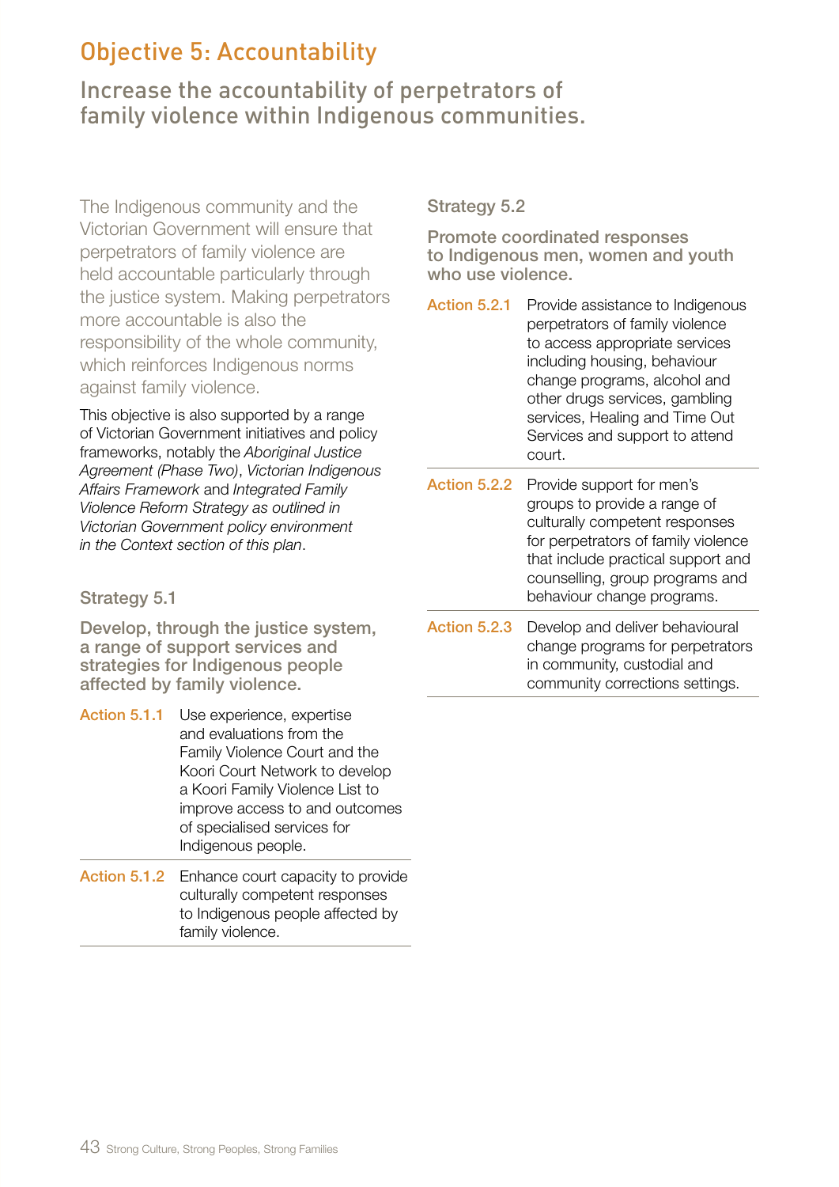# Objective 5: Accountability

## Increase the accountability of perpetrators of family violence within Indigenous communities.

The Indigenous community and the Victorian Government will ensure that perpetrators of family violence are held accountable particularly through the justice system. Making perpetrators more accountable is also the responsibility of the whole community, which reinforces Indigenous norms against family violence.

This objective is also supported by a range of Victorian Government initiatives and policy frameworks, notably the *Aboriginal Justice Agreement (Phase Two)*, *Victorian Indigenous Affairs Framework* and *Integrated Family Violence Reform Strategy as outlined in Victorian Government policy environment in the Context section of this plan*.

### Strategy 5.1

**Develop, through the justice system, a range of support services and strategies for Indigenous people affected by family violence.**

| | |
|---|---|
| Action 5.1.1 | Use experience, expertise and evaluations from the Family Violence Court and the Koori Court Network to develop a Koori Family Violence List to improve access to and outcomes of specialised services for Indigenous people. |
| Action 5.1.2 | Enhance court capacity to provide culturally competent responses to Indigenous people affected by family violence. |

### Strategy 5.2

**Promote coordinated responses to Indigenous men, women and youth who use violence.**

| | |
|---|---|
| Action 5.2.1 | Provide assistance to Indigenous perpetrators of family violence to access appropriate services including housing, behaviour change programs, alcohol and other drugs services, gambling services, Healing and Time Out Services and support to attend court. |
| Action 5.2.2 | Provide support for men's groups to provide a range of culturally competent responses for perpetrators of family violence that include practical support and counselling, group programs and behaviour change programs. |
| Action 5.2.3 | Develop and deliver behavioural change programs for perpetrators in community, custodial and community corrections settings. |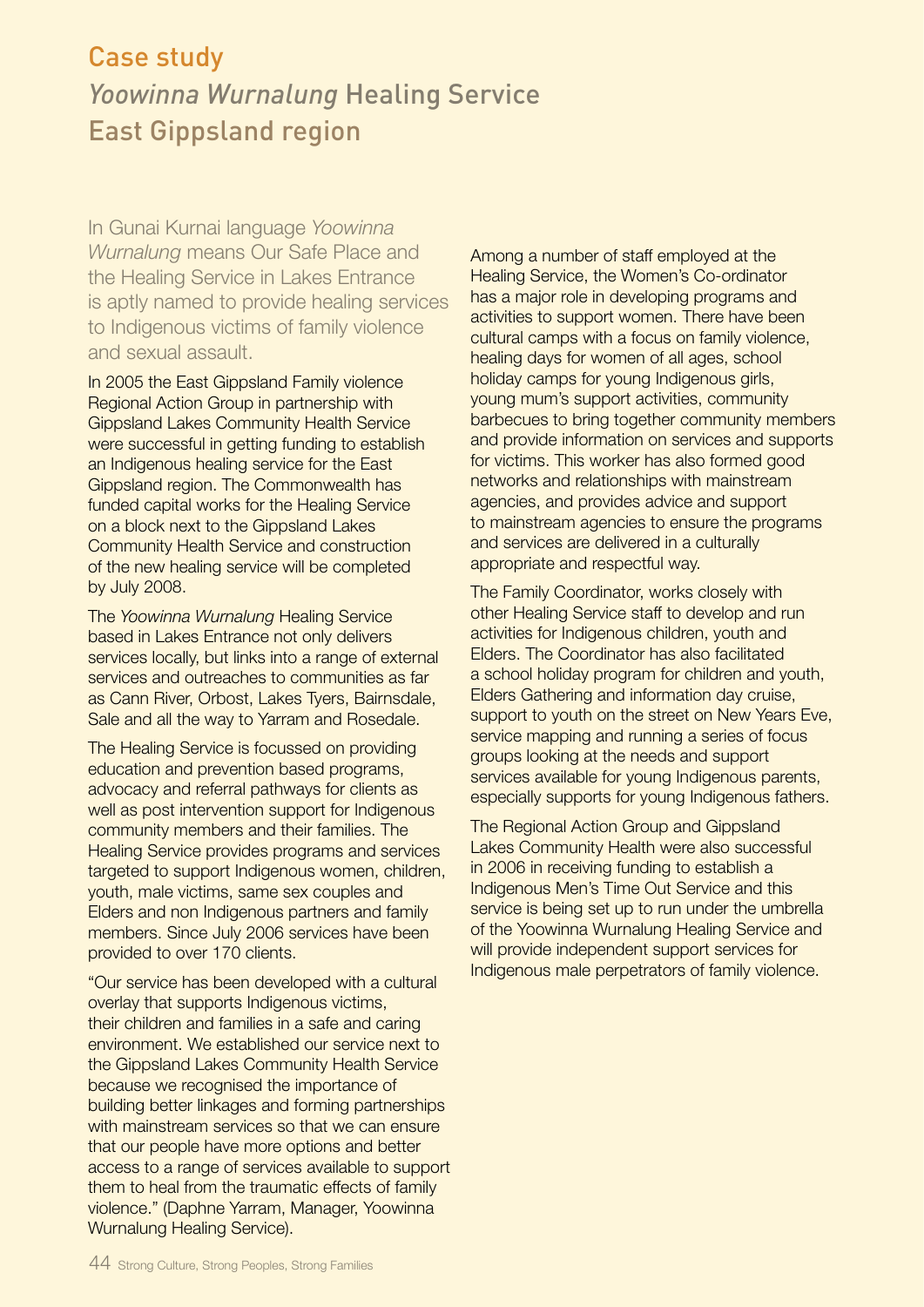# Case study

## *Yoowinna Wurnalung* Healing Service East Gippsland region

In Gunai Kurnai language *Yoowinna Wurnalung* means Our Safe Place and the Healing Service in Lakes Entrance is aptly named to provide healing services to Indigenous victims of family violence and sexual assault.

In 2005 the East Gippsland Family violence Regional Action Group in partnership with Gippsland Lakes Community Health Service were successful in getting funding to establish an Indigenous healing service for the East Gippsland region. The Commonwealth has funded capital works for the Healing Service on a block next to the Gippsland Lakes Community Health Service and construction of the new healing service will be completed by July 2008.

The *Yoowinna Wurnalung* Healing Service based in Lakes Entrance not only delivers services locally, but links into a range of external services and outreaches to communities as far as Cann River, Orbost, Lakes Tyers, Bairnsdale, Sale and all the way to Yarram and Rosedale.

The Healing Service is focussed on providing education and prevention based programs, advocacy and referral pathways for clients as well as post intervention support for Indigenous community members and their families. The Healing Service provides programs and services targeted to support Indigenous women, children, youth, male victims, same sex couples and Elders and non Indigenous partners and family members. Since July 2006 services have been provided to over 170 clients.

"Our service has been developed with a cultural overlay that supports Indigenous victims, their children and families in a safe and caring environment. We established our service next to the Gippsland Lakes Community Health Service because we recognised the importance of building better linkages and forming partnerships with mainstream services so that we can ensure that our people have more options and better access to a range of services available to support them to heal from the traumatic effects of family violence." (Daphne Yarram, Manager, Yoowinna Wurnalung Healing Service).

Among a number of staff employed at the Healing Service, the Women's Co-ordinator has a major role in developing programs and activities to support women. There have been cultural camps with a focus on family violence, healing days for women of all ages, school holiday camps for young Indigenous girls, young mum's support activities, community barbecues to bring together community members and provide information on services and supports for victims. This worker has also formed good networks and relationships with mainstream agencies, and provides advice and support to mainstream agencies to ensure the programs and services are delivered in a culturally appropriate and respectful way.

The Family Coordinator, works closely with other Healing Service staff to develop and run activities for Indigenous children, youth and Elders. The Coordinator has also facilitated a school holiday program for children and youth, Elders Gathering and information day cruise, support to youth on the street on New Years Eve, service mapping and running a series of focus groups looking at the needs and support services available for young Indigenous parents, especially supports for young Indigenous fathers.

The Regional Action Group and Gippsland Lakes Community Health were also successful in 2006 in receiving funding to establish a Indigenous Men's Time Out Service and this service is being set up to run under the umbrella of the Yoowinna Wurnalung Healing Service and will provide independent support services for Indigenous male perpetrators of family violence.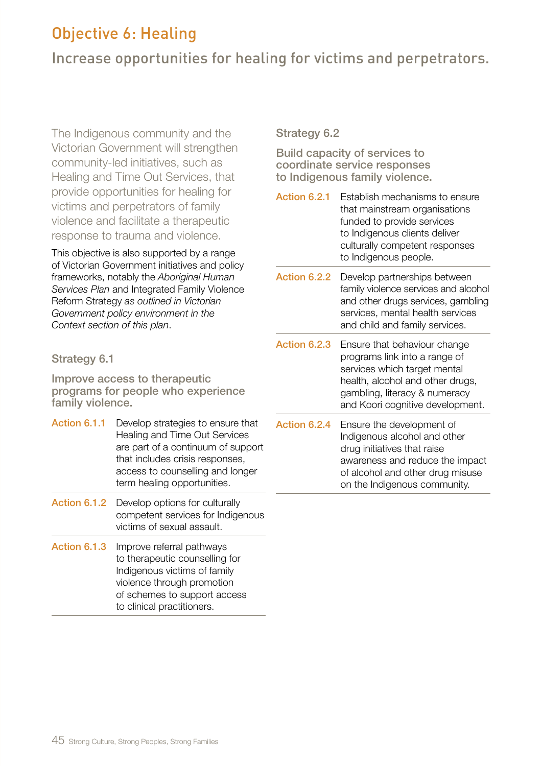# Objective 6: Healing

## Increase opportunities for healing for victims and perpetrators.

The Indigenous community and the Victorian Government will strengthen community-led initiatives, such as Healing and Time Out Services, that provide opportunities for healing for victims and perpetrators of family violence and facilitate a therapeutic response to trauma and violence.

This objective is also supported by a range of Victorian Government initiatives and policy frameworks, notably the *Aboriginal Human Services Plan* and Integrated Family Violence Reform Strategy *as outlined in Victorian Government policy environment in the Context section of this plan*.

### Strategy 6.1

**Improve access to therapeutic programs for people who experience family violence.**

| | |
|---|---|
| Action 6.1.1 | Develop strategies to ensure that Healing and Time Out Services are part of a continuum of support that includes crisis responses, access to counselling and longer term healing opportunities. |
| Action 6.1.2 | Develop options for culturally competent services for Indigenous victims of sexual assault. |
| Action 6.1.3 | Improve referral pathways to therapeutic counselling for Indigenous victims of family violence through promotion of schemes to support access to clinical practitioners. |

### Strategy 6.2

**Build capacity of services to coordinate service responses to Indigenous family violence.**

| | |
|---|---|
| Action 6.2.1 | Establish mechanisms to ensure that mainstream organisations funded to provide services to Indigenous clients deliver culturally competent responses to Indigenous people. |
| Action 6.2.2 | Develop partnerships between family violence services and alcohol and other drugs services, gambling services, mental health services and child and family services. |
| Action 6.2.3 | Ensure that behaviour change programs link into a range of services which target mental health, alcohol and other drugs, gambling, literacy & numeracy and Koori cognitive development. |
| Action 6.2.4 | Ensure the development of Indigenous alcohol and other drug initiatives that raise awareness and reduce the impact of alcohol and other drug misuse on the Indigenous community. |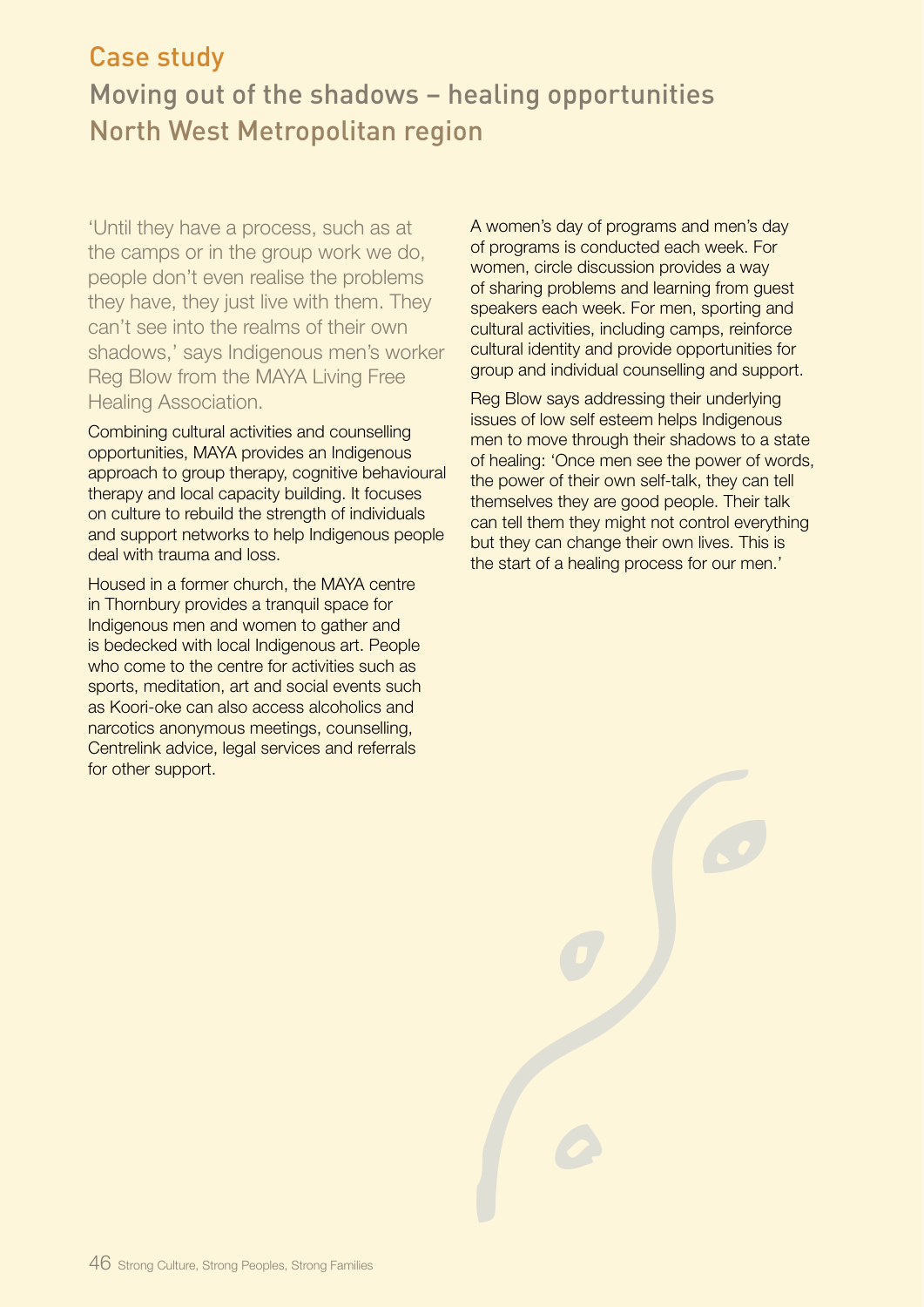## Case study

# Moving out of the shadows – healing opportunities North West Metropolitan region

'Until they have a process, such as at the camps or in the group work we do, people don't even realise the problems they have, they just live with them. They can't see into the realms of their own shadows,' says Indigenous men's worker Reg Blow from the MAYA Living Free Healing Association.

Combining cultural activities and counselling opportunities, MAYA provides an Indigenous approach to group therapy, cognitive behavioural therapy and local capacity building. It focuses on culture to rebuild the strength of individuals and support networks to help Indigenous people deal with trauma and loss.

Housed in a former church, the MAYA centre in Thornbury provides a tranquil space for Indigenous men and women to gather and is bedecked with local Indigenous art. People who come to the centre for activities such as sports, meditation, art and social events such as Koori-oke can also access alcoholics and narcotics anonymous meetings, counselling, Centrelink advice, legal services and referrals for other support.

A women's day of programs and men's day of programs is conducted each week. For women, circle discussion provides a way of sharing problems and learning from guest speakers each week. For men, sporting and cultural activities, including camps, reinforce cultural identity and provide opportunities for group and individual counselling and support.

Reg Blow says addressing their underlying issues of low self esteem helps Indigenous men to move through their shadows to a state of healing: 'Once men see the power of words, the power of their own self-talk, they can tell themselves they are good people. Their talk can tell them they might not control everything but they can change their own lives. This is the start of a healing process for our men.'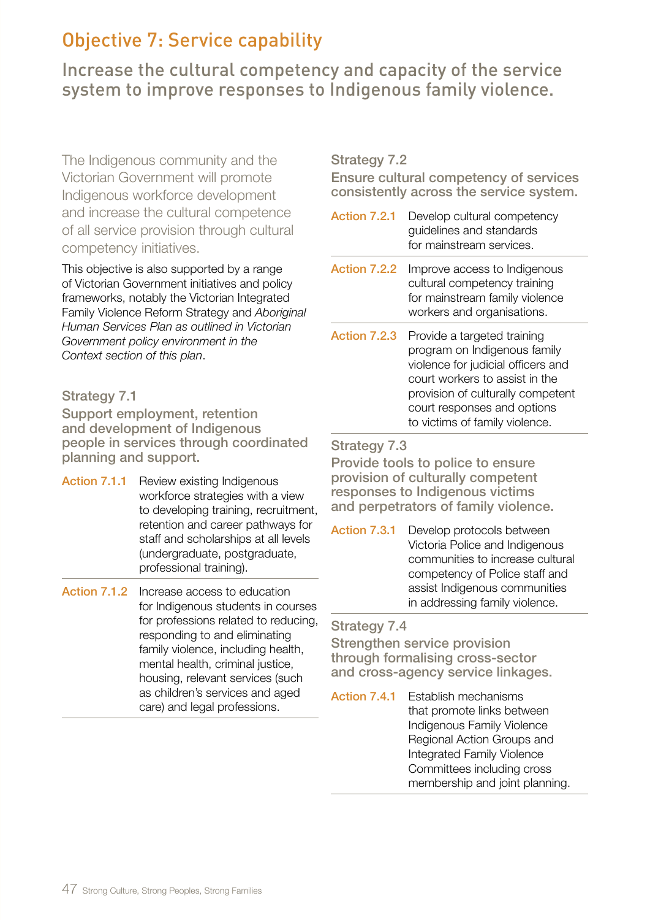# Objective 7: Service capability

## Increase the cultural competency and capacity of the service system to improve responses to Indigenous family violence.

The Indigenous community and the Victorian Government will promote Indigenous workforce development and increase the cultural competence of all service provision through cultural competency initiatives.

This objective is also supported by a range of Victorian Government initiatives and policy frameworks, notably the Victorian Integrated Family Violence Reform Strategy and *Aboriginal Human Services Plan as outlined in Victorian Government policy environment in the Context section of this plan*.

### Strategy 7.1

**Support employment, retention and development of Indigenous people in services through coordinated planning and support.**

**Action 7.1.1** Review existing Indigenous workforce strategies with a view to developing training, recruitment, retention and career pathways for staff and scholarships at all levels (undergraduate, postgraduate, professional training).

**Action 7.1.2** Increase access to education for Indigenous students in courses for professions related to reducing, responding to and eliminating family violence, including health, mental health, criminal justice, housing, relevant services (such as children's services and aged care) and legal professions.

### Strategy 7.2

**Ensure cultural competency of services consistently across the service system.**

**Action 7.2.1** Develop cultural competency guidelines and standards for mainstream services.

**Action 7.2.2** Improve access to Indigenous cultural competency training for mainstream family violence workers and organisations.

**Action 7.2.3** Provide a targeted training program on Indigenous family violence for judicial officers and court workers to assist in the provision of culturally competent court responses and options to victims of family violence.

### Strategy 7.3

**Provide tools to police to ensure provision of culturally competent responses to Indigenous victims and perpetrators of family violence.**

**Action 7.3.1** Develop protocols between Victoria Police and Indigenous communities to increase cultural competency of Police staff and assist Indigenous communities in addressing family violence.

### Strategy 7.4

**Strengthen service provision through formalising cross-sector and cross-agency service linkages.**

**Action 7.4.1** Establish mechanisms that promote links between Indigenous Family Violence Regional Action Groups and Integrated Family Violence Committees including cross membership and joint planning.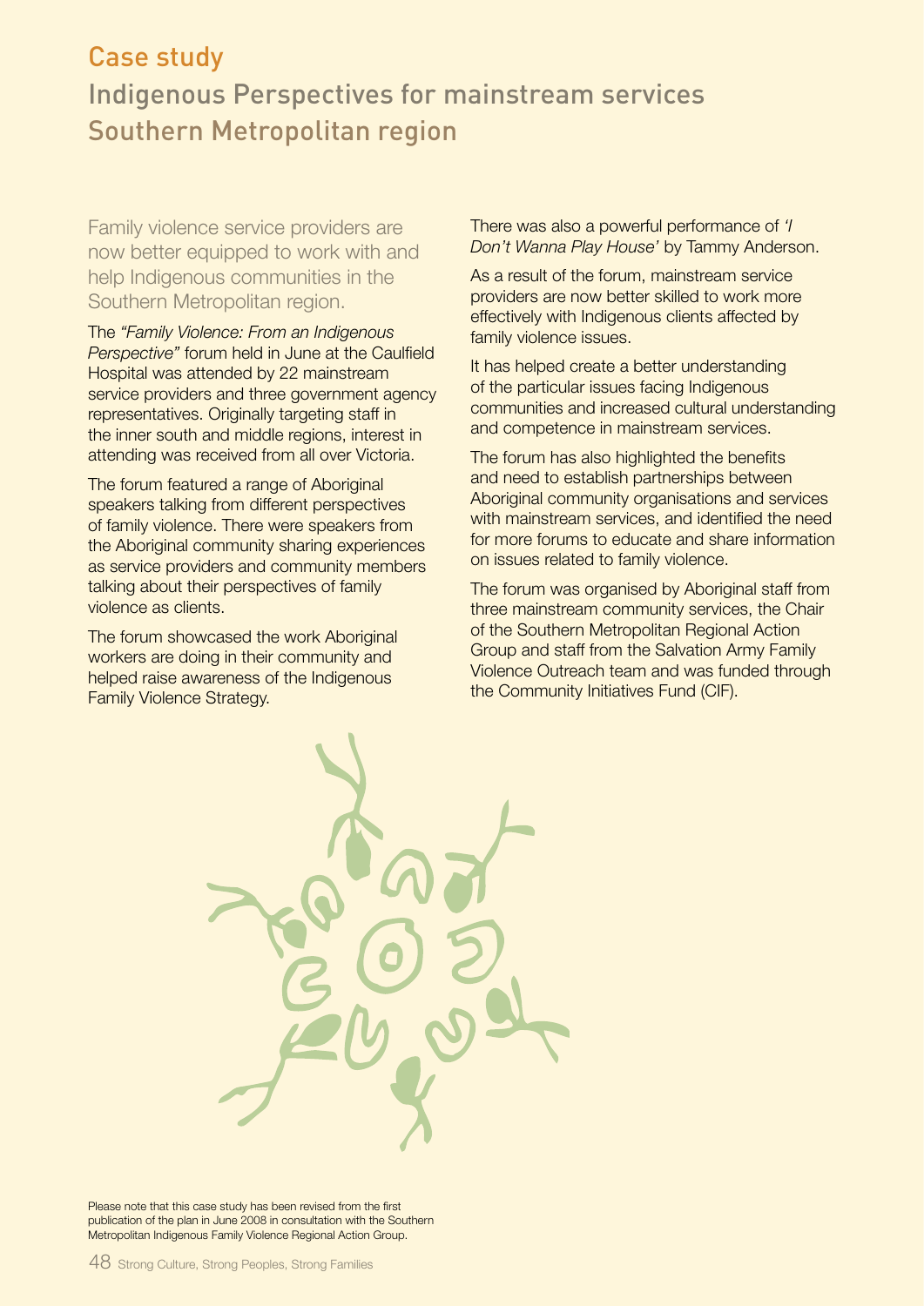## Case study

# Indigenous Perspectives for mainstream services Southern Metropolitan region

Family violence service providers are now better equipped to work with and help Indigenous communities in the Southern Metropolitan region.

The *"Family Violence: From an Indigenous Perspective"* forum held in June at the Caulfield Hospital was attended by 22 mainstream service providers and three government agency representatives. Originally targeting staff in the inner south and middle regions, interest in attending was received from all over Victoria.

The forum featured a range of Aboriginal speakers talking from different perspectives of family violence. There were speakers from the Aboriginal community sharing experiences as service providers and community members talking about their perspectives of family violence as clients.

The forum showcased the work Aboriginal workers are doing in their community and helped raise awareness of the Indigenous Family Violence Strategy.

There was also a powerful performance of *'I Don't Wanna Play House'* by Tammy Anderson.

As a result of the forum, mainstream service providers are now better skilled to work more effectively with Indigenous clients affected by family violence issues.

It has helped create a better understanding of the particular issues facing Indigenous communities and increased cultural understanding and competence in mainstream services.

The forum has also highlighted the benefits and need to establish partnerships between Aboriginal community organisations and services with mainstream services, and identified the need for more forums to educate and share information on issues related to family violence.

The forum was organised by Aboriginal staff from three mainstream community services, the Chair of the Southern Metropolitan Regional Action Group and staff from the Salvation Army Family Violence Outreach team and was funded through the Community Initiatives Fund (CIF).

Please note that this case study has been revised from the first publication of the plan in June 2008 in consultation with the Southern Metropolitan Indigenous Family Violence Regional Action Group.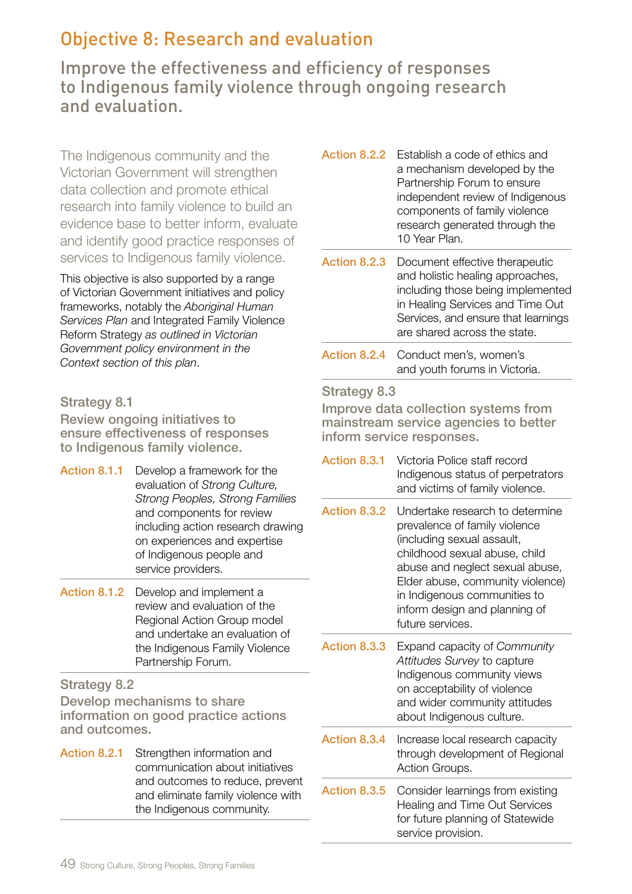# Objective 8: Research and evaluation

## Improve the effectiveness and efficiency of responses to Indigenous family violence through ongoing research and evaluation.

The Indigenous community and the Victorian Government will strengthen data collection and promote ethical research into family violence to build an evidence base to better inform, evaluate and identify good practice responses of services to Indigenous family violence.

This objective is also supported by a range of Victorian Government initiatives and policy frameworks, notably the *Aboriginal Human Services Plan* and Integrated Family Violence Reform Strategy *as outlined in Victorian Government policy environment in the Context section of this plan*.

### Strategy 8.1

**Review ongoing initiatives to ensure effectiveness of responses to Indigenous family violence.**

| | |
|---|---|
| Action 8.1.1 | Develop a framework for the evaluation of *Strong Culture, Strong Peoples, Strong Families* and components for review including action research drawing on experiences and expertise of Indigenous people and service providers. |
| Action 8.1.2 | Develop and implement a review and evaluation of the Regional Action Group model and undertake an evaluation of the Indigenous Family Violence Partnership Forum. |

### Strategy 8.2

**Develop mechanisms to share information on good practice actions and outcomes.**

| | |
|---|---|
| Action 8.2.1 | Strengthen information and communication about initiatives and outcomes to reduce, prevent and eliminate family violence with the Indigenous community. |
| Action 8.2.2 | Establish a code of ethics and a mechanism developed by the Partnership Forum to ensure independent review of Indigenous components of family violence research generated through the 10 Year Plan. |
| Action 8.2.3 | Document effective therapeutic and holistic healing approaches, including those being implemented in Healing Services and Time Out Services, and ensure that learnings are shared across the state. |
| Action 8.2.4 | Conduct men's, women's and youth forums in Victoria. |

### Strategy 8.3

**Improve data collection systems from mainstream service agencies to better inform service responses.**

| | |
|---|---|
| Action 8.3.1 | Victoria Police staff record Indigenous status of perpetrators and victims of family violence. |
| Action 8.3.2 | Undertake research to determine prevalence of family violence (including sexual assault, childhood sexual abuse, child abuse and neglect sexual abuse, Elder abuse, community violence) in Indigenous communities to inform design and planning of future services. |
| Action 8.3.3 | Expand capacity of *Community Attitudes Survey* to capture Indigenous community views on acceptability of violence and wider community attitudes about Indigenous culture. |
| Action 8.3.4 | Increase local research capacity through development of Regional Action Groups. |
| Action 8.3.5 | Consider learnings from existing Healing and Time Out Services for future planning of Statewide service provision. |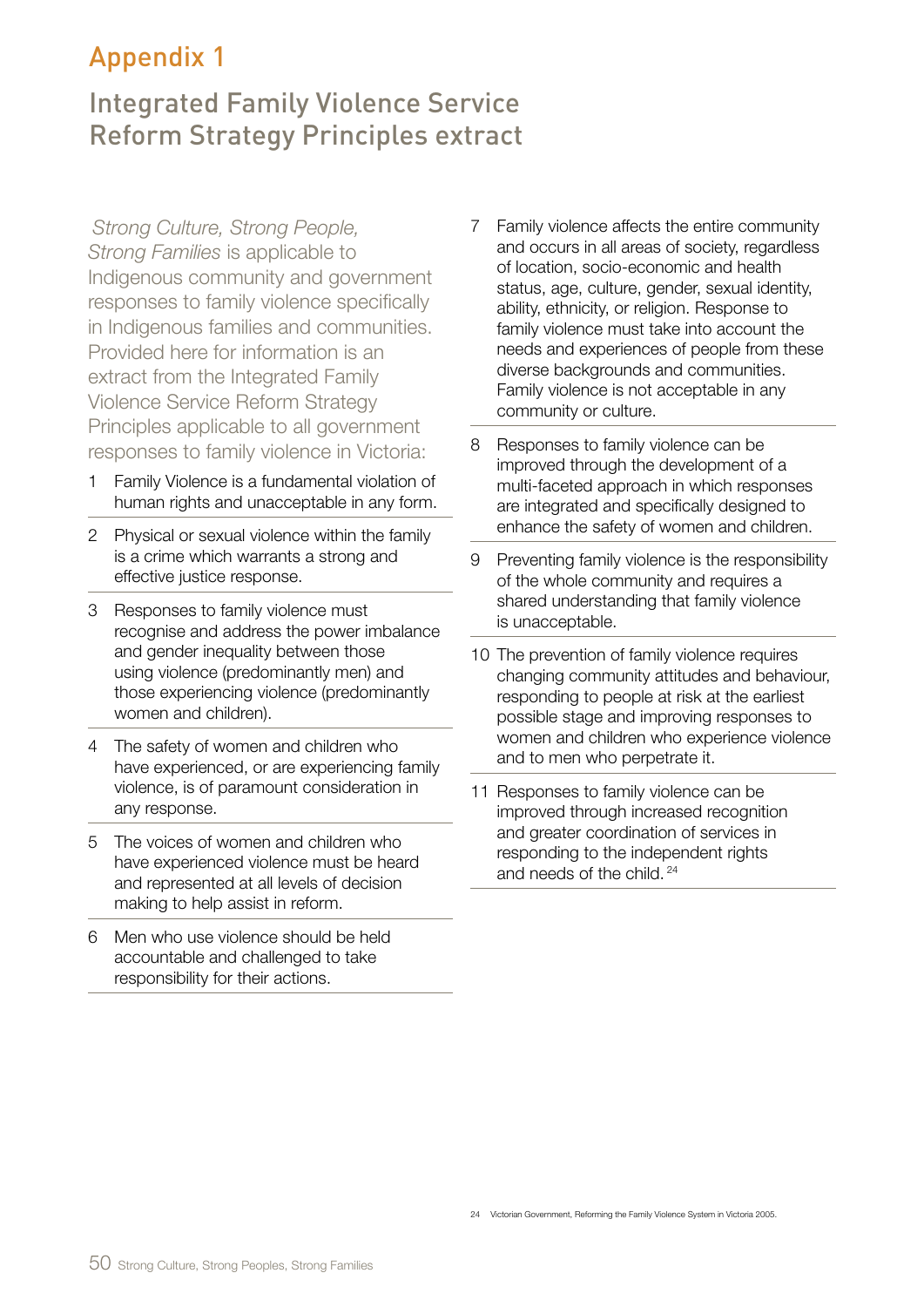# Appendix 1

## Integrated Family Violence Service Reform Strategy Principles extract

*Strong Culture, Strong People, Strong Families* is applicable to Indigenous community and government responses to family violence specifically in Indigenous families and communities. Provided here for information is an extract from the Integrated Family Violence Service Reform Strategy Principles applicable to all government responses to family violence in Victoria:

1. Family Violence is a fundamental violation of human rights and unacceptable in any form.
2. Physical or sexual violence within the family is a crime which warrants a strong and effective justice response.
3. Responses to family violence must recognise and address the power imbalance and gender inequality between those using violence (predominantly men) and those experiencing violence (predominantly women and children).
4. The safety of women and children who have experienced, or are experiencing family violence, is of paramount consideration in any response.
5. The voices of women and children who have experienced violence must be heard and represented at all levels of decision making to help assist in reform.
6. Men who use violence should be held accountable and challenged to take responsibility for their actions.
7. Family violence affects the entire community and occurs in all areas of society, regardless of location, socio-economic and health status, age, culture, gender, sexual identity, ability, ethnicity, or religion. Response to family violence must take into account the needs and experiences of people from these diverse backgrounds and communities. Family violence is not acceptable in any community or culture.
8. Responses to family violence can be improved through the development of a multi-faceted approach in which responses are integrated and specifically designed to enhance the safety of women and children.
9. Preventing family violence is the responsibility of the whole community and requires a shared understanding that family violence is unacceptable.
10. The prevention of family violence requires changing community attitudes and behaviour, responding to people at risk at the earliest possible stage and improving responses to women and children who experience violence and to men who perpetrate it.
11. Responses to family violence can be improved through increased recognition and greater coordination of services in responding to the independent rights and needs of the child.[24]

24 Victorian Government, Reforming the Family Violence System in Victoria 2005.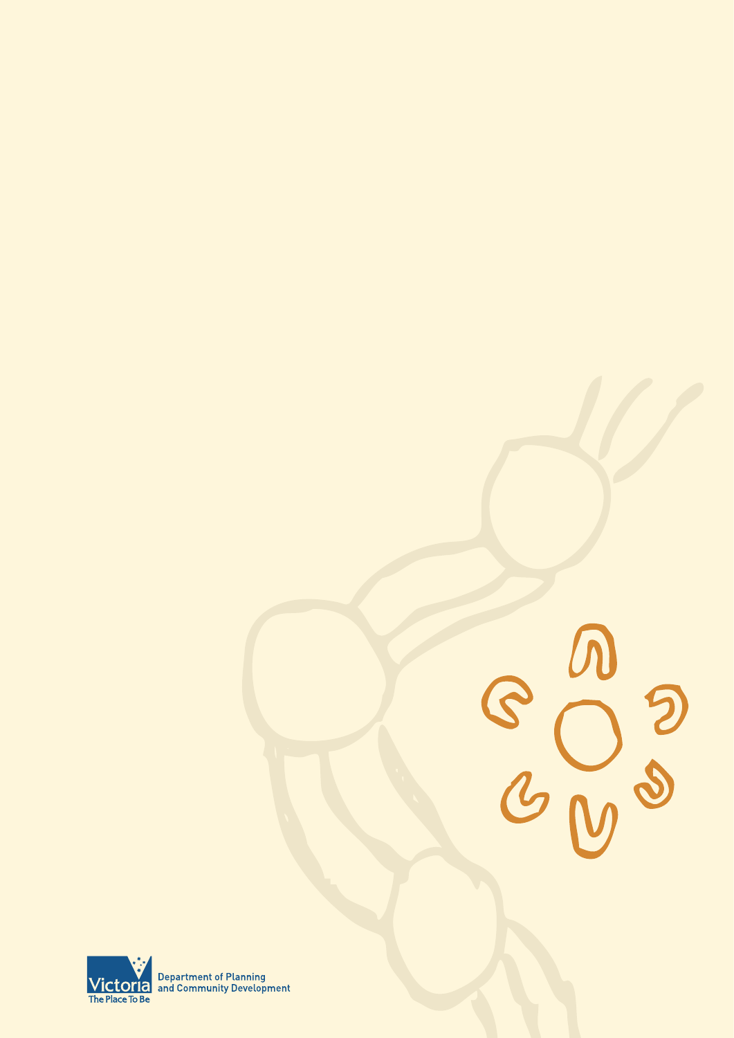Victoria
The Place To Be

Department of Planning
and Community Development